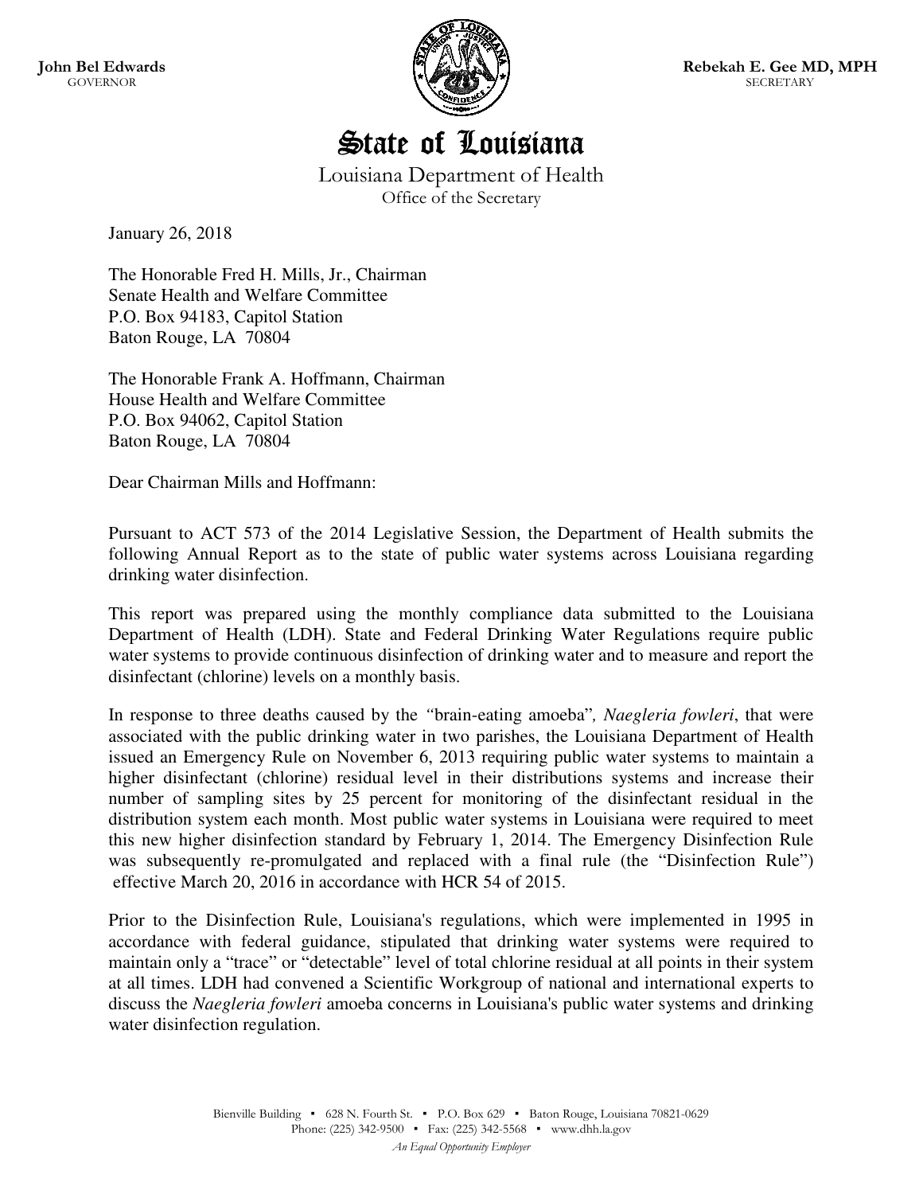**John Bel Edwards**
GOVERNOR

**Rebekah E. Gee MD, MPH**
SECRETARY

# State of Louisiana

Louisiana Department of Health
Office of the Secretary

January 26, 2018

The Honorable Fred H. Mills, Jr., Chairman
Senate Health and Welfare Committee
P.O. Box 94183, Capitol Station
Baton Rouge, LA 70804

The Honorable Frank A. Hoffmann, Chairman
House Health and Welfare Committee
P.O. Box 94062, Capitol Station
Baton Rouge, LA 70804

Dear Chairman Mills and Hoffmann:

Pursuant to ACT 573 of the 2014 Legislative Session, the Department of Health submits the following Annual Report as to the state of public water systems across Louisiana regarding drinking water disinfection.

This report was prepared using the monthly compliance data submitted to the Louisiana Department of Health (LDH). State and Federal Drinking Water Regulations require public water systems to provide continuous disinfection of drinking water and to measure and report the disinfectant (chlorine) levels on a monthly basis.

In response to three deaths caused by the "brain-eating amoeba", *Naegleria fowleri*, that were associated with the public drinking water in two parishes, the Louisiana Department of Health issued an Emergency Rule on November 6, 2013 requiring public water systems to maintain a higher disinfectant (chlorine) residual level in their distributions systems and increase their number of sampling sites by 25 percent for monitoring of the disinfectant residual in the distribution system each month. Most public water systems in Louisiana were required to meet this new higher disinfection standard by February 1, 2014. The Emergency Disinfection Rule was subsequently re-promulgated and replaced with a final rule (the "Disinfection Rule") effective March 20, 2016 in accordance with HCR 54 of 2015.

Prior to the Disinfection Rule, Louisiana's regulations, which were implemented in 1995 in accordance with federal guidance, stipulated that drinking water systems were required to maintain only a "trace" or "detectable" level of total chlorine residual at all points in their system at all times. LDH had convened a Scientific Workgroup of national and international experts to discuss the *Naegleria fowleri* amoeba concerns in Louisiana's public water systems and drinking water disinfection regulation.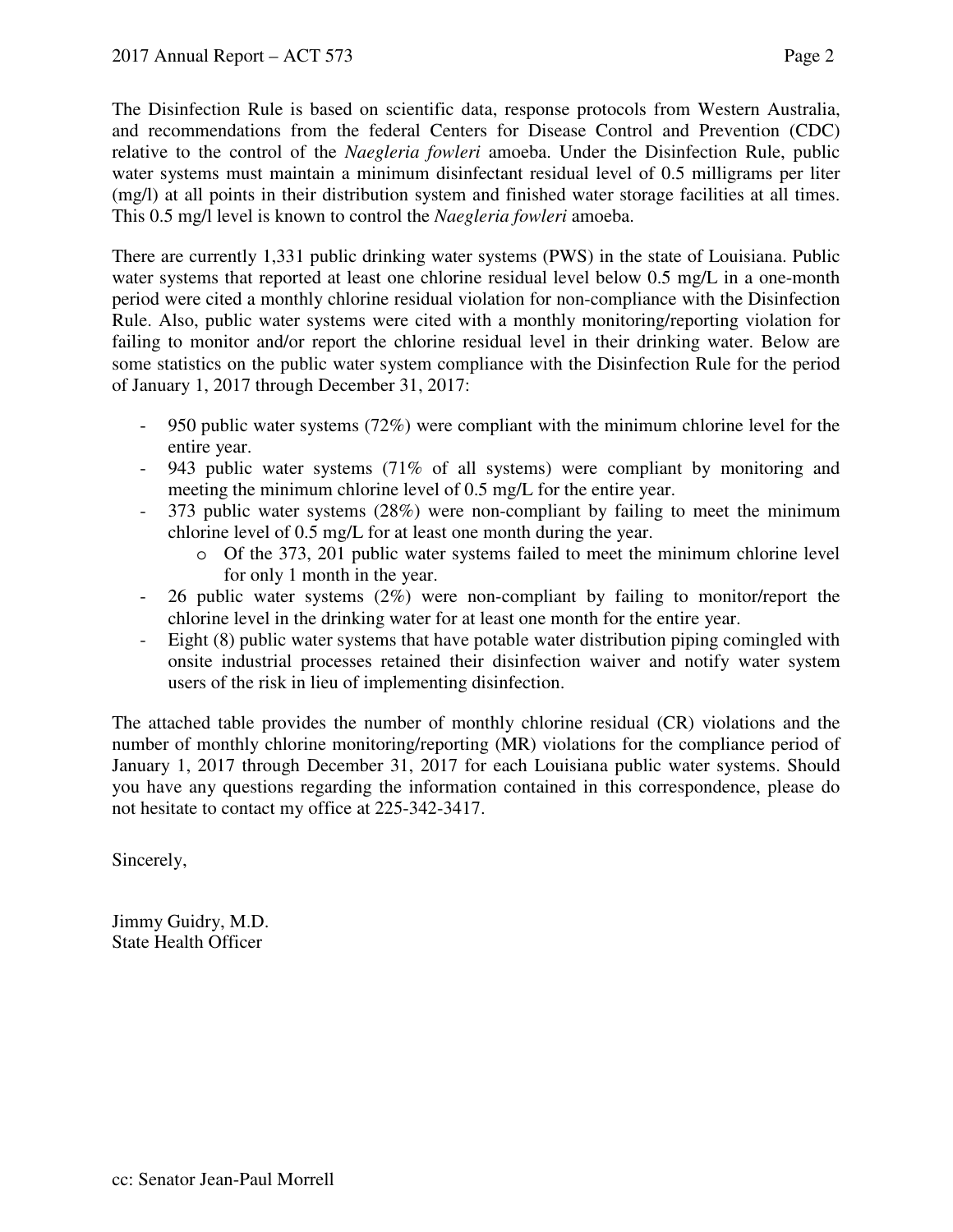The Disinfection Rule is based on scientific data, response protocols from Western Australia, and recommendations from the federal Centers for Disease Control and Prevention (CDC) relative to the control of the *Naegleria fowleri* amoeba. Under the Disinfection Rule, public water systems must maintain a minimum disinfectant residual level of 0.5 milligrams per liter (mg/l) at all points in their distribution system and finished water storage facilities at all times. This 0.5 mg/l level is known to control the *Naegleria fowleri* amoeba.

There are currently 1,331 public drinking water systems (PWS) in the state of Louisiana. Public water systems that reported at least one chlorine residual level below 0.5 mg/L in a one-month period were cited a monthly chlorine residual violation for non-compliance with the Disinfection Rule. Also, public water systems were cited with a monthly monitoring/reporting violation for failing to monitor and/or report the chlorine residual level in their drinking water. Below are some statistics on the public water system compliance with the Disinfection Rule for the period of January 1, 2017 through December 31, 2017:

- 950 public water systems (72%) were compliant with the minimum chlorine level for the entire year.
- 943 public water systems (71% of all systems) were compliant by monitoring and meeting the minimum chlorine level of 0.5 mg/L for the entire year.
- 373 public water systems (28%) were non-compliant by failing to meet the minimum chlorine level of 0.5 mg/L for at least one month during the year.
  - Of the 373, 201 public water systems failed to meet the minimum chlorine level for only 1 month in the year.
- 26 public water systems (2%) were non-compliant by failing to monitor/report the chlorine level in the drinking water for at least one month for the entire year.
- Eight (8) public water systems that have potable water distribution piping comingled with onsite industrial processes retained their disinfection waiver and notify water system users of the risk in lieu of implementing disinfection.

The attached table provides the number of monthly chlorine residual (CR) violations and the number of monthly chlorine monitoring/reporting (MR) violations for the compliance period of January 1, 2017 through December 31, 2017 for each Louisiana public water systems. Should you have any questions regarding the information contained in this correspondence, please do not hesitate to contact my office at 225-342-3417.

Sincerely,

Jimmy Guidry, M.D.
State Health Officer

cc: Senator Jean-Paul Morrell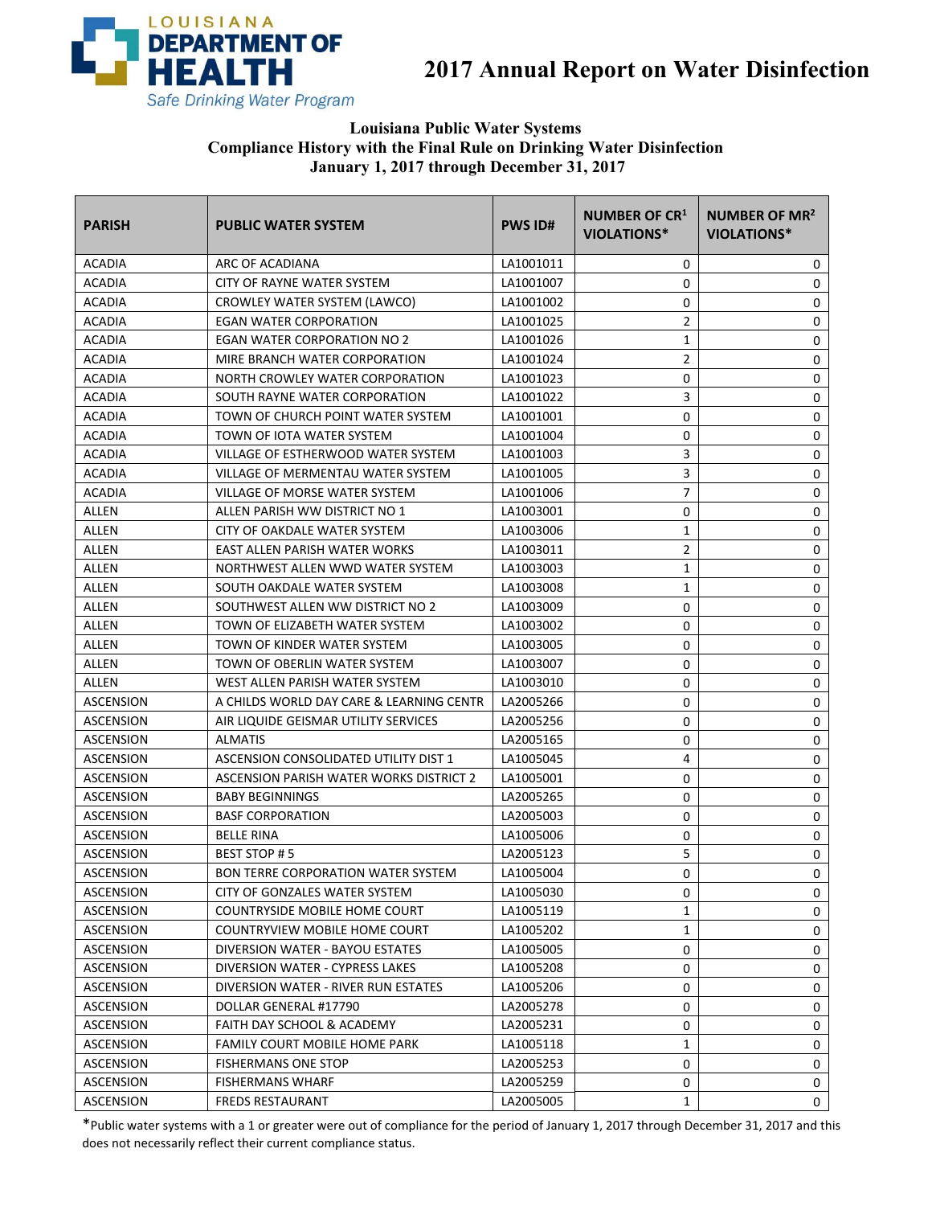# 2017 Annual Report on Water Disinfection

**Louisiana Public Water Systems**
**Compliance History with the Final Rule on Drinking Water Disinfection**
**January 1, 2017 through December 31, 2017**

| PARISH | PUBLIC WATER SYSTEM | PWS ID# | NUMBER OF CR[1] VIOLATIONS* | NUMBER OF MR[2] VIOLATIONS* |
|---|---|---|---|---|
| ACADIA | ARC OF ACADIANA | LA1001011 | 0 | 0 |
| ACADIA | CITY OF RAYNE WATER SYSTEM | LA1001007 | 0 | 0 |
| ACADIA | CROWLEY WATER SYSTEM (LAWCO) | LA1001002 | 0 | 0 |
| ACADIA | EGAN WATER CORPORATION | LA1001025 | 2 | 0 |
| ACADIA | EGAN WATER CORPORATION NO 2 | LA1001026 | 1 | 0 |
| ACADIA | MIRE BRANCH WATER CORPORATION | LA1001024 | 2 | 0 |
| ACADIA | NORTH CROWLEY WATER CORPORATION | LA1001023 | 0 | 0 |
| ACADIA | SOUTH RAYNE WATER CORPORATION | LA1001022 | 3 | 0 |
| ACADIA | TOWN OF CHURCH POINT WATER SYSTEM | LA1001001 | 0 | 0 |
| ACADIA | TOWN OF IOTA WATER SYSTEM | LA1001004 | 0 | 0 |
| ACADIA | VILLAGE OF ESTHERWOOD WATER SYSTEM | LA1001003 | 3 | 0 |
| ACADIA | VILLAGE OF MERMENTAU WATER SYSTEM | LA1001005 | 3 | 0 |
| ACADIA | VILLAGE OF MORSE WATER SYSTEM | LA1001006 | 7 | 0 |
| ALLEN | ALLEN PARISH WW DISTRICT NO 1 | LA1003001 | 0 | 0 |
| ALLEN | CITY OF OAKDALE WATER SYSTEM | LA1003006 | 1 | 0 |
| ALLEN | EAST ALLEN PARISH WATER WORKS | LA1003011 | 2 | 0 |
| ALLEN | NORTHWEST ALLEN WWD WATER SYSTEM | LA1003003 | 1 | 0 |
| ALLEN | SOUTH OAKDALE WATER SYSTEM | LA1003008 | 1 | 0 |
| ALLEN | SOUTHWEST ALLEN WW DISTRICT NO 2 | LA1003009 | 0 | 0 |
| ALLEN | TOWN OF ELIZABETH WATER SYSTEM | LA1003002 | 0 | 0 |
| ALLEN | TOWN OF KINDER WATER SYSTEM | LA1003005 | 0 | 0 |
| ALLEN | TOWN OF OBERLIN WATER SYSTEM | LA1003007 | 0 | 0 |
| ALLEN | WEST ALLEN PARISH WATER SYSTEM | LA1003010 | 0 | 0 |
| ASCENSION | A CHILDS WORLD DAY CARE & LEARNING CENTR | LA2005266 | 0 | 0 |
| ASCENSION | AIR LIQUIDE GEISMAR UTILITY SERVICES | LA2005256 | 0 | 0 |
| ASCENSION | ALMATIS | LA2005165 | 0 | 0 |
| ASCENSION | ASCENSION CONSOLIDATED UTILITY DIST 1 | LA1005045 | 4 | 0 |
| ASCENSION | ASCENSION PARISH WATER WORKS DISTRICT 2 | LA1005001 | 0 | 0 |
| ASCENSION | BABY BEGINNINGS | LA2005265 | 0 | 0 |
| ASCENSION | BASF CORPORATION | LA2005003 | 0 | 0 |
| ASCENSION | BELLE RINA | LA1005006 | 0 | 0 |
| ASCENSION | BEST STOP # 5 | LA2005123 | 5 | 0 |
| ASCENSION | BON TERRE CORPORATION WATER SYSTEM | LA1005004 | 0 | 0 |
| ASCENSION | CITY OF GONZALES WATER SYSTEM | LA1005030 | 0 | 0 |
| ASCENSION | COUNTRYSIDE MOBILE HOME COURT | LA1005119 | 1 | 0 |
| ASCENSION | COUNTRYVIEW MOBILE HOME COURT | LA1005202 | 1 | 0 |
| ASCENSION | DIVERSION WATER - BAYOU ESTATES | LA1005005 | 0 | 0 |
| ASCENSION | DIVERSION WATER - CYPRESS LAKES | LA1005208 | 0 | 0 |
| ASCENSION | DIVERSION WATER - RIVER RUN ESTATES | LA1005206 | 0 | 0 |
| ASCENSION | DOLLAR GENERAL #17790 | LA2005278 | 0 | 0 |
| ASCENSION | FAITH DAY SCHOOL & ACADEMY | LA2005231 | 0 | 0 |
| ASCENSION | FAMILY COURT MOBILE HOME PARK | LA1005118 | 1 | 0 |
| ASCENSION | FISHERMANS ONE STOP | LA2005253 | 0 | 0 |
| ASCENSION | FISHERMANS WHARF | LA2005259 | 0 | 0 |
| ASCENSION | FREDS RESTAURANT | LA2005005 | 1 | 0 |

*Public water systems with a 1 or greater were out of compliance for the period of January 1, 2017 through December 31, 2017 and this does not necessarily reflect their current compliance status.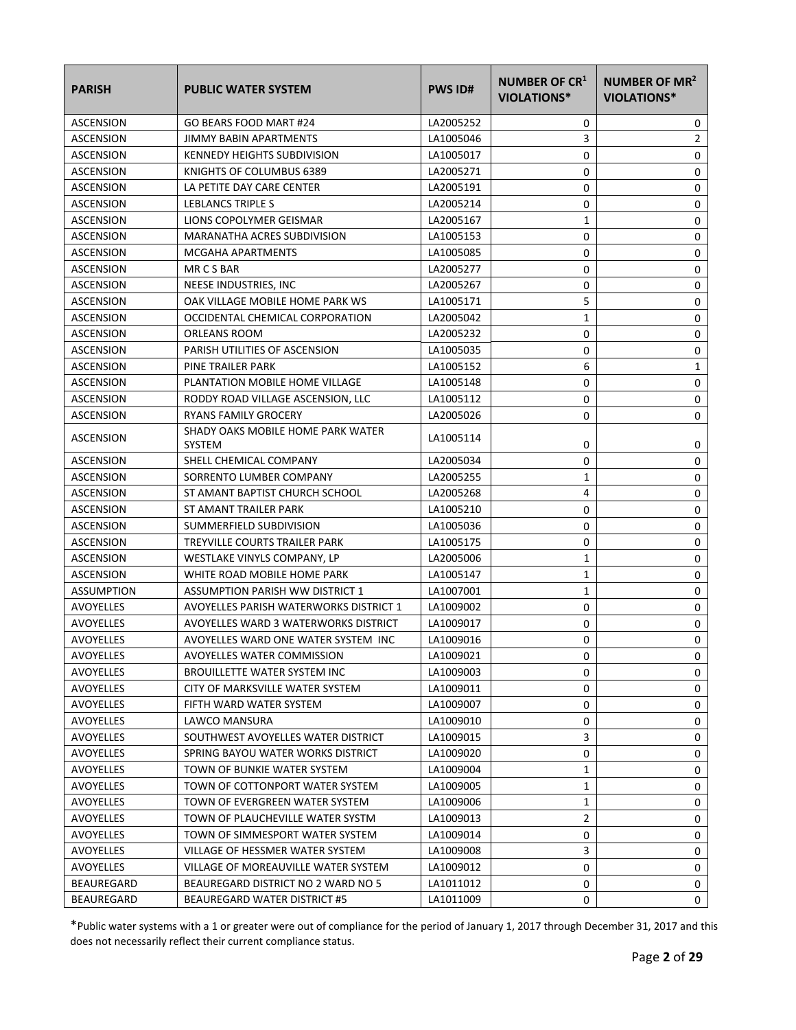| PARISH | PUBLIC WATER SYSTEM | PWS ID# | NUMBER OF CR[1] VIOLATIONS* | NUMBER OF MR[2] VIOLATIONS* |
|---|---|---|---|---|
| ASCENSION | GO BEARS FOOD MART #24 | LA2005252 | 0 | 0 |
| ASCENSION | JIMMY BABIN APARTMENTS | LA1005046 | 3 | 2 |
| ASCENSION | KENNEDY HEIGHTS SUBDIVISION | LA1005017 | 0 | 0 |
| ASCENSION | KNIGHTS OF COLUMBUS 6389 | LA2005271 | 0 | 0 |
| ASCENSION | LA PETITE DAY CARE CENTER | LA2005191 | 0 | 0 |
| ASCENSION | LEBLANCS TRIPLE S | LA2005214 | 0 | 0 |
| ASCENSION | LIONS COPOLYMER GEISMAR | LA2005167 | 1 | 0 |
| ASCENSION | MARANATHA ACRES SUBDIVISION | LA1005153 | 0 | 0 |
| ASCENSION | MCGAHA APARTMENTS | LA1005085 | 0 | 0 |
| ASCENSION | MR C S BAR | LA2005277 | 0 | 0 |
| ASCENSION | NEESE INDUSTRIES, INC | LA2005267 | 0 | 0 |
| ASCENSION | OAK VILLAGE MOBILE HOME PARK WS | LA1005171 | 5 | 0 |
| ASCENSION | OCCIDENTAL CHEMICAL CORPORATION | LA2005042 | 1 | 0 |
| ASCENSION | ORLEANS ROOM | LA2005232 | 0 | 0 |
| ASCENSION | PARISH UTILITIES OF ASCENSION | LA1005035 | 0 | 0 |
| ASCENSION | PINE TRAILER PARK | LA1005152 | 6 | 1 |
| ASCENSION | PLANTATION MOBILE HOME VILLAGE | LA1005148 | 0 | 0 |
| ASCENSION | RODDY ROAD VILLAGE ASCENSION, LLC | LA1005112 | 0 | 0 |
| ASCENSION | RYANS FAMILY GROCERY | LA2005026 | 0 | 0 |
| ASCENSION | SHADY OAKS MOBILE HOME PARK WATER SYSTEM | LA1005114 | 0 | 0 |
| ASCENSION | SHELL CHEMICAL COMPANY | LA2005034 | 0 | 0 |
| ASCENSION | SORRENTO LUMBER COMPANY | LA2005255 | 1 | 0 |
| ASCENSION | ST AMANT BAPTIST CHURCH SCHOOL | LA2005268 | 4 | 0 |
| ASCENSION | ST AMANT TRAILER PARK | LA1005210 | 0 | 0 |
| ASCENSION | SUMMERFIELD SUBDIVISION | LA1005036 | 0 | 0 |
| ASCENSION | TREYVILLE COURTS TRAILER PARK | LA1005175 | 0 | 0 |
| ASCENSION | WESTLAKE VINYLS COMPANY, LP | LA2005006 | 1 | 0 |
| ASCENSION | WHITE ROAD MOBILE HOME PARK | LA1005147 | 1 | 0 |
| ASSUMPTION | ASSUMPTION PARISH WW DISTRICT 1 | LA1007001 | 1 | 0 |
| AVOYELLES | AVOYELLES PARISH WATERWORKS DISTRICT 1 | LA1009002 | 0 | 0 |
| AVOYELLES | AVOYELLES WARD 3 WATERWORKS DISTRICT | LA1009017 | 0 | 0 |
| AVOYELLES | AVOYELLES WARD ONE WATER SYSTEM INC | LA1009016 | 0 | 0 |
| AVOYELLES | AVOYELLES WATER COMMISSION | LA1009021 | 0 | 0 |
| AVOYELLES | BROUILLETTE WATER SYSTEM INC | LA1009003 | 0 | 0 |
| AVOYELLES | CITY OF MARKSVILLE WATER SYSTEM | LA1009011 | 0 | 0 |
| AVOYELLES | FIFTH WARD WATER SYSTEM | LA1009007 | 0 | 0 |
| AVOYELLES | LAWCO MANSURA | LA1009010 | 0 | 0 |
| AVOYELLES | SOUTHWEST AVOYELLES WATER DISTRICT | LA1009015 | 3 | 0 |
| AVOYELLES | SPRING BAYOU WATER WORKS DISTRICT | LA1009020 | 0 | 0 |
| AVOYELLES | TOWN OF BUNKIE WATER SYSTEM | LA1009004 | 1 | 0 |
| AVOYELLES | TOWN OF COTTONPORT WATER SYSTEM | LA1009005 | 1 | 0 |
| AVOYELLES | TOWN OF EVERGREEN WATER SYSTEM | LA1009006 | 1 | 0 |
| AVOYELLES | TOWN OF PLAUCHEVILLE WATER SYSTM | LA1009013 | 2 | 0 |
| AVOYELLES | TOWN OF SIMMESPORT WATER SYSTEM | LA1009014 | 0 | 0 |
| AVOYELLES | VILLAGE OF HESSMER WATER SYSTEM | LA1009008 | 3 | 0 |
| AVOYELLES | VILLAGE OF MOREAUVILLE WATER SYSTEM | LA1009012 | 0 | 0 |
| BEAUREGARD | BEAUREGARD DISTRICT NO 2 WARD NO 5 | LA1011012 | 0 | 0 |
| BEAUREGARD | BEAUREGARD WATER DISTRICT #5 | LA1011009 | 0 | 0 |

*Public water systems with a 1 or greater were out of compliance for the period of January 1, 2017 through December 31, 2017 and this does not necessarily reflect their current compliance status.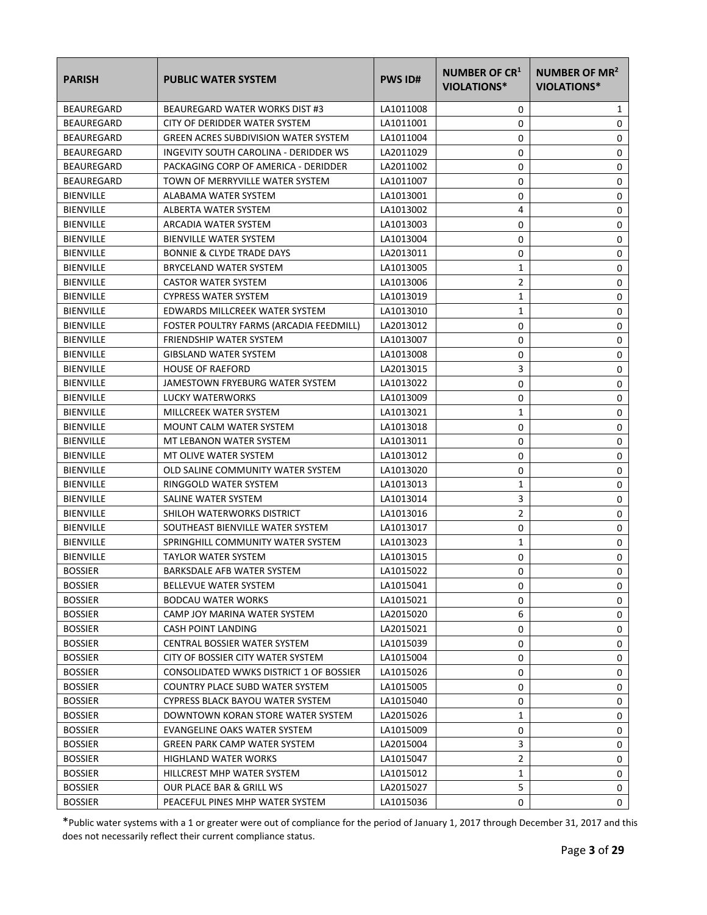| PARISH | PUBLIC WATER SYSTEM | PWS ID# | NUMBER OF CR[1] VIOLATIONS* | NUMBER OF MR[2] VIOLATIONS* |
|---|---|---|---|---|
| BEAUREGARD | BEAUREGARD WATER WORKS DIST #3 | LA1011008 | 0 | 1 |
| BEAUREGARD | CITY OF DERIDDER WATER SYSTEM | LA1011001 | 0 | 0 |
| BEAUREGARD | GREEN ACRES SUBDIVISION WATER SYSTEM | LA1011004 | 0 | 0 |
| BEAUREGARD | INGEVITY SOUTH CAROLINA - DERIDDER WS | LA2011029 | 0 | 0 |
| BEAUREGARD | PACKAGING CORP OF AMERICA - DERIDDER | LA2011002 | 0 | 0 |
| BEAUREGARD | TOWN OF MERRYVILLE WATER SYSTEM | LA1011007 | 0 | 0 |
| BIENVILLE | ALABAMA WATER SYSTEM | LA1013001 | 0 | 0 |
| BIENVILLE | ALBERTA WATER SYSTEM | LA1013002 | 4 | 0 |
| BIENVILLE | ARCADIA WATER SYSTEM | LA1013003 | 0 | 0 |
| BIENVILLE | BIENVILLE WATER SYSTEM | LA1013004 | 0 | 0 |
| BIENVILLE | BONNIE & CLYDE TRADE DAYS | LA2013011 | 0 | 0 |
| BIENVILLE | BRYCELAND WATER SYSTEM | LA1013005 | 1 | 0 |
| BIENVILLE | CASTOR WATER SYSTEM | LA1013006 | 2 | 0 |
| BIENVILLE | CYPRESS WATER SYSTEM | LA1013019 | 1 | 0 |
| BIENVILLE | EDWARDS MILLCREEK WATER SYSTEM | LA1013010 | 1 | 0 |
| BIENVILLE | FOSTER POULTRY FARMS (ARCADIA FEEDMILL) | LA2013012 | 0 | 0 |
| BIENVILLE | FRIENDSHIP WATER SYSTEM | LA1013007 | 0 | 0 |
| BIENVILLE | GIBSLAND WATER SYSTEM | LA1013008 | 0 | 0 |
| BIENVILLE | HOUSE OF RAEFORD | LA2013015 | 3 | 0 |
| BIENVILLE | JAMESTOWN FRYEBURG WATER SYSTEM | LA1013022 | 0 | 0 |
| BIENVILLE | LUCKY WATERWORKS | LA1013009 | 0 | 0 |
| BIENVILLE | MILLCREEK WATER SYSTEM | LA1013021 | 1 | 0 |
| BIENVILLE | MOUNT CALM WATER SYSTEM | LA1013018 | 0 | 0 |
| BIENVILLE | MT LEBANON WATER SYSTEM | LA1013011 | 0 | 0 |
| BIENVILLE | MT OLIVE WATER SYSTEM | LA1013012 | 0 | 0 |
| BIENVILLE | OLD SALINE COMMUNITY WATER SYSTEM | LA1013020 | 0 | 0 |
| BIENVILLE | RINGGOLD WATER SYSTEM | LA1013013 | 1 | 0 |
| BIENVILLE | SALINE WATER SYSTEM | LA1013014 | 3 | 0 |
| BIENVILLE | SHILOH WATERWORKS DISTRICT | LA1013016 | 2 | 0 |
| BIENVILLE | SOUTHEAST BIENVILLE WATER SYSTEM | LA1013017 | 0 | 0 |
| BIENVILLE | SPRINGHILL COMMUNITY WATER SYSTEM | LA1013023 | 1 | 0 |
| BIENVILLE | TAYLOR WATER SYSTEM | LA1013015 | 0 | 0 |
| BOSSIER | BARKSDALE AFB WATER SYSTEM | LA1015022 | 0 | 0 |
| BOSSIER | BELLEVUE WATER SYSTEM | LA1015041 | 0 | 0 |
| BOSSIER | BODCAU WATER WORKS | LA1015021 | 0 | 0 |
| BOSSIER | CAMP JOY MARINA WATER SYSTEM | LA2015020 | 6 | 0 |
| BOSSIER | CASH POINT LANDING | LA2015021 | 0 | 0 |
| BOSSIER | CENTRAL BOSSIER WATER SYSTEM | LA1015039 | 0 | 0 |
| BOSSIER | CITY OF BOSSIER CITY WATER SYSTEM | LA1015004 | 0 | 0 |
| BOSSIER | CONSOLIDATED WWKS DISTRICT 1 OF BOSSIER | LA1015026 | 0 | 0 |
| BOSSIER | COUNTRY PLACE SUBD WATER SYSTEM | LA1015005 | 0 | 0 |
| BOSSIER | CYPRESS BLACK BAYOU WATER SYSTEM | LA1015040 | 0 | 0 |
| BOSSIER | DOWNTOWN KORAN STORE WATER SYSTEM | LA2015026 | 1 | 0 |
| BOSSIER | EVANGELINE OAKS WATER SYSTEM | LA1015009 | 0 | 0 |
| BOSSIER | GREEN PARK CAMP WATER SYSTEM | LA2015004 | 3 | 0 |
| BOSSIER | HIGHLAND WATER WORKS | LA1015047 | 2 | 0 |
| BOSSIER | HILLCREST MHP WATER SYSTEM | LA1015012 | 1 | 0 |
| BOSSIER | OUR PLACE BAR & GRILL WS | LA2015027 | 5 | 0 |
| BOSSIER | PEACEFUL PINES MHP WATER SYSTEM | LA1015036 | 0 | 0 |

*Public water systems with a 1 or greater were out of compliance for the period of January 1, 2017 through December 31, 2017 and this does not necessarily reflect their current compliance status.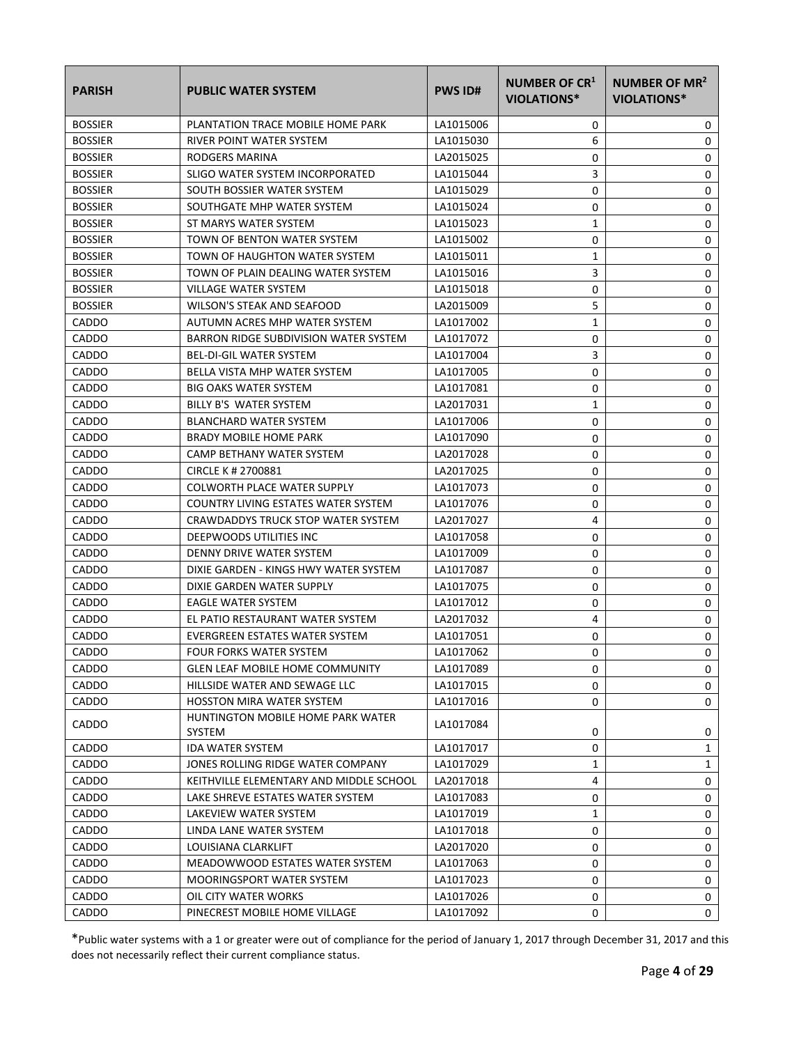| PARISH | PUBLIC WATER SYSTEM | PWS ID# | NUMBER OF CR[1] VIOLATIONS* | NUMBER OF MR[2] VIOLATIONS* |
|---|---|---|---|---|
| BOSSIER | PLANTATION TRACE MOBILE HOME PARK | LA1015006 | 0 | 0 |
| BOSSIER | RIVER POINT WATER SYSTEM | LA1015030 | 6 | 0 |
| BOSSIER | RODGERS MARINA | LA2015025 | 0 | 0 |
| BOSSIER | SLIGO WATER SYSTEM INCORPORATED | LA1015044 | 3 | 0 |
| BOSSIER | SOUTH BOSSIER WATER SYSTEM | LA1015029 | 0 | 0 |
| BOSSIER | SOUTHGATE MHP WATER SYSTEM | LA1015024 | 0 | 0 |
| BOSSIER | ST MARYS WATER SYSTEM | LA1015023 | 1 | 0 |
| BOSSIER | TOWN OF BENTON WATER SYSTEM | LA1015002 | 0 | 0 |
| BOSSIER | TOWN OF HAUGHTON WATER SYSTEM | LA1015011 | 1 | 0 |
| BOSSIER | TOWN OF PLAIN DEALING WATER SYSTEM | LA1015016 | 3 | 0 |
| BOSSIER | VILLAGE WATER SYSTEM | LA1015018 | 0 | 0 |
| BOSSIER | WILSON'S STEAK AND SEAFOOD | LA2015009 | 5 | 0 |
| CADDO | AUTUMN ACRES MHP WATER SYSTEM | LA1017002 | 1 | 0 |
| CADDO | BARRON RIDGE SUBDIVISION WATER SYSTEM | LA1017072 | 0 | 0 |
| CADDO | BEL-DI-GIL WATER SYSTEM | LA1017004 | 3 | 0 |
| CADDO | BELLA VISTA MHP WATER SYSTEM | LA1017005 | 0 | 0 |
| CADDO | BIG OAKS WATER SYSTEM | LA1017081 | 0 | 0 |
| CADDO | BILLY B'S WATER SYSTEM | LA2017031 | 1 | 0 |
| CADDO | BLANCHARD WATER SYSTEM | LA1017006 | 0 | 0 |
| CADDO | BRADY MOBILE HOME PARK | LA1017090 | 0 | 0 |
| CADDO | CAMP BETHANY WATER SYSTEM | LA2017028 | 0 | 0 |
| CADDO | CIRCLE K # 2700881 | LA2017025 | 0 | 0 |
| CADDO | COLWORTH PLACE WATER SUPPLY | LA1017073 | 0 | 0 |
| CADDO | COUNTRY LIVING ESTATES WATER SYSTEM | LA1017076 | 0 | 0 |
| CADDO | CRAWDADDYS TRUCK STOP WATER SYSTEM | LA2017027 | 4 | 0 |
| CADDO | DEEPWOODS UTILITIES INC | LA1017058 | 0 | 0 |
| CADDO | DENNY DRIVE WATER SYSTEM | LA1017009 | 0 | 0 |
| CADDO | DIXIE GARDEN - KINGS HWY WATER SYSTEM | LA1017087 | 0 | 0 |
| CADDO | DIXIE GARDEN WATER SUPPLY | LA1017075 | 0 | 0 |
| CADDO | EAGLE WATER SYSTEM | LA1017012 | 0 | 0 |
| CADDO | EL PATIO RESTAURANT WATER SYSTEM | LA2017032 | 4 | 0 |
| CADDO | EVERGREEN ESTATES WATER SYSTEM | LA1017051 | 0 | 0 |
| CADDO | FOUR FORKS WATER SYSTEM | LA1017062 | 0 | 0 |
| CADDO | GLEN LEAF MOBILE HOME COMMUNITY | LA1017089 | 0 | 0 |
| CADDO | HILLSIDE WATER AND SEWAGE LLC | LA1017015 | 0 | 0 |
| CADDO | HOSSTON MIRA WATER SYSTEM | LA1017016 | 0 | 0 |
| CADDO | HUNTINGTON MOBILE HOME PARK WATER SYSTEM | LA1017084 | 0 | 0 |
| CADDO | IDA WATER SYSTEM | LA1017017 | 0 | 1 |
| CADDO | JONES ROLLING RIDGE WATER COMPANY | LA1017029 | 1 | 1 |
| CADDO | KEITHVILLE ELEMENTARY AND MIDDLE SCHOOL | LA2017018 | 4 | 0 |
| CADDO | LAKE SHREVE ESTATES WATER SYSTEM | LA1017083 | 0 | 0 |
| CADDO | LAKEVIEW WATER SYSTEM | LA1017019 | 1 | 0 |
| CADDO | LINDA LANE WATER SYSTEM | LA1017018 | 0 | 0 |
| CADDO | LOUISIANA CLARKLIFT | LA2017020 | 0 | 0 |
| CADDO | MEADOWWOOD ESTATES WATER SYSTEM | LA1017063 | 0 | 0 |
| CADDO | MOORINGSPORT WATER SYSTEM | LA1017023 | 0 | 0 |
| CADDO | OIL CITY WATER WORKS | LA1017026 | 0 | 0 |
| CADDO | PINECREST MOBILE HOME VILLAGE | LA1017092 | 0 | 0 |

*Public water systems with a 1 or greater were out of compliance for the period of January 1, 2017 through December 31, 2017 and this does not necessarily reflect their current compliance status.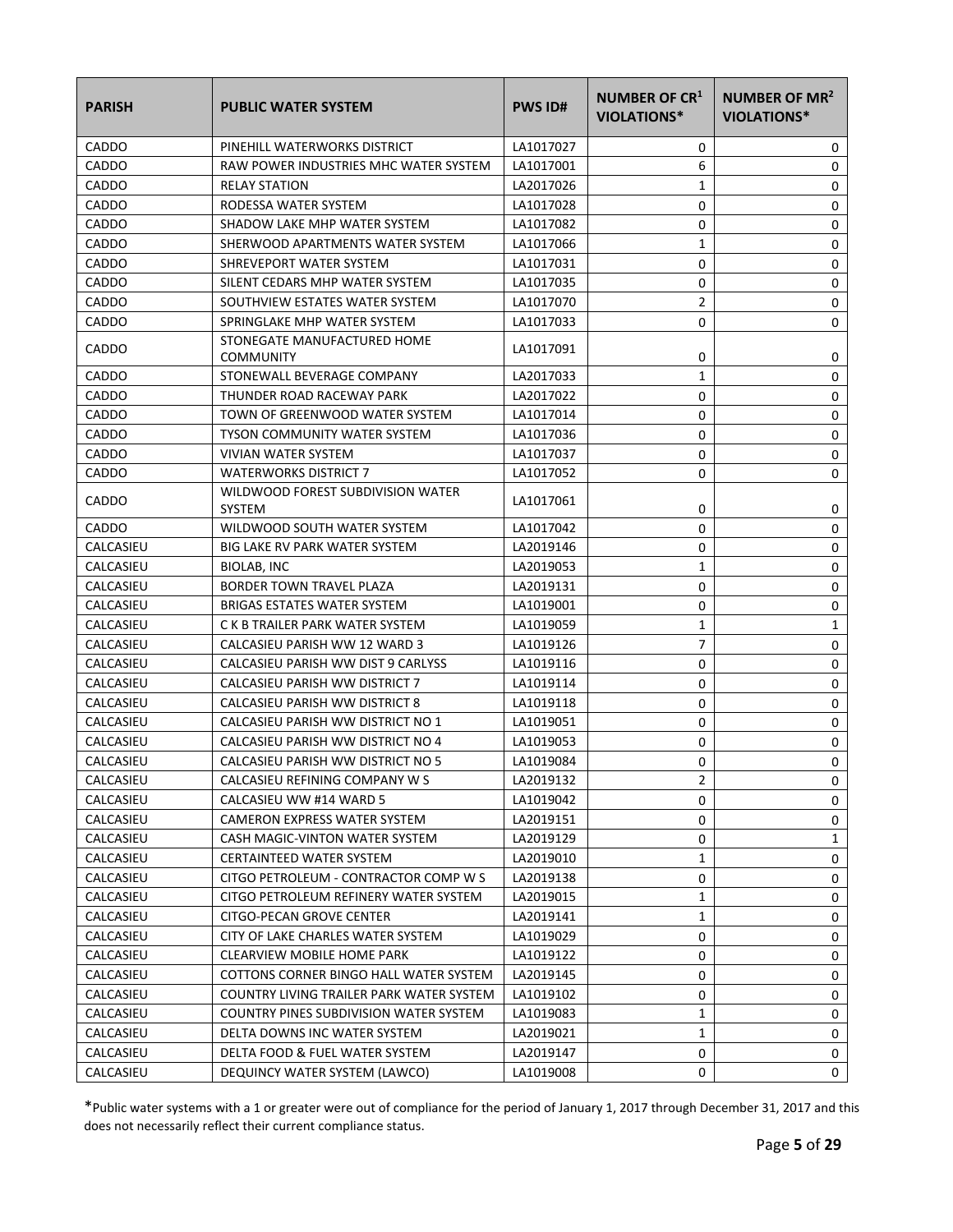| PARISH | PUBLIC WATER SYSTEM | PWS ID# | NUMBER OF CR[1] VIOLATIONS* | NUMBER OF MR[2] VIOLATIONS* |
|---|---|---|---|---|
| CADDO | PINEHILL WATERWORKS DISTRICT | LA1017027 | 0 | 0 |
| CADDO | RAW POWER INDUSTRIES MHC WATER SYSTEM | LA1017001 | 6 | 0 |
| CADDO | RELAY STATION | LA2017026 | 1 | 0 |
| CADDO | RODESSA WATER SYSTEM | LA1017028 | 0 | 0 |
| CADDO | SHADOW LAKE MHP WATER SYSTEM | LA1017082 | 0 | 0 |
| CADDO | SHERWOOD APARTMENTS WATER SYSTEM | LA1017066 | 1 | 0 |
| CADDO | SHREVEPORT WATER SYSTEM | LA1017031 | 0 | 0 |
| CADDO | SILENT CEDARS MHP WATER SYSTEM | LA1017035 | 0 | 0 |
| CADDO | SOUTHVIEW ESTATES WATER SYSTEM | LA1017070 | 2 | 0 |
| CADDO | SPRINGLAKE MHP WATER SYSTEM | LA1017033 | 0 | 0 |
| CADDO | STONEGATE MANUFACTURED HOME COMMUNITY | LA1017091 | 0 | 0 |
| CADDO | STONEWALL BEVERAGE COMPANY | LA2017033 | 1 | 0 |
| CADDO | THUNDER ROAD RACEWAY PARK | LA2017022 | 0 | 0 |
| CADDO | TOWN OF GREENWOOD WATER SYSTEM | LA1017014 | 0 | 0 |
| CADDO | TYSON COMMUNITY WATER SYSTEM | LA1017036 | 0 | 0 |
| CADDO | VIVIAN WATER SYSTEM | LA1017037 | 0 | 0 |
| CADDO | WATERWORKS DISTRICT 7 | LA1017052 | 0 | 0 |
| CADDO | WILDWOOD FOREST SUBDIVISION WATER SYSTEM | LA1017061 | 0 | 0 |
| CADDO | WILDWOOD SOUTH WATER SYSTEM | LA1017042 | 0 | 0 |
| CALCASIEU | BIG LAKE RV PARK WATER SYSTEM | LA2019146 | 0 | 0 |
| CALCASIEU | BIOLAB, INC | LA2019053 | 1 | 0 |
| CALCASIEU | BORDER TOWN TRAVEL PLAZA | LA2019131 | 0 | 0 |
| CALCASIEU | BRIGAS ESTATES WATER SYSTEM | LA1019001 | 0 | 0 |
| CALCASIEU | C K B TRAILER PARK WATER SYSTEM | LA1019059 | 1 | 1 |
| CALCASIEU | CALCASIEU PARISH WW 12 WARD 3 | LA1019126 | 7 | 0 |
| CALCASIEU | CALCASIEU PARISH WW DIST 9 CARLYSS | LA1019116 | 0 | 0 |
| CALCASIEU | CALCASIEU PARISH WW DISTRICT 7 | LA1019114 | 0 | 0 |
| CALCASIEU | CALCASIEU PARISH WW DISTRICT 8 | LA1019118 | 0 | 0 |
| CALCASIEU | CALCASIEU PARISH WW DISTRICT NO 1 | LA1019051 | 0 | 0 |
| CALCASIEU | CALCASIEU PARISH WW DISTRICT NO 4 | LA1019053 | 0 | 0 |
| CALCASIEU | CALCASIEU PARISH WW DISTRICT NO 5 | LA1019084 | 0 | 0 |
| CALCASIEU | CALCASIEU REFINING COMPANY W S | LA2019132 | 2 | 0 |
| CALCASIEU | CALCASIEU WW #14 WARD 5 | LA1019042 | 0 | 0 |
| CALCASIEU | CAMERON EXPRESS WATER SYSTEM | LA2019151 | 0 | 0 |
| CALCASIEU | CASH MAGIC-VINTON WATER SYSTEM | LA2019129 | 0 | 1 |
| CALCASIEU | CERTAINTEED WATER SYSTEM | LA2019010 | 1 | 0 |
| CALCASIEU | CITGO PETROLEUM - CONTRACTOR COMP W S | LA2019138 | 0 | 0 |
| CALCASIEU | CITGO PETROLEUM REFINERY WATER SYSTEM | LA2019015 | 1 | 0 |
| CALCASIEU | CITGO-PECAN GROVE CENTER | LA2019141 | 1 | 0 |
| CALCASIEU | CITY OF LAKE CHARLES WATER SYSTEM | LA1019029 | 0 | 0 |
| CALCASIEU | CLEARVIEW MOBILE HOME PARK | LA1019122 | 0 | 0 |
| CALCASIEU | COTTONS CORNER BINGO HALL WATER SYSTEM | LA2019145 | 0 | 0 |
| CALCASIEU | COUNTRY LIVING TRAILER PARK WATER SYSTEM | LA1019102 | 0 | 0 |
| CALCASIEU | COUNTRY PINES SUBDIVISION WATER SYSTEM | LA1019083 | 1 | 0 |
| CALCASIEU | DELTA DOWNS INC WATER SYSTEM | LA2019021 | 1 | 0 |
| CALCASIEU | DELTA FOOD & FUEL WATER SYSTEM | LA2019147 | 0 | 0 |
| CALCASIEU | DEQUINCY WATER SYSTEM (LAWCO) | LA1019008 | 0 | 0 |

*Public water systems with a 1 or greater were out of compliance for the period of January 1, 2017 through December 31, 2017 and this does not necessarily reflect their current compliance status.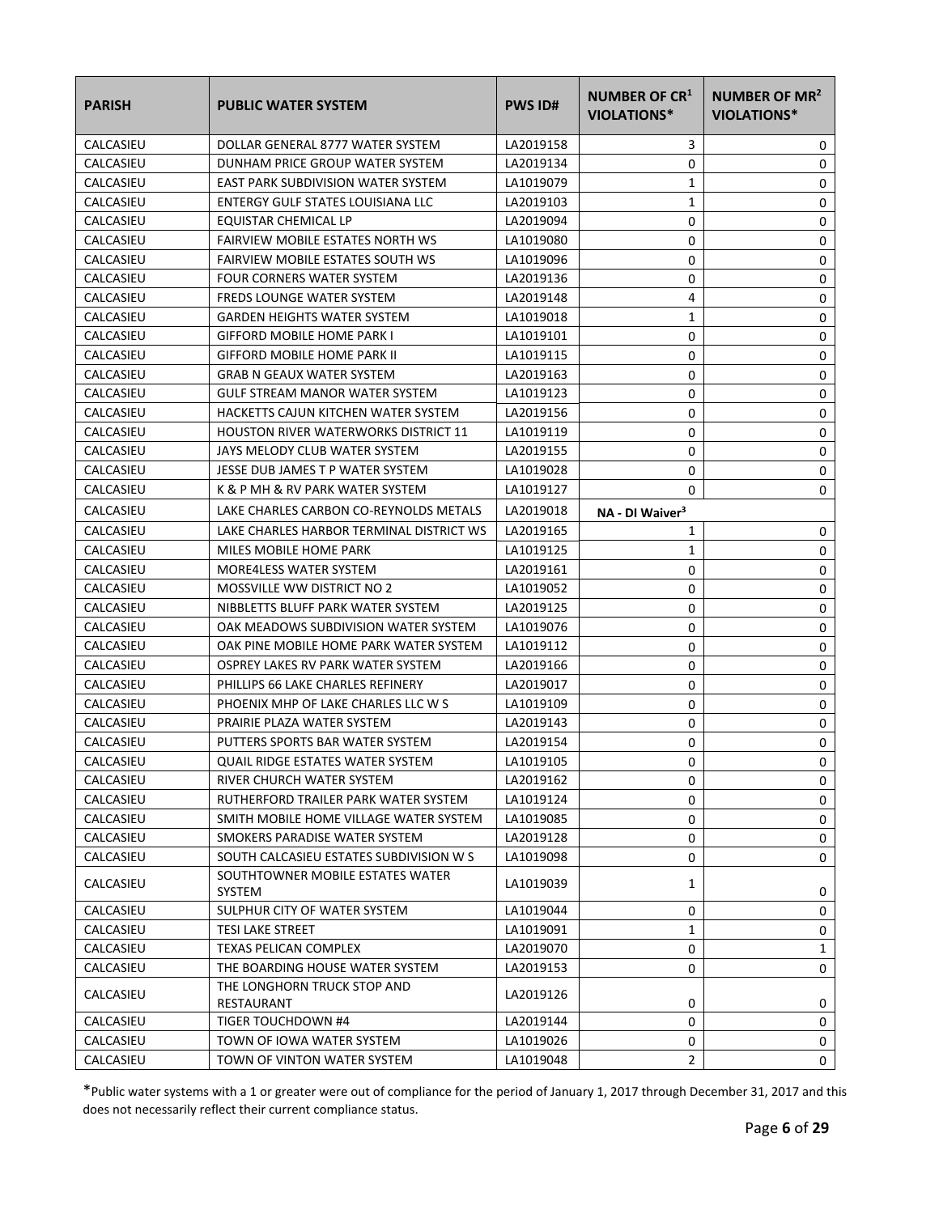| PARISH | PUBLIC WATER SYSTEM | PWS ID# | NUMBER OF CR[1] VIOLATIONS* | NUMBER OF MR[2] VIOLATIONS* |
|---|---|---|---|---|
| CALCASIEU | DOLLAR GENERAL 8777 WATER SYSTEM | LA2019158 | 3 | 0 |
| CALCASIEU | DUNHAM PRICE GROUP WATER SYSTEM | LA2019134 | 0 | 0 |
| CALCASIEU | EAST PARK SUBDIVISION WATER SYSTEM | LA1019079 | 1 | 0 |
| CALCASIEU | ENTERGY GULF STATES LOUISIANA LLC | LA2019103 | 1 | 0 |
| CALCASIEU | EQUISTAR CHEMICAL LP | LA2019094 | 0 | 0 |
| CALCASIEU | FAIRVIEW MOBILE ESTATES NORTH WS | LA1019080 | 0 | 0 |
| CALCASIEU | FAIRVIEW MOBILE ESTATES SOUTH WS | LA1019096 | 0 | 0 |
| CALCASIEU | FOUR CORNERS WATER SYSTEM | LA2019136 | 0 | 0 |
| CALCASIEU | FREDS LOUNGE WATER SYSTEM | LA2019148 | 4 | 0 |
| CALCASIEU | GARDEN HEIGHTS WATER SYSTEM | LA1019018 | 1 | 0 |
| CALCASIEU | GIFFORD MOBILE HOME PARK I | LA1019101 | 0 | 0 |
| CALCASIEU | GIFFORD MOBILE HOME PARK II | LA1019115 | 0 | 0 |
| CALCASIEU | GRAB N GEAUX WATER SYSTEM | LA2019163 | 0 | 0 |
| CALCASIEU | GULF STREAM MANOR WATER SYSTEM | LA1019123 | 0 | 0 |
| CALCASIEU | HACKETTS CAJUN KITCHEN WATER SYSTEM | LA2019156 | 0 | 0 |
| CALCASIEU | HOUSTON RIVER WATERWORKS DISTRICT 11 | LA1019119 | 0 | 0 |
| CALCASIEU | JAYS MELODY CLUB WATER SYSTEM | LA2019155 | 0 | 0 |
| CALCASIEU | JESSE DUB JAMES T P WATER SYSTEM | LA1019028 | 0 | 0 |
| CALCASIEU | K & P MH & RV PARK WATER SYSTEM | LA1019127 | 0 | 0 |
| CALCASIEU | LAKE CHARLES CARBON CO-REYNOLDS METALS | LA2019018 | NA - DI Waiver[3] | |
| CALCASIEU | LAKE CHARLES HARBOR TERMINAL DISTRICT WS | LA2019165 | 1 | 0 |
| CALCASIEU | MILES MOBILE HOME PARK | LA1019125 | 1 | 0 |
| CALCASIEU | MORE4LESS WATER SYSTEM | LA2019161 | 0 | 0 |
| CALCASIEU | MOSSVILLE WW DISTRICT NO 2 | LA1019052 | 0 | 0 |
| CALCASIEU | NIBBLETTS BLUFF PARK WATER SYSTEM | LA2019125 | 0 | 0 |
| CALCASIEU | OAK MEADOWS SUBDIVISION WATER SYSTEM | LA1019076 | 0 | 0 |
| CALCASIEU | OAK PINE MOBILE HOME PARK WATER SYSTEM | LA1019112 | 0 | 0 |
| CALCASIEU | OSPREY LAKES RV PARK WATER SYSTEM | LA2019166 | 0 | 0 |
| CALCASIEU | PHILLIPS 66 LAKE CHARLES REFINERY | LA2019017 | 0 | 0 |
| CALCASIEU | PHOENIX MHP OF LAKE CHARLES LLC W S | LA1019109 | 0 | 0 |
| CALCASIEU | PRAIRIE PLAZA WATER SYSTEM | LA2019143 | 0 | 0 |
| CALCASIEU | PUTTERS SPORTS BAR WATER SYSTEM | LA2019154 | 0 | 0 |
| CALCASIEU | QUAIL RIDGE ESTATES WATER SYSTEM | LA1019105 | 0 | 0 |
| CALCASIEU | RIVER CHURCH WATER SYSTEM | LA2019162 | 0 | 0 |
| CALCASIEU | RUTHERFORD TRAILER PARK WATER SYSTEM | LA1019124 | 0 | 0 |
| CALCASIEU | SMITH MOBILE HOME VILLAGE WATER SYSTEM | LA1019085 | 0 | 0 |
| CALCASIEU | SMOKERS PARADISE WATER SYSTEM | LA2019128 | 0 | 0 |
| CALCASIEU | SOUTH CALCASIEU ESTATES SUBDIVISION W S | LA1019098 | 0 | 0 |
| CALCASIEU | SOUTHTOWNER MOBILE ESTATES WATER SYSTEM | LA1019039 | 1 | 0 |
| CALCASIEU | SULPHUR CITY OF WATER SYSTEM | LA1019044 | 0 | 0 |
| CALCASIEU | TESI LAKE STREET | LA1019091 | 1 | 0 |
| CALCASIEU | TEXAS PELICAN COMPLEX | LA2019070 | 0 | 1 |
| CALCASIEU | THE BOARDING HOUSE WATER SYSTEM | LA2019153 | 0 | 0 |
| CALCASIEU | THE LONGHORN TRUCK STOP AND RESTAURANT | LA2019126 | 0 | 0 |
| CALCASIEU | TIGER TOUCHDOWN #4 | LA2019144 | 0 | 0 |
| CALCASIEU | TOWN OF IOWA WATER SYSTEM | LA1019026 | 0 | 0 |
| CALCASIEU | TOWN OF VINTON WATER SYSTEM | LA1019048 | 2 | 0 |

*Public water systems with a 1 or greater were out of compliance for the period of January 1, 2017 through December 31, 2017 and this does not necessarily reflect their current compliance status.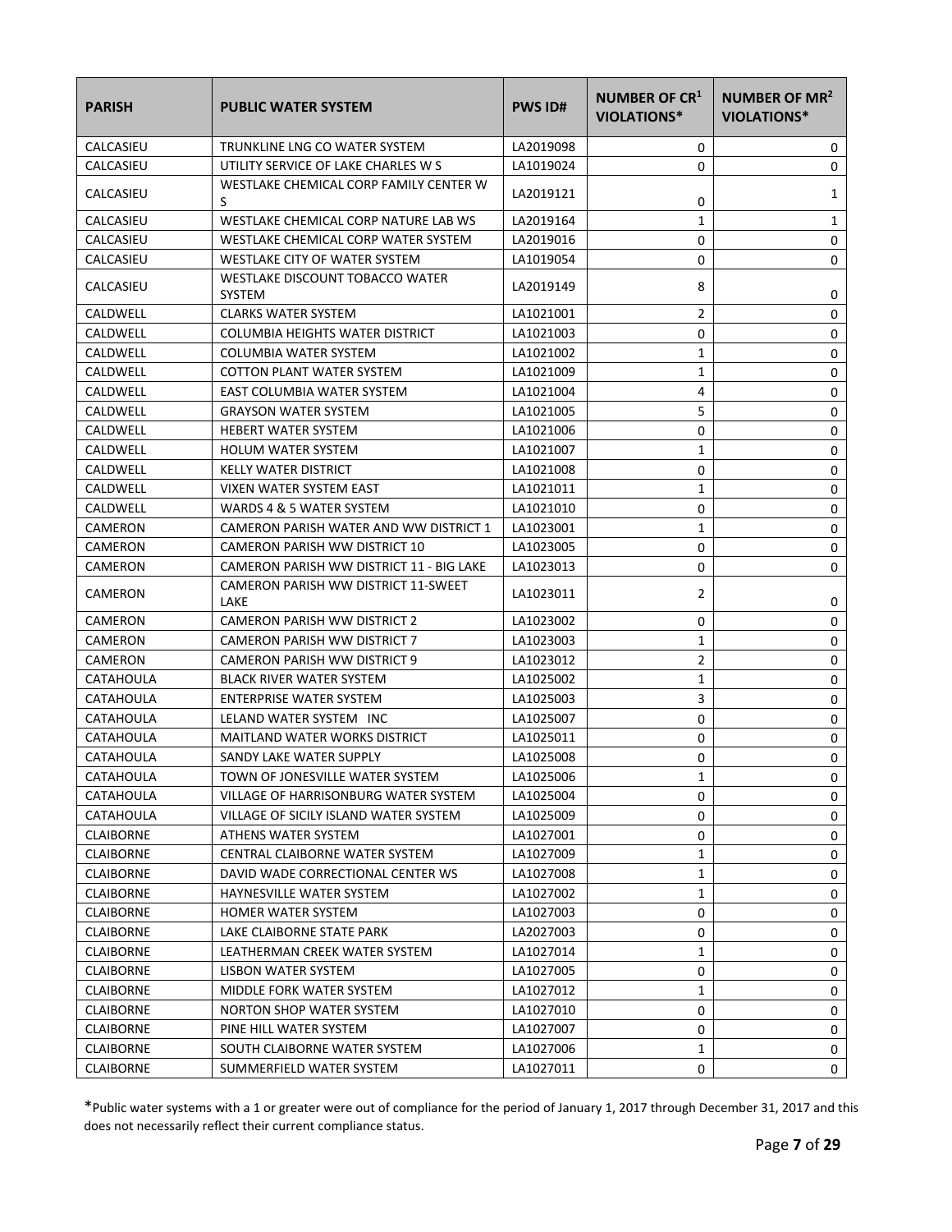| PARISH | PUBLIC WATER SYSTEM | PWS ID# | NUMBER OF CR[1] VIOLATIONS* | NUMBER OF MR[2] VIOLATIONS* |
|---|---|---|---|---|
| CALCASIEU | TRUNKLINE LNG CO WATER SYSTEM | LA2019098 | 0 | 0 |
| CALCASIEU | UTILITY SERVICE OF LAKE CHARLES W S | LA1019024 | 0 | 0 |
| CALCASIEU | WESTLAKE CHEMICAL CORP FAMILY CENTER W S | LA2019121 | 0 | 1 |
| CALCASIEU | WESTLAKE CHEMICAL CORP NATURE LAB WS | LA2019164 | 1 | 1 |
| CALCASIEU | WESTLAKE CHEMICAL CORP WATER SYSTEM | LA2019016 | 0 | 0 |
| CALCASIEU | WESTLAKE CITY OF WATER SYSTEM | LA1019054 | 0 | 0 |
| CALCASIEU | WESTLAKE DISCOUNT TOBACCO WATER SYSTEM | LA2019149 | 8 | 0 |
| CALDWELL | CLARKS WATER SYSTEM | LA1021001 | 2 | 0 |
| CALDWELL | COLUMBIA HEIGHTS WATER DISTRICT | LA1021003 | 0 | 0 |
| CALDWELL | COLUMBIA WATER SYSTEM | LA1021002 | 1 | 0 |
| CALDWELL | COTTON PLANT WATER SYSTEM | LA1021009 | 1 | 0 |
| CALDWELL | EAST COLUMBIA WATER SYSTEM | LA1021004 | 4 | 0 |
| CALDWELL | GRAYSON WATER SYSTEM | LA1021005 | 5 | 0 |
| CALDWELL | HEBERT WATER SYSTEM | LA1021006 | 0 | 0 |
| CALDWELL | HOLUM WATER SYSTEM | LA1021007 | 1 | 0 |
| CALDWELL | KELLY WATER DISTRICT | LA1021008 | 0 | 0 |
| CALDWELL | VIXEN WATER SYSTEM EAST | LA1021011 | 1 | 0 |
| CALDWELL | WARDS 4 & 5 WATER SYSTEM | LA1021010 | 0 | 0 |
| CAMERON | CAMERON PARISH WATER AND WW DISTRICT 1 | LA1023001 | 1 | 0 |
| CAMERON | CAMERON PARISH WW DISTRICT 10 | LA1023005 | 0 | 0 |
| CAMERON | CAMERON PARISH WW DISTRICT 11 - BIG LAKE | LA1023013 | 0 | 0 |
| CAMERON | CAMERON PARISH WW DISTRICT 11-SWEET LAKE | LA1023011 | 2 | 0 |
| CAMERON | CAMERON PARISH WW DISTRICT 2 | LA1023002 | 0 | 0 |
| CAMERON | CAMERON PARISH WW DISTRICT 7 | LA1023003 | 1 | 0 |
| CAMERON | CAMERON PARISH WW DISTRICT 9 | LA1023012 | 2 | 0 |
| CATAHOULA | BLACK RIVER WATER SYSTEM | LA1025002 | 1 | 0 |
| CATAHOULA | ENTERPRISE WATER SYSTEM | LA1025003 | 3 | 0 |
| CATAHOULA | LELAND WATER SYSTEM INC | LA1025007 | 0 | 0 |
| CATAHOULA | MAITLAND WATER WORKS DISTRICT | LA1025011 | 0 | 0 |
| CATAHOULA | SANDY LAKE WATER SUPPLY | LA1025008 | 0 | 0 |
| CATAHOULA | TOWN OF JONESVILLE WATER SYSTEM | LA1025006 | 1 | 0 |
| CATAHOULA | VILLAGE OF HARRISONBURG WATER SYSTEM | LA1025004 | 0 | 0 |
| CATAHOULA | VILLAGE OF SICILY ISLAND WATER SYSTEM | LA1025009 | 0 | 0 |
| CLAIBORNE | ATHENS WATER SYSTEM | LA1027001 | 0 | 0 |
| CLAIBORNE | CENTRAL CLAIBORNE WATER SYSTEM | LA1027009 | 1 | 0 |
| CLAIBORNE | DAVID WADE CORRECTIONAL CENTER WS | LA1027008 | 1 | 0 |
| CLAIBORNE | HAYNESVILLE WATER SYSTEM | LA1027002 | 1 | 0 |
| CLAIBORNE | HOMER WATER SYSTEM | LA1027003 | 0 | 0 |
| CLAIBORNE | LAKE CLAIBORNE STATE PARK | LA2027003 | 0 | 0 |
| CLAIBORNE | LEATHERMAN CREEK WATER SYSTEM | LA1027014 | 1 | 0 |
| CLAIBORNE | LISBON WATER SYSTEM | LA1027005 | 0 | 0 |
| CLAIBORNE | MIDDLE FORK WATER SYSTEM | LA1027012 | 1 | 0 |
| CLAIBORNE | NORTON SHOP WATER SYSTEM | LA1027010 | 0 | 0 |
| CLAIBORNE | PINE HILL WATER SYSTEM | LA1027007 | 0 | 0 |
| CLAIBORNE | SOUTH CLAIBORNE WATER SYSTEM | LA1027006 | 1 | 0 |
| CLAIBORNE | SUMMERFIELD WATER SYSTEM | LA1027011 | 0 | 0 |

*Public water systems with a 1 or greater were out of compliance for the period of January 1, 2017 through December 31, 2017 and this does not necessarily reflect their current compliance status.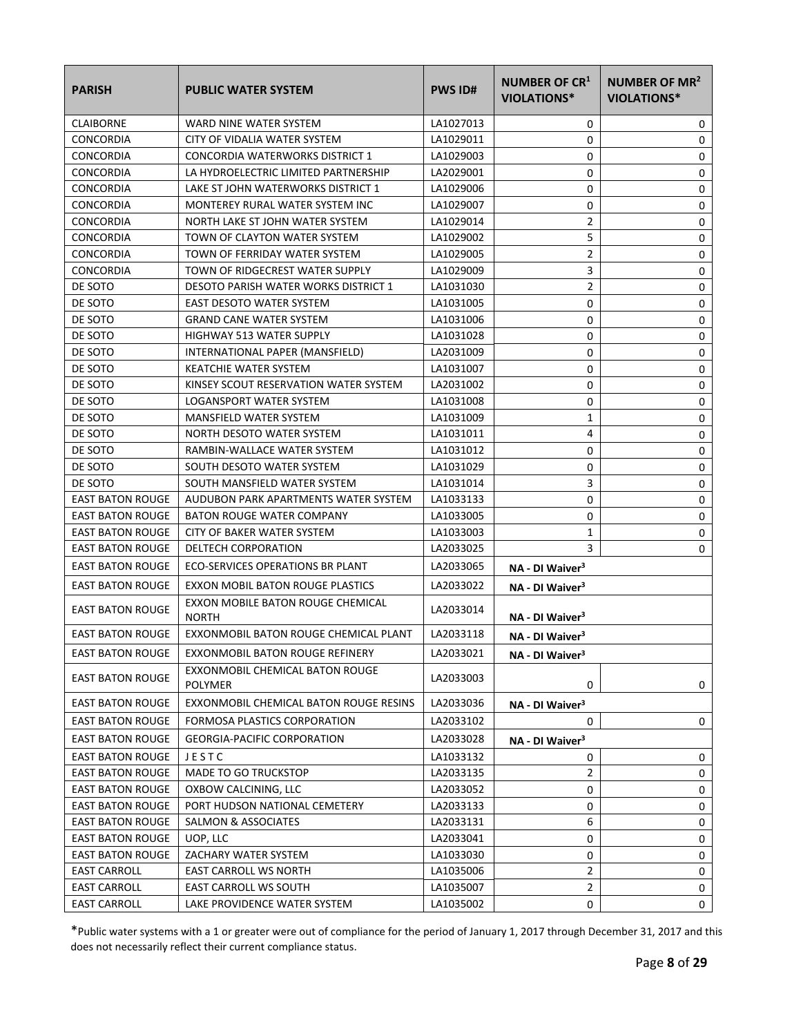| PARISH | PUBLIC WATER SYSTEM | PWS ID# | NUMBER OF CR[1] VIOLATIONS* | NUMBER OF MR[2] VIOLATIONS* |
|---|---|---|---|---|
| CLAIBORNE | WARD NINE WATER SYSTEM | LA1027013 | 0 | 0 |
| CONCORDIA | CITY OF VIDALIA WATER SYSTEM | LA1029011 | 0 | 0 |
| CONCORDIA | CONCORDIA WATERWORKS DISTRICT 1 | LA1029003 | 0 | 0 |
| CONCORDIA | LA HYDROELECTRIC LIMITED PARTNERSHIP | LA2029001 | 0 | 0 |
| CONCORDIA | LAKE ST JOHN WATERWORKS DISTRICT 1 | LA1029006 | 0 | 0 |
| CONCORDIA | MONTEREY RURAL WATER SYSTEM INC | LA1029007 | 0 | 0 |
| CONCORDIA | NORTH LAKE ST JOHN WATER SYSTEM | LA1029014 | 2 | 0 |
| CONCORDIA | TOWN OF CLAYTON WATER SYSTEM | LA1029002 | 5 | 0 |
| CONCORDIA | TOWN OF FERRIDAY WATER SYSTEM | LA1029005 | 2 | 0 |
| CONCORDIA | TOWN OF RIDGECREST WATER SUPPLY | LA1029009 | 3 | 0 |
| DE SOTO | DESOTO PARISH WATER WORKS DISTRICT 1 | LA1031030 | 2 | 0 |
| DE SOTO | EAST DESOTO WATER SYSTEM | LA1031005 | 0 | 0 |
| DE SOTO | GRAND CANE WATER SYSTEM | LA1031006 | 0 | 0 |
| DE SOTO | HIGHWAY 513 WATER SUPPLY | LA1031028 | 0 | 0 |
| DE SOTO | INTERNATIONAL PAPER (MANSFIELD) | LA2031009 | 0 | 0 |
| DE SOTO | KEATCHIE WATER SYSTEM | LA1031007 | 0 | 0 |
| DE SOTO | KINSEY SCOUT RESERVATION WATER SYSTEM | LA2031002 | 0 | 0 |
| DE SOTO | LOGANSPORT WATER SYSTEM | LA1031008 | 0 | 0 |
| DE SOTO | MANSFIELD WATER SYSTEM | LA1031009 | 1 | 0 |
| DE SOTO | NORTH DESOTO WATER SYSTEM | LA1031011 | 4 | 0 |
| DE SOTO | RAMBIN-WALLACE WATER SYSTEM | LA1031012 | 0 | 0 |
| DE SOTO | SOUTH DESOTO WATER SYSTEM | LA1031029 | 0 | 0 |
| DE SOTO | SOUTH MANSFIELD WATER SYSTEM | LA1031014 | 3 | 0 |
| EAST BATON ROUGE | AUDUBON PARK APARTMENTS WATER SYSTEM | LA1033133 | 0 | 0 |
| EAST BATON ROUGE | BATON ROUGE WATER COMPANY | LA1033005 | 0 | 0 |
| EAST BATON ROUGE | CITY OF BAKER WATER SYSTEM | LA1033003 | 1 | 0 |
| EAST BATON ROUGE | DELTECH CORPORATION | LA2033025 | 3 | 0 |
| EAST BATON ROUGE | ECO-SERVICES OPERATIONS BR PLANT | LA2033065 | **NA - DI Waiver[3]** | |
| EAST BATON ROUGE | EXXON MOBIL BATON ROUGE PLASTICS | LA2033022 | **NA - DI Waiver[3]** | |
| EAST BATON ROUGE | EXXON MOBILE BATON ROUGE CHEMICAL NORTH | LA2033014 | **NA - DI Waiver[3]** | |
| EAST BATON ROUGE | EXXONMOBIL BATON ROUGE CHEMICAL PLANT | LA2033118 | **NA - DI Waiver[3]** | |
| EAST BATON ROUGE | EXXONMOBIL BATON ROUGE REFINERY | LA2033021 | **NA - DI Waiver[3]** | |
| EAST BATON ROUGE | EXXONMOBIL CHEMICAL BATON ROUGE POLYMER | LA2033003 | 0 | 0 |
| EAST BATON ROUGE | EXXONMOBIL CHEMICAL BATON ROUGE RESINS | LA2033036 | **NA - DI Waiver[3]** | |
| EAST BATON ROUGE | FORMOSA PLASTICS CORPORATION | LA2033102 | 0 | 0 |
| EAST BATON ROUGE | GEORGIA-PACIFIC CORPORATION | LA2033028 | **NA - DI Waiver[3]** | |
| EAST BATON ROUGE | J E S T C | LA1033132 | 0 | 0 |
| EAST BATON ROUGE | MADE TO GO TRUCKSTOP | LA2033135 | 2 | 0 |
| EAST BATON ROUGE | OXBOW CALCINING, LLC | LA2033052 | 0 | 0 |
| EAST BATON ROUGE | PORT HUDSON NATIONAL CEMETERY | LA2033133 | 0 | 0 |
| EAST BATON ROUGE | SALMON & ASSOCIATES | LA2033131 | 6 | 0 |
| EAST BATON ROUGE | UOP, LLC | LA2033041 | 0 | 0 |
| EAST BATON ROUGE | ZACHARY WATER SYSTEM | LA1033030 | 0 | 0 |
| EAST CARROLL | EAST CARROLL WS NORTH | LA1035006 | 2 | 0 |
| EAST CARROLL | EAST CARROLL WS SOUTH | LA1035007 | 2 | 0 |
| EAST CARROLL | LAKE PROVIDENCE WATER SYSTEM | LA1035002 | 0 | 0 |

*Public water systems with a 1 or greater were out of compliance for the period of January 1, 2017 through December 31, 2017 and this does not necessarily reflect their current compliance status.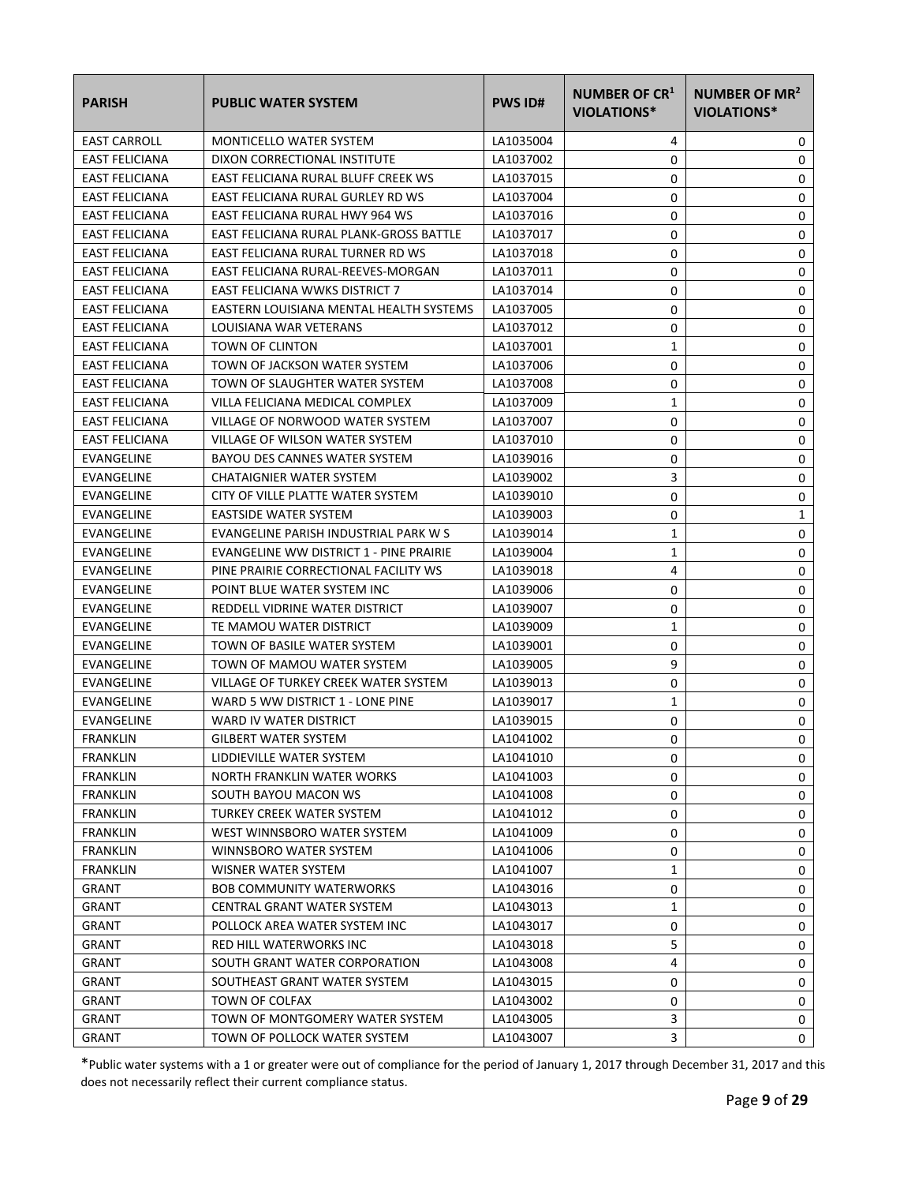| PARISH | PUBLIC WATER SYSTEM | PWS ID# | NUMBER OF CR[1] VIOLATIONS* | NUMBER OF MR[2] VIOLATIONS* |
|---|---|---|---|---|
| EAST CARROLL | MONTICELLO WATER SYSTEM | LA1035004 | 4 | 0 |
| EAST FELICIANA | DIXON CORRECTIONAL INSTITUTE | LA1037002 | 0 | 0 |
| EAST FELICIANA | EAST FELICIANA RURAL BLUFF CREEK WS | LA1037015 | 0 | 0 |
| EAST FELICIANA | EAST FELICIANA RURAL GURLEY RD WS | LA1037004 | 0 | 0 |
| EAST FELICIANA | EAST FELICIANA RURAL HWY 964 WS | LA1037016 | 0 | 0 |
| EAST FELICIANA | EAST FELICIANA RURAL PLANK-GROSS BATTLE | LA1037017 | 0 | 0 |
| EAST FELICIANA | EAST FELICIANA RURAL TURNER RD WS | LA1037018 | 0 | 0 |
| EAST FELICIANA | EAST FELICIANA RURAL-REEVES-MORGAN | LA1037011 | 0 | 0 |
| EAST FELICIANA | EAST FELICIANA WWKS DISTRICT 7 | LA1037014 | 0 | 0 |
| EAST FELICIANA | EASTERN LOUISIANA MENTAL HEALTH SYSTEMS | LA1037005 | 0 | 0 |
| EAST FELICIANA | LOUISIANA WAR VETERANS | LA1037012 | 0 | 0 |
| EAST FELICIANA | TOWN OF CLINTON | LA1037001 | 1 | 0 |
| EAST FELICIANA | TOWN OF JACKSON WATER SYSTEM | LA1037006 | 0 | 0 |
| EAST FELICIANA | TOWN OF SLAUGHTER WATER SYSTEM | LA1037008 | 0 | 0 |
| EAST FELICIANA | VILLA FELICIANA MEDICAL COMPLEX | LA1037009 | 1 | 0 |
| EAST FELICIANA | VILLAGE OF NORWOOD WATER SYSTEM | LA1037007 | 0 | 0 |
| EAST FELICIANA | VILLAGE OF WILSON WATER SYSTEM | LA1037010 | 0 | 0 |
| EVANGELINE | BAYOU DES CANNES WATER SYSTEM | LA1039016 | 0 | 0 |
| EVANGELINE | CHATAIGNIER WATER SYSTEM | LA1039002 | 3 | 0 |
| EVANGELINE | CITY OF VILLE PLATTE WATER SYSTEM | LA1039010 | 0 | 0 |
| EVANGELINE | EASTSIDE WATER SYSTEM | LA1039003 | 0 | 1 |
| EVANGELINE | EVANGELINE PARISH INDUSTRIAL PARK W S | LA1039014 | 1 | 0 |
| EVANGELINE | EVANGELINE WW DISTRICT 1 - PINE PRAIRIE | LA1039004 | 1 | 0 |
| EVANGELINE | PINE PRAIRIE CORRECTIONAL FACILITY WS | LA1039018 | 4 | 0 |
| EVANGELINE | POINT BLUE WATER SYSTEM INC | LA1039006 | 0 | 0 |
| EVANGELINE | REDDELL VIDRINE WATER DISTRICT | LA1039007 | 0 | 0 |
| EVANGELINE | TE MAMOU WATER DISTRICT | LA1039009 | 1 | 0 |
| EVANGELINE | TOWN OF BASILE WATER SYSTEM | LA1039001 | 0 | 0 |
| EVANGELINE | TOWN OF MAMOU WATER SYSTEM | LA1039005 | 9 | 0 |
| EVANGELINE | VILLAGE OF TURKEY CREEK WATER SYSTEM | LA1039013 | 0 | 0 |
| EVANGELINE | WARD 5 WW DISTRICT 1 - LONE PINE | LA1039017 | 1 | 0 |
| EVANGELINE | WARD IV WATER DISTRICT | LA1039015 | 0 | 0 |
| FRANKLIN | GILBERT WATER SYSTEM | LA1041002 | 0 | 0 |
| FRANKLIN | LIDDIEVILLE WATER SYSTEM | LA1041010 | 0 | 0 |
| FRANKLIN | NORTH FRANKLIN WATER WORKS | LA1041003 | 0 | 0 |
| FRANKLIN | SOUTH BAYOU MACON WS | LA1041008 | 0 | 0 |
| FRANKLIN | TURKEY CREEK WATER SYSTEM | LA1041012 | 0 | 0 |
| FRANKLIN | WEST WINNSBORO WATER SYSTEM | LA1041009 | 0 | 0 |
| FRANKLIN | WINNSBORO WATER SYSTEM | LA1041006 | 0 | 0 |
| FRANKLIN | WISNER WATER SYSTEM | LA1041007 | 1 | 0 |
| GRANT | BOB COMMUNITY WATERWORKS | LA1043016 | 0 | 0 |
| GRANT | CENTRAL GRANT WATER SYSTEM | LA1043013 | 1 | 0 |
| GRANT | POLLOCK AREA WATER SYSTEM INC | LA1043017 | 0 | 0 |
| GRANT | RED HILL WATERWORKS INC | LA1043018 | 5 | 0 |
| GRANT | SOUTH GRANT WATER CORPORATION | LA1043008 | 4 | 0 |
| GRANT | SOUTHEAST GRANT WATER SYSTEM | LA1043015 | 0 | 0 |
| GRANT | TOWN OF COLFAX | LA1043002 | 0 | 0 |
| GRANT | TOWN OF MONTGOMERY WATER SYSTEM | LA1043005 | 3 | 0 |
| GRANT | TOWN OF POLLOCK WATER SYSTEM | LA1043007 | 3 | 0 |

*Public water systems with a 1 or greater were out of compliance for the period of January 1, 2017 through December 31, 2017 and this does not necessarily reflect their current compliance status.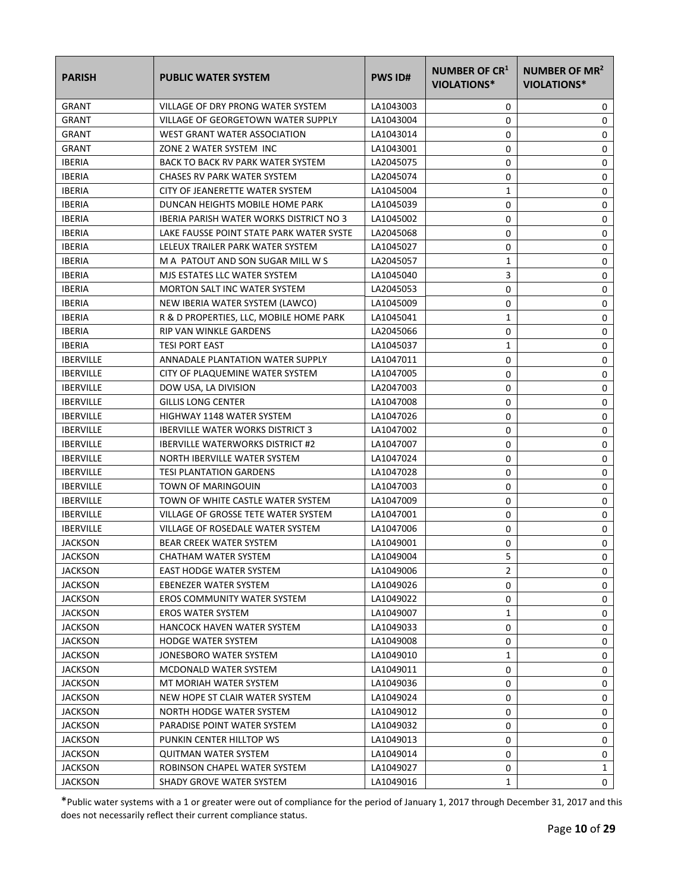| PARISH | PUBLIC WATER SYSTEM | PWS ID# | NUMBER OF CR[1] VIOLATIONS* | NUMBER OF MR[2] VIOLATIONS* |
|---|---|---|---|---|
| GRANT | VILLAGE OF DRY PRONG WATER SYSTEM | LA1043003 | 0 | 0 |
| GRANT | VILLAGE OF GEORGETOWN WATER SUPPLY | LA1043004 | 0 | 0 |
| GRANT | WEST GRANT WATER ASSOCIATION | LA1043014 | 0 | 0 |
| GRANT | ZONE 2 WATER SYSTEM INC | LA1043001 | 0 | 0 |
| IBERIA | BACK TO BACK RV PARK WATER SYSTEM | LA2045075 | 0 | 0 |
| IBERIA | CHASES RV PARK WATER SYSTEM | LA2045074 | 0 | 0 |
| IBERIA | CITY OF JEANERETTE WATER SYSTEM | LA1045004 | 1 | 0 |
| IBERIA | DUNCAN HEIGHTS MOBILE HOME PARK | LA1045039 | 0 | 0 |
| IBERIA | IBERIA PARISH WATER WORKS DISTRICT NO 3 | LA1045002 | 0 | 0 |
| IBERIA | LAKE FAUSSE POINT STATE PARK WATER SYSTE | LA2045068 | 0 | 0 |
| IBERIA | LELEUX TRAILER PARK WATER SYSTEM | LA1045027 | 0 | 0 |
| IBERIA | M A PATOUT AND SON SUGAR MILL W S | LA2045057 | 1 | 0 |
| IBERIA | MJS ESTATES LLC WATER SYSTEM | LA1045040 | 3 | 0 |
| IBERIA | MORTON SALT INC WATER SYSTEM | LA2045053 | 0 | 0 |
| IBERIA | NEW IBERIA WATER SYSTEM (LAWCO) | LA1045009 | 0 | 0 |
| IBERIA | R & D PROPERTIES, LLC, MOBILE HOME PARK | LA1045041 | 1 | 0 |
| IBERIA | RIP VAN WINKLE GARDENS | LA2045066 | 0 | 0 |
| IBERIA | TESI PORT EAST | LA1045037 | 1 | 0 |
| IBERVILLE | ANNADALE PLANTATION WATER SUPPLY | LA1047011 | 0 | 0 |
| IBERVILLE | CITY OF PLAQUEMINE WATER SYSTEM | LA1047005 | 0 | 0 |
| IBERVILLE | DOW USA, LA DIVISION | LA2047003 | 0 | 0 |
| IBERVILLE | GILLIS LONG CENTER | LA1047008 | 0 | 0 |
| IBERVILLE | HIGHWAY 1148 WATER SYSTEM | LA1047026 | 0 | 0 |
| IBERVILLE | IBERVILLE WATER WORKS DISTRICT 3 | LA1047002 | 0 | 0 |
| IBERVILLE | IBERVILLE WATERWORKS DISTRICT #2 | LA1047007 | 0 | 0 |
| IBERVILLE | NORTH IBERVILLE WATER SYSTEM | LA1047024 | 0 | 0 |
| IBERVILLE | TESI PLANTATION GARDENS | LA1047028 | 0 | 0 |
| IBERVILLE | TOWN OF MARINGOUIN | LA1047003 | 0 | 0 |
| IBERVILLE | TOWN OF WHITE CASTLE WATER SYSTEM | LA1047009 | 0 | 0 |
| IBERVILLE | VILLAGE OF GROSSE TETE WATER SYSTEM | LA1047001 | 0 | 0 |
| IBERVILLE | VILLAGE OF ROSEDALE WATER SYSTEM | LA1047006 | 0 | 0 |
| JACKSON | BEAR CREEK WATER SYSTEM | LA1049001 | 0 | 0 |
| JACKSON | CHATHAM WATER SYSTEM | LA1049004 | 5 | 0 |
| JACKSON | EAST HODGE WATER SYSTEM | LA1049006 | 2 | 0 |
| JACKSON | EBENEZER WATER SYSTEM | LA1049026 | 0 | 0 |
| JACKSON | EROS COMMUNITY WATER SYSTEM | LA1049022 | 0 | 0 |
| JACKSON | EROS WATER SYSTEM | LA1049007 | 1 | 0 |
| JACKSON | HANCOCK HAVEN WATER SYSTEM | LA1049033 | 0 | 0 |
| JACKSON | HODGE WATER SYSTEM | LA1049008 | 0 | 0 |
| JACKSON | JONESBORO WATER SYSTEM | LA1049010 | 1 | 0 |
| JACKSON | MCDONALD WATER SYSTEM | LA1049011 | 0 | 0 |
| JACKSON | MT MORIAH WATER SYSTEM | LA1049036 | 0 | 0 |
| JACKSON | NEW HOPE ST CLAIR WATER SYSTEM | LA1049024 | 0 | 0 |
| JACKSON | NORTH HODGE WATER SYSTEM | LA1049012 | 0 | 0 |
| JACKSON | PARADISE POINT WATER SYSTEM | LA1049032 | 0 | 0 |
| JACKSON | PUNKIN CENTER HILLTOP WS | LA1049013 | 0 | 0 |
| JACKSON | QUITMAN WATER SYSTEM | LA1049014 | 0 | 0 |
| JACKSON | ROBINSON CHAPEL WATER SYSTEM | LA1049027 | 0 | 1 |
| JACKSON | SHADY GROVE WATER SYSTEM | LA1049016 | 1 | 0 |

*Public water systems with a 1 or greater were out of compliance for the period of January 1, 2017 through December 31, 2017 and this does not necessarily reflect their current compliance status.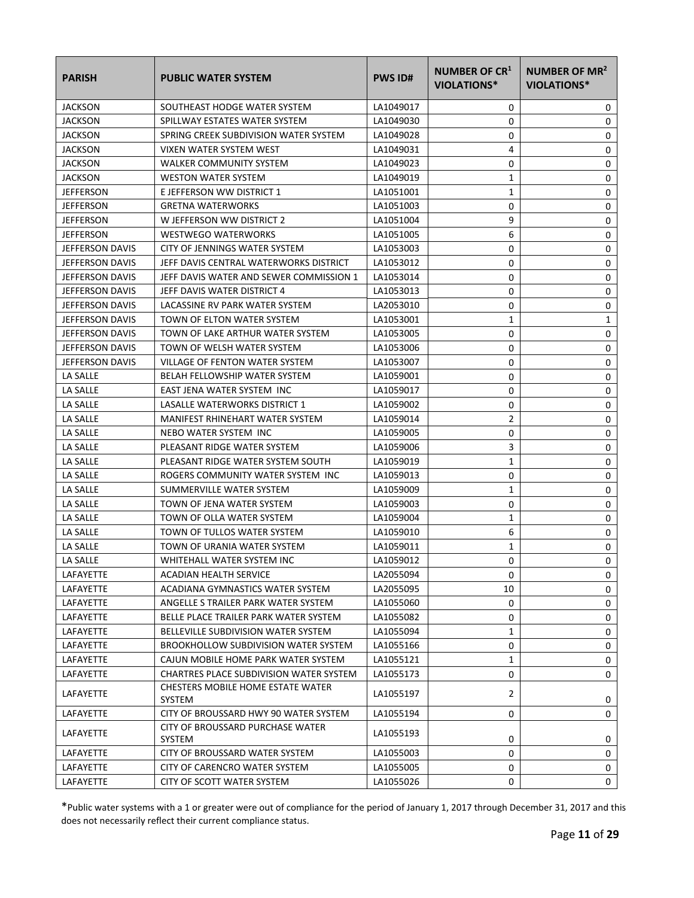| PARISH | PUBLIC WATER SYSTEM | PWS ID# | NUMBER OF CR[1] VIOLATIONS* | NUMBER OF MR[2] VIOLATIONS* |
|---|---|---|---|---|
| JACKSON | SOUTHEAST HODGE WATER SYSTEM | LA1049017 | 0 | 0 |
| JACKSON | SPILLWAY ESTATES WATER SYSTEM | LA1049030 | 0 | 0 |
| JACKSON | SPRING CREEK SUBDIVISION WATER SYSTEM | LA1049028 | 0 | 0 |
| JACKSON | VIXEN WATER SYSTEM WEST | LA1049031 | 4 | 0 |
| JACKSON | WALKER COMMUNITY SYSTEM | LA1049023 | 0 | 0 |
| JACKSON | WESTON WATER SYSTEM | LA1049019 | 1 | 0 |
| JEFFERSON | E JEFFERSON WW DISTRICT 1 | LA1051001 | 1 | 0 |
| JEFFERSON | GRETNA WATERWORKS | LA1051003 | 0 | 0 |
| JEFFERSON | W JEFFERSON WW DISTRICT 2 | LA1051004 | 9 | 0 |
| JEFFERSON | WESTWEGO WATERWORKS | LA1051005 | 6 | 0 |
| JEFFERSON DAVIS | CITY OF JENNINGS WATER SYSTEM | LA1053003 | 0 | 0 |
| JEFFERSON DAVIS | JEFF DAVIS CENTRAL WATERWORKS DISTRICT | LA1053012 | 0 | 0 |
| JEFFERSON DAVIS | JEFF DAVIS WATER AND SEWER COMMISSION 1 | LA1053014 | 0 | 0 |
| JEFFERSON DAVIS | JEFF DAVIS WATER DISTRICT 4 | LA1053013 | 0 | 0 |
| JEFFERSON DAVIS | LACASSINE RV PARK WATER SYSTEM | LA2053010 | 0 | 0 |
| JEFFERSON DAVIS | TOWN OF ELTON WATER SYSTEM | LA1053001 | 1 | 1 |
| JEFFERSON DAVIS | TOWN OF LAKE ARTHUR WATER SYSTEM | LA1053005 | 0 | 0 |
| JEFFERSON DAVIS | TOWN OF WELSH WATER SYSTEM | LA1053006 | 0 | 0 |
| JEFFERSON DAVIS | VILLAGE OF FENTON WATER SYSTEM | LA1053007 | 0 | 0 |
| LA SALLE | BELAH FELLOWSHIP WATER SYSTEM | LA1059001 | 0 | 0 |
| LA SALLE | EAST JENA WATER SYSTEM INC | LA1059017 | 0 | 0 |
| LA SALLE | LASALLE WATERWORKS DISTRICT 1 | LA1059002 | 0 | 0 |
| LA SALLE | MANIFEST RHINEHART WATER SYSTEM | LA1059014 | 2 | 0 |
| LA SALLE | NEBO WATER SYSTEM INC | LA1059005 | 0 | 0 |
| LA SALLE | PLEASANT RIDGE WATER SYSTEM | LA1059006 | 3 | 0 |
| LA SALLE | PLEASANT RIDGE WATER SYSTEM SOUTH | LA1059019 | 1 | 0 |
| LA SALLE | ROGERS COMMUNITY WATER SYSTEM INC | LA1059013 | 0 | 0 |
| LA SALLE | SUMMERVILLE WATER SYSTEM | LA1059009 | 1 | 0 |
| LA SALLE | TOWN OF JENA WATER SYSTEM | LA1059003 | 0 | 0 |
| LA SALLE | TOWN OF OLLA WATER SYSTEM | LA1059004 | 1 | 0 |
| LA SALLE | TOWN OF TULLOS WATER SYSTEM | LA1059010 | 6 | 0 |
| LA SALLE | TOWN OF URANIA WATER SYSTEM | LA1059011 | 1 | 0 |
| LA SALLE | WHITEHALL WATER SYSTEM INC | LA1059012 | 0 | 0 |
| LAFAYETTE | ACADIAN HEALTH SERVICE | LA2055094 | 0 | 0 |
| LAFAYETTE | ACADIANA GYMNASTICS WATER SYSTEM | LA2055095 | 10 | 0 |
| LAFAYETTE | ANGELLE S TRAILER PARK WATER SYSTEM | LA1055060 | 0 | 0 |
| LAFAYETTE | BELLE PLACE TRAILER PARK WATER SYSTEM | LA1055082 | 0 | 0 |
| LAFAYETTE | BELLEVILLE SUBDIVISION WATER SYSTEM | LA1055094 | 1 | 0 |
| LAFAYETTE | BROOKHOLLOW SUBDIVISION WATER SYSTEM | LA1055166 | 0 | 0 |
| LAFAYETTE | CAJUN MOBILE HOME PARK WATER SYSTEM | LA1055121 | 1 | 0 |
| LAFAYETTE | CHARTRES PLACE SUBDIVISION WATER SYSTEM | LA1055173 | 0 | 0 |
| LAFAYETTE | CHESTERS MOBILE HOME ESTATE WATER SYSTEM | LA1055197 | 2 | 0 |
| LAFAYETTE | CITY OF BROUSSARD HWY 90 WATER SYSTEM | LA1055194 | 0 | 0 |
| LAFAYETTE | CITY OF BROUSSARD PURCHASE WATER SYSTEM | LA1055193 | 0 | 0 |
| LAFAYETTE | CITY OF BROUSSARD WATER SYSTEM | LA1055003 | 0 | 0 |
| LAFAYETTE | CITY OF CARENCRO WATER SYSTEM | LA1055005 | 0 | 0 |
| LAFAYETTE | CITY OF SCOTT WATER SYSTEM | LA1055026 | 0 | 0 |

*Public water systems with a 1 or greater were out of compliance for the period of January 1, 2017 through December 31, 2017 and this does not necessarily reflect their current compliance status.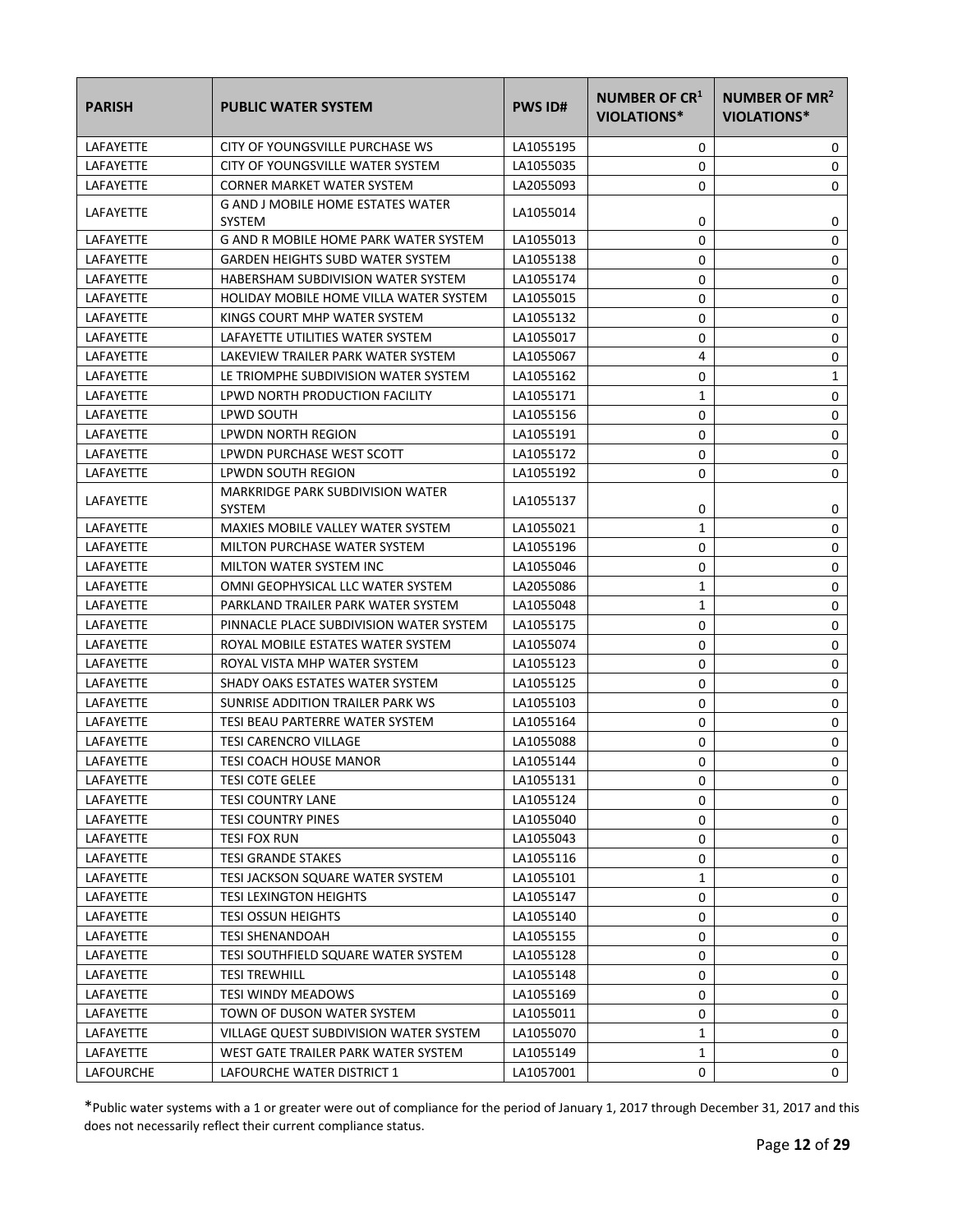| PARISH | PUBLIC WATER SYSTEM | PWS ID# | NUMBER OF CR[1] VIOLATIONS* | NUMBER OF MR[2] VIOLATIONS* |
|---|---|---|---|---|
| LAFAYETTE | CITY OF YOUNGSVILLE PURCHASE WS | LA1055195 | 0 | 0 |
| LAFAYETTE | CITY OF YOUNGSVILLE WATER SYSTEM | LA1055035 | 0 | 0 |
| LAFAYETTE | CORNER MARKET WATER SYSTEM | LA2055093 | 0 | 0 |
| LAFAYETTE | G AND J MOBILE HOME ESTATES WATER SYSTEM | LA1055014 | 0 | 0 |
| LAFAYETTE | G AND R MOBILE HOME PARK WATER SYSTEM | LA1055013 | 0 | 0 |
| LAFAYETTE | GARDEN HEIGHTS SUBD WATER SYSTEM | LA1055138 | 0 | 0 |
| LAFAYETTE | HABERSHAM SUBDIVISION WATER SYSTEM | LA1055174 | 0 | 0 |
| LAFAYETTE | HOLIDAY MOBILE HOME VILLA WATER SYSTEM | LA1055015 | 0 | 0 |
| LAFAYETTE | KINGS COURT MHP WATER SYSTEM | LA1055132 | 0 | 0 |
| LAFAYETTE | LAFAYETTE UTILITIES WATER SYSTEM | LA1055017 | 0 | 0 |
| LAFAYETTE | LAKEVIEW TRAILER PARK WATER SYSTEM | LA1055067 | 4 | 0 |
| LAFAYETTE | LE TRIOMPHE SUBDIVISION WATER SYSTEM | LA1055162 | 0 | 1 |
| LAFAYETTE | LPWD NORTH PRODUCTION FACILITY | LA1055171 | 1 | 0 |
| LAFAYETTE | LPWD SOUTH | LA1055156 | 0 | 0 |
| LAFAYETTE | LPWDN NORTH REGION | LA1055191 | 0 | 0 |
| LAFAYETTE | LPWDN PURCHASE WEST SCOTT | LA1055172 | 0 | 0 |
| LAFAYETTE | LPWDN SOUTH REGION | LA1055192 | 0 | 0 |
| LAFAYETTE | MARKRIDGE PARK SUBDIVISION WATER SYSTEM | LA1055137 | 0 | 0 |
| LAFAYETTE | MAXIES MOBILE VALLEY WATER SYSTEM | LA1055021 | 1 | 0 |
| LAFAYETTE | MILTON PURCHASE WATER SYSTEM | LA1055196 | 0 | 0 |
| LAFAYETTE | MILTON WATER SYSTEM INC | LA1055046 | 0 | 0 |
| LAFAYETTE | OMNI GEOPHYSICAL LLC WATER SYSTEM | LA2055086 | 1 | 0 |
| LAFAYETTE | PARKLAND TRAILER PARK WATER SYSTEM | LA1055048 | 1 | 0 |
| LAFAYETTE | PINNACLE PLACE SUBDIVISION WATER SYSTEM | LA1055175 | 0 | 0 |
| LAFAYETTE | ROYAL MOBILE ESTATES WATER SYSTEM | LA1055074 | 0 | 0 |
| LAFAYETTE | ROYAL VISTA MHP WATER SYSTEM | LA1055123 | 0 | 0 |
| LAFAYETTE | SHADY OAKS ESTATES WATER SYSTEM | LA1055125 | 0 | 0 |
| LAFAYETTE | SUNRISE ADDITION TRAILER PARK WS | LA1055103 | 0 | 0 |
| LAFAYETTE | TESI BEAU PARTERRE WATER SYSTEM | LA1055164 | 0 | 0 |
| LAFAYETTE | TESI CARENCRO VILLAGE | LA1055088 | 0 | 0 |
| LAFAYETTE | TESI COACH HOUSE MANOR | LA1055144 | 0 | 0 |
| LAFAYETTE | TESI COTE GELEE | LA1055131 | 0 | 0 |
| LAFAYETTE | TESI COUNTRY LANE | LA1055124 | 0 | 0 |
| LAFAYETTE | TESI COUNTRY PINES | LA1055040 | 0 | 0 |
| LAFAYETTE | TESI FOX RUN | LA1055043 | 0 | 0 |
| LAFAYETTE | TESI GRANDE STAKES | LA1055116 | 0 | 0 |
| LAFAYETTE | TESI JACKSON SQUARE WATER SYSTEM | LA1055101 | 1 | 0 |
| LAFAYETTE | TESI LEXINGTON HEIGHTS | LA1055147 | 0 | 0 |
| LAFAYETTE | TESI OSSUN HEIGHTS | LA1055140 | 0 | 0 |
| LAFAYETTE | TESI SHENANDOAH | LA1055155 | 0 | 0 |
| LAFAYETTE | TESI SOUTHFIELD SQUARE WATER SYSTEM | LA1055128 | 0 | 0 |
| LAFAYETTE | TESI TREWHILL | LA1055148 | 0 | 0 |
| LAFAYETTE | TESI WINDY MEADOWS | LA1055169 | 0 | 0 |
| LAFAYETTE | TOWN OF DUSON WATER SYSTEM | LA1055011 | 0 | 0 |
| LAFAYETTE | VILLAGE QUEST SUBDIVISION WATER SYSTEM | LA1055070 | 1 | 0 |
| LAFAYETTE | WEST GATE TRAILER PARK WATER SYSTEM | LA1055149 | 1 | 0 |
| LAFOURCHE | LAFOURCHE WATER DISTRICT 1 | LA1057001 | 0 | 0 |

*Public water systems with a 1 or greater were out of compliance for the period of January 1, 2017 through December 31, 2017 and this does not necessarily reflect their current compliance status.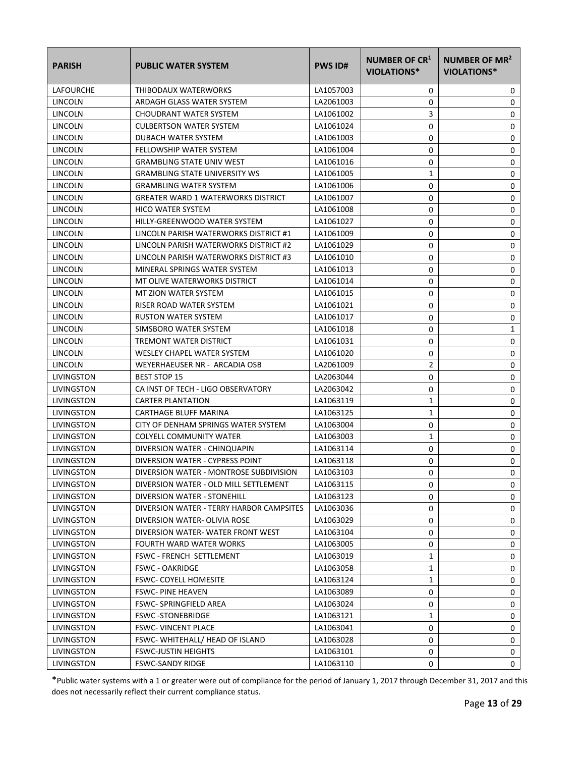| PARISH | PUBLIC WATER SYSTEM | PWS ID# | NUMBER OF CR[1] VIOLATIONS* | NUMBER OF MR[2] VIOLATIONS* |
|---|---|---|---|---|
| LAFOURCHE | THIBODAUX WATERWORKS | LA1057003 | 0 | 0 |
| LINCOLN | ARDAGH GLASS WATER SYSTEM | LA2061003 | 0 | 0 |
| LINCOLN | CHOUDRANT WATER SYSTEM | LA1061002 | 3 | 0 |
| LINCOLN | CULBERTSON WATER SYSTEM | LA1061024 | 0 | 0 |
| LINCOLN | DUBACH WATER SYSTEM | LA1061003 | 0 | 0 |
| LINCOLN | FELLOWSHIP WATER SYSTEM | LA1061004 | 0 | 0 |
| LINCOLN | GRAMBLING STATE UNIV WEST | LA1061016 | 0 | 0 |
| LINCOLN | GRAMBLING STATE UNIVERSITY WS | LA1061005 | 1 | 0 |
| LINCOLN | GRAMBLING WATER SYSTEM | LA1061006 | 0 | 0 |
| LINCOLN | GREATER WARD 1 WATERWORKS DISTRICT | LA1061007 | 0 | 0 |
| LINCOLN | HICO WATER SYSTEM | LA1061008 | 0 | 0 |
| LINCOLN | HILLY-GREENWOOD WATER SYSTEM | LA1061027 | 0 | 0 |
| LINCOLN | LINCOLN PARISH WATERWORKS DISTRICT #1 | LA1061009 | 0 | 0 |
| LINCOLN | LINCOLN PARISH WATERWORKS DISTRICT #2 | LA1061029 | 0 | 0 |
| LINCOLN | LINCOLN PARISH WATERWORKS DISTRICT #3 | LA1061010 | 0 | 0 |
| LINCOLN | MINERAL SPRINGS WATER SYSTEM | LA1061013 | 0 | 0 |
| LINCOLN | MT OLIVE WATERWORKS DISTRICT | LA1061014 | 0 | 0 |
| LINCOLN | MT ZION WATER SYSTEM | LA1061015 | 0 | 0 |
| LINCOLN | RISER ROAD WATER SYSTEM | LA1061021 | 0 | 0 |
| LINCOLN | RUSTON WATER SYSTEM | LA1061017 | 0 | 0 |
| LINCOLN | SIMSBORO WATER SYSTEM | LA1061018 | 0 | 1 |
| LINCOLN | TREMONT WATER DISTRICT | LA1061031 | 0 | 0 |
| LINCOLN | WESLEY CHAPEL WATER SYSTEM | LA1061020 | 0 | 0 |
| LINCOLN | WEYERHAEUSER NR - ARCADIA OSB | LA2061009 | 2 | 0 |
| LIVINGSTON | BEST STOP 15 | LA2063044 | 0 | 0 |
| LIVINGSTON | CA INST OF TECH - LIGO OBSERVATORY | LA2063042 | 0 | 0 |
| LIVINGSTON | CARTER PLANTATION | LA1063119 | 1 | 0 |
| LIVINGSTON | CARTHAGE BLUFF MARINA | LA1063125 | 1 | 0 |
| LIVINGSTON | CITY OF DENHAM SPRINGS WATER SYSTEM | LA1063004 | 0 | 0 |
| LIVINGSTON | COLYELL COMMUNITY WATER | LA1063003 | 1 | 0 |
| LIVINGSTON | DIVERSION WATER - CHINQUAPIN | LA1063114 | 0 | 0 |
| LIVINGSTON | DIVERSION WATER - CYPRESS POINT | LA1063118 | 0 | 0 |
| LIVINGSTON | DIVERSION WATER - MONTROSE SUBDIVISION | LA1063103 | 0 | 0 |
| LIVINGSTON | DIVERSION WATER - OLD MILL SETTLEMENT | LA1063115 | 0 | 0 |
| LIVINGSTON | DIVERSION WATER - STONEHILL | LA1063123 | 0 | 0 |
| LIVINGSTON | DIVERSION WATER - TERRY HARBOR CAMPSITES | LA1063036 | 0 | 0 |
| LIVINGSTON | DIVERSION WATER- OLIVIA ROSE | LA1063029 | 0 | 0 |
| LIVINGSTON | DIVERSION WATER- WATER FRONT WEST | LA1063104 | 0 | 0 |
| LIVINGSTON | FOURTH WARD WATER WORKS | LA1063005 | 0 | 0 |
| LIVINGSTON | FSWC - FRENCH SETTLEMENT | LA1063019 | 1 | 0 |
| LIVINGSTON | FSWC - OAKRIDGE | LA1063058 | 1 | 0 |
| LIVINGSTON | FSWC- COYELL HOMESITE | LA1063124 | 1 | 0 |
| LIVINGSTON | FSWC- PINE HEAVEN | LA1063089 | 0 | 0 |
| LIVINGSTON | FSWC- SPRINGFIELD AREA | LA1063024 | 0 | 0 |
| LIVINGSTON | FSWC -STONEBRIDGE | LA1063121 | 1 | 0 |
| LIVINGSTON | FSWC- VINCENT PLACE | LA1063041 | 0 | 0 |
| LIVINGSTON | FSWC- WHITEHALL/ HEAD OF ISLAND | LA1063028 | 0 | 0 |
| LIVINGSTON | FSWC-JUSTIN HEIGHTS | LA1063101 | 0 | 0 |
| LIVINGSTON | FSWC-SANDY RIDGE | LA1063110 | 0 | 0 |

*Public water systems with a 1 or greater were out of compliance for the period of January 1, 2017 through December 31, 2017 and this does not necessarily reflect their current compliance status.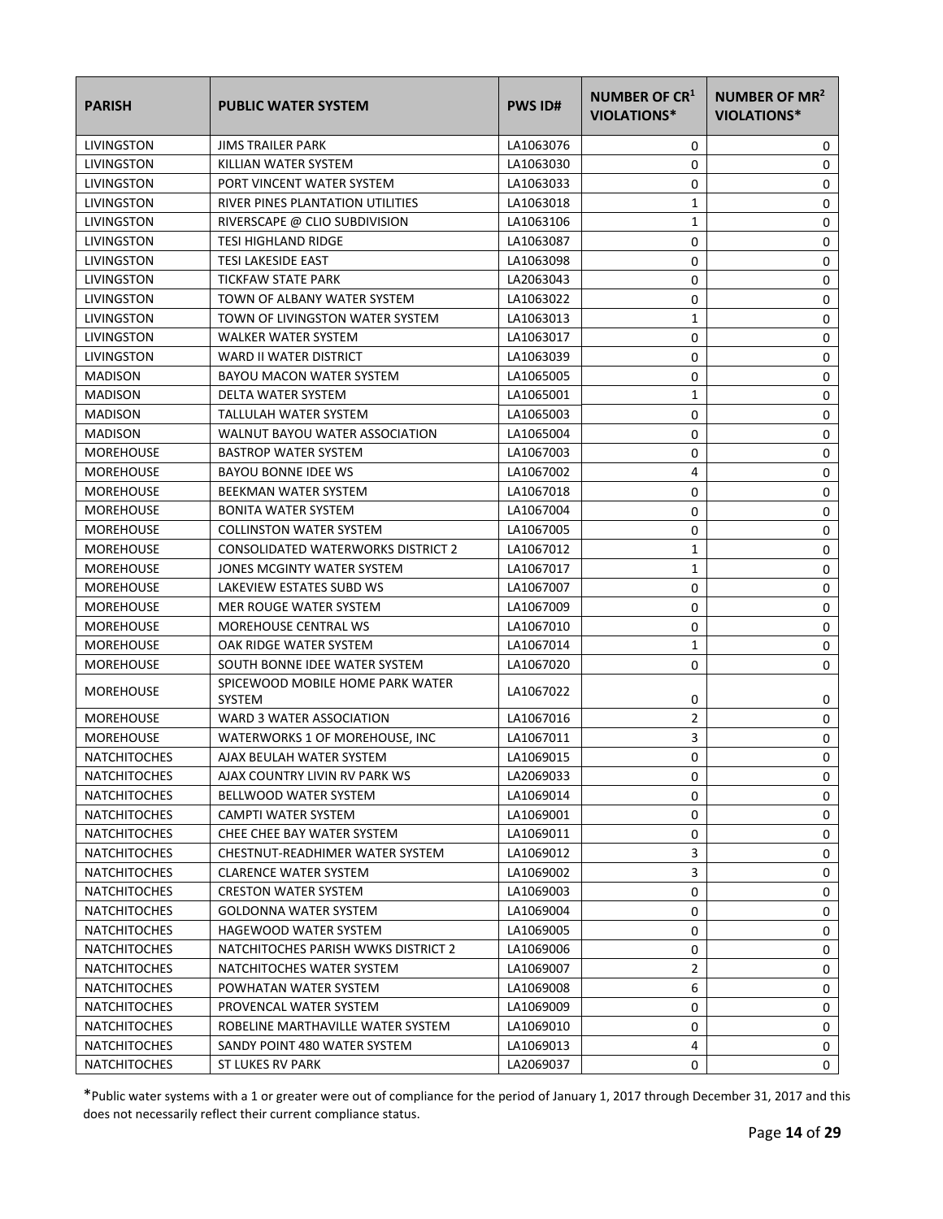| PARISH | PUBLIC WATER SYSTEM | PWS ID# | NUMBER OF CR[1] VIOLATIONS* | NUMBER OF MR[2] VIOLATIONS* |
|---|---|---|---|---|
| LIVINGSTON | JIMS TRAILER PARK | LA1063076 | 0 | 0 |
| LIVINGSTON | KILLIAN WATER SYSTEM | LA1063030 | 0 | 0 |
| LIVINGSTON | PORT VINCENT WATER SYSTEM | LA1063033 | 0 | 0 |
| LIVINGSTON | RIVER PINES PLANTATION UTILITIES | LA1063018 | 1 | 0 |
| LIVINGSTON | RIVERSCAPE @ CLIO SUBDIVISION | LA1063106 | 1 | 0 |
| LIVINGSTON | TESI HIGHLAND RIDGE | LA1063087 | 0 | 0 |
| LIVINGSTON | TESI LAKESIDE EAST | LA1063098 | 0 | 0 |
| LIVINGSTON | TICKFAW STATE PARK | LA2063043 | 0 | 0 |
| LIVINGSTON | TOWN OF ALBANY WATER SYSTEM | LA1063022 | 0 | 0 |
| LIVINGSTON | TOWN OF LIVINGSTON WATER SYSTEM | LA1063013 | 1 | 0 |
| LIVINGSTON | WALKER WATER SYSTEM | LA1063017 | 0 | 0 |
| LIVINGSTON | WARD II WATER DISTRICT | LA1063039 | 0 | 0 |
| MADISON | BAYOU MACON WATER SYSTEM | LA1065005 | 0 | 0 |
| MADISON | DELTA WATER SYSTEM | LA1065001 | 1 | 0 |
| MADISON | TALLULAH WATER SYSTEM | LA1065003 | 0 | 0 |
| MADISON | WALNUT BAYOU WATER ASSOCIATION | LA1065004 | 0 | 0 |
| MOREHOUSE | BASTROP WATER SYSTEM | LA1067003 | 0 | 0 |
| MOREHOUSE | BAYOU BONNE IDEE WS | LA1067002 | 4 | 0 |
| MOREHOUSE | BEEKMAN WATER SYSTEM | LA1067018 | 0 | 0 |
| MOREHOUSE | BONITA WATER SYSTEM | LA1067004 | 0 | 0 |
| MOREHOUSE | COLLINSTON WATER SYSTEM | LA1067005 | 0 | 0 |
| MOREHOUSE | CONSOLIDATED WATERWORKS DISTRICT 2 | LA1067012 | 1 | 0 |
| MOREHOUSE | JONES MCGINTY WATER SYSTEM | LA1067017 | 1 | 0 |
| MOREHOUSE | LAKEVIEW ESTATES SUBD WS | LA1067007 | 0 | 0 |
| MOREHOUSE | MER ROUGE WATER SYSTEM | LA1067009 | 0 | 0 |
| MOREHOUSE | MOREHOUSE CENTRAL WS | LA1067010 | 0 | 0 |
| MOREHOUSE | OAK RIDGE WATER SYSTEM | LA1067014 | 1 | 0 |
| MOREHOUSE | SOUTH BONNE IDEE WATER SYSTEM | LA1067020 | 0 | 0 |
| MOREHOUSE | SPICEWOOD MOBILE HOME PARK WATER SYSTEM | LA1067022 | 0 | 0 |
| MOREHOUSE | WARD 3 WATER ASSOCIATION | LA1067016 | 2 | 0 |
| MOREHOUSE | WATERWORKS 1 OF MOREHOUSE, INC | LA1067011 | 3 | 0 |
| NATCHITOCHES | AJAX BEULAH WATER SYSTEM | LA1069015 | 0 | 0 |
| NATCHITOCHES | AJAX COUNTRY LIVIN RV PARK WS | LA2069033 | 0 | 0 |
| NATCHITOCHES | BELLWOOD WATER SYSTEM | LA1069014 | 0 | 0 |
| NATCHITOCHES | CAMPTI WATER SYSTEM | LA1069001 | 0 | 0 |
| NATCHITOCHES | CHEE CHEE BAY WATER SYSTEM | LA1069011 | 0 | 0 |
| NATCHITOCHES | CHESTNUT-READHIMER WATER SYSTEM | LA1069012 | 3 | 0 |
| NATCHITOCHES | CLARENCE WATER SYSTEM | LA1069002 | 3 | 0 |
| NATCHITOCHES | CRESTON WATER SYSTEM | LA1069003 | 0 | 0 |
| NATCHITOCHES | GOLDONNA WATER SYSTEM | LA1069004 | 0 | 0 |
| NATCHITOCHES | HAGEWOOD WATER SYSTEM | LA1069005 | 0 | 0 |
| NATCHITOCHES | NATCHITOCHES PARISH WWKS DISTRICT 2 | LA1069006 | 0 | 0 |
| NATCHITOCHES | NATCHITOCHES WATER SYSTEM | LA1069007 | 2 | 0 |
| NATCHITOCHES | POWHATAN WATER SYSTEM | LA1069008 | 6 | 0 |
| NATCHITOCHES | PROVENCAL WATER SYSTEM | LA1069009 | 0 | 0 |
| NATCHITOCHES | ROBELINE MARTHAVILLE WATER SYSTEM | LA1069010 | 0 | 0 |
| NATCHITOCHES | SANDY POINT 480 WATER SYSTEM | LA1069013 | 4 | 0 |
| NATCHITOCHES | ST LUKES RV PARK | LA2069037 | 0 | 0 |

*Public water systems with a 1 or greater were out of compliance for the period of January 1, 2017 through December 31, 2017 and this does not necessarily reflect their current compliance status.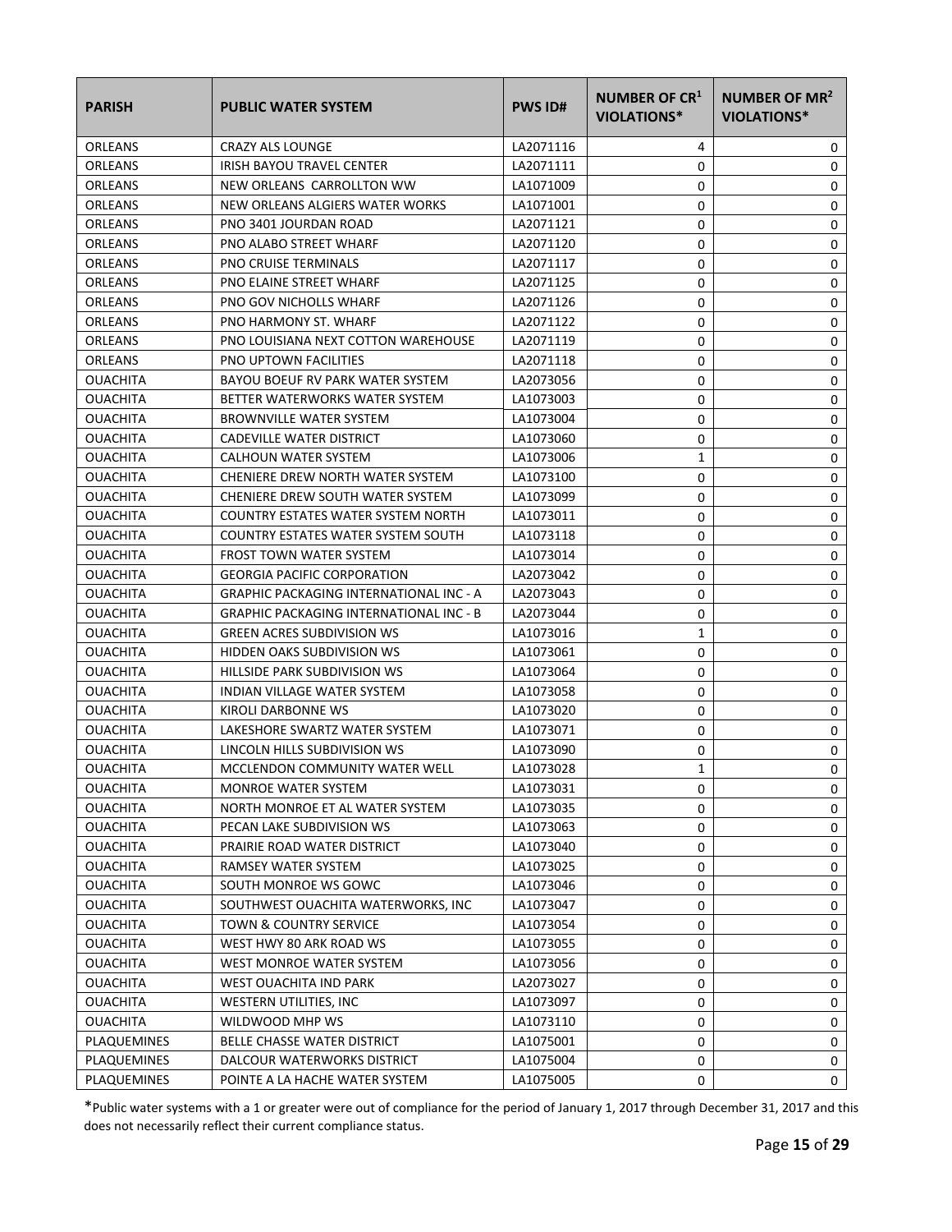| PARISH | PUBLIC WATER SYSTEM | PWS ID# | NUMBER OF CR[1] VIOLATIONS* | NUMBER OF MR[2] VIOLATIONS* |
|---|---|---|---|---|
| ORLEANS | CRAZY ALS LOUNGE | LA2071116 | 4 | 0 |
| ORLEANS | IRISH BAYOU TRAVEL CENTER | LA2071111 | 0 | 0 |
| ORLEANS | NEW ORLEANS CARROLLTON WW | LA1071009 | 0 | 0 |
| ORLEANS | NEW ORLEANS ALGIERS WATER WORKS | LA1071001 | 0 | 0 |
| ORLEANS | PNO 3401 JOURDAN ROAD | LA2071121 | 0 | 0 |
| ORLEANS | PNO ALABO STREET WHARF | LA2071120 | 0 | 0 |
| ORLEANS | PNO CRUISE TERMINALS | LA2071117 | 0 | 0 |
| ORLEANS | PNO ELAINE STREET WHARF | LA2071125 | 0 | 0 |
| ORLEANS | PNO GOV NICHOLLS WHARF | LA2071126 | 0 | 0 |
| ORLEANS | PNO HARMONY ST. WHARF | LA2071122 | 0 | 0 |
| ORLEANS | PNO LOUISIANA NEXT COTTON WAREHOUSE | LA2071119 | 0 | 0 |
| ORLEANS | PNO UPTOWN FACILITIES | LA2071118 | 0 | 0 |
| OUACHITA | BAYOU BOEUF RV PARK WATER SYSTEM | LA2073056 | 0 | 0 |
| OUACHITA | BETTER WATERWORKS WATER SYSTEM | LA1073003 | 0 | 0 |
| OUACHITA | BROWNVILLE WATER SYSTEM | LA1073004 | 0 | 0 |
| OUACHITA | CADEVILLE WATER DISTRICT | LA1073060 | 0 | 0 |
| OUACHITA | CALHOUN WATER SYSTEM | LA1073006 | 1 | 0 |
| OUACHITA | CHENIERE DREW NORTH WATER SYSTEM | LA1073100 | 0 | 0 |
| OUACHITA | CHENIERE DREW SOUTH WATER SYSTEM | LA1073099 | 0 | 0 |
| OUACHITA | COUNTRY ESTATES WATER SYSTEM NORTH | LA1073011 | 0 | 0 |
| OUACHITA | COUNTRY ESTATES WATER SYSTEM SOUTH | LA1073118 | 0 | 0 |
| OUACHITA | FROST TOWN WATER SYSTEM | LA1073014 | 0 | 0 |
| OUACHITA | GEORGIA PACIFIC CORPORATION | LA2073042 | 0 | 0 |
| OUACHITA | GRAPHIC PACKAGING INTERNATIONAL INC - A | LA2073043 | 0 | 0 |
| OUACHITA | GRAPHIC PACKAGING INTERNATIONAL INC - B | LA2073044 | 0 | 0 |
| OUACHITA | GREEN ACRES SUBDIVISION WS | LA1073016 | 1 | 0 |
| OUACHITA | HIDDEN OAKS SUBDIVISION WS | LA1073061 | 0 | 0 |
| OUACHITA | HILLSIDE PARK SUBDIVISION WS | LA1073064 | 0 | 0 |
| OUACHITA | INDIAN VILLAGE WATER SYSTEM | LA1073058 | 0 | 0 |
| OUACHITA | KIROLI DARBONNE WS | LA1073020 | 0 | 0 |
| OUACHITA | LAKESHORE SWARTZ WATER SYSTEM | LA1073071 | 0 | 0 |
| OUACHITA | LINCOLN HILLS SUBDIVISION WS | LA1073090 | 0 | 0 |
| OUACHITA | MCCLENDON COMMUNITY WATER WELL | LA1073028 | 1 | 0 |
| OUACHITA | MONROE WATER SYSTEM | LA1073031 | 0 | 0 |
| OUACHITA | NORTH MONROE ET AL WATER SYSTEM | LA1073035 | 0 | 0 |
| OUACHITA | PECAN LAKE SUBDIVISION WS | LA1073063 | 0 | 0 |
| OUACHITA | PRAIRIE ROAD WATER DISTRICT | LA1073040 | 0 | 0 |
| OUACHITA | RAMSEY WATER SYSTEM | LA1073025 | 0 | 0 |
| OUACHITA | SOUTH MONROE WS GOWC | LA1073046 | 0 | 0 |
| OUACHITA | SOUTHWEST OUACHITA WATERWORKS, INC | LA1073047 | 0 | 0 |
| OUACHITA | TOWN & COUNTRY SERVICE | LA1073054 | 0 | 0 |
| OUACHITA | WEST HWY 80 ARK ROAD WS | LA1073055 | 0 | 0 |
| OUACHITA | WEST MONROE WATER SYSTEM | LA1073056 | 0 | 0 |
| OUACHITA | WEST OUACHITA IND PARK | LA2073027 | 0 | 0 |
| OUACHITA | WESTERN UTILITIES, INC | LA1073097 | 0 | 0 |
| OUACHITA | WILDWOOD MHP WS | LA1073110 | 0 | 0 |
| PLAQUEMINES | BELLE CHASSE WATER DISTRICT | LA1075001 | 0 | 0 |
| PLAQUEMINES | DALCOUR WATERWORKS DISTRICT | LA1075004 | 0 | 0 |
| PLAQUEMINES | POINTE A LA HACHE WATER SYSTEM | LA1075005 | 0 | 0 |

*Public water systems with a 1 or greater were out of compliance for the period of January 1, 2017 through December 31, 2017 and this does not necessarily reflect their current compliance status.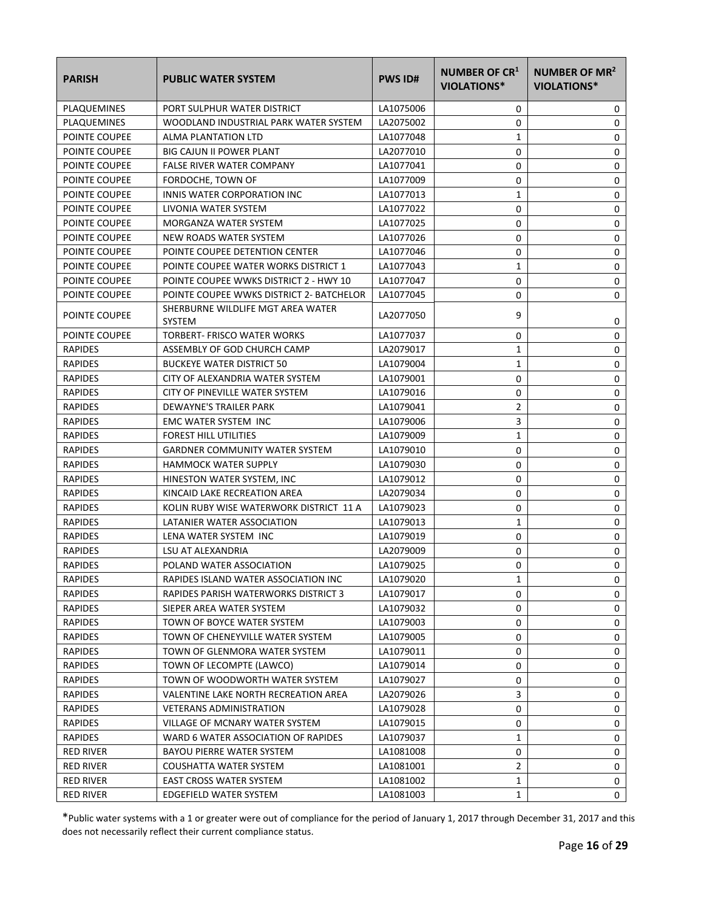| PARISH | PUBLIC WATER SYSTEM | PWS ID# | NUMBER OF CR[1] VIOLATIONS* | NUMBER OF MR[2] VIOLATIONS* |
|---|---|---|---|---|
| PLAQUEMINES | PORT SULPHUR WATER DISTRICT | LA1075006 | 0 | 0 |
| PLAQUEMINES | WOODLAND INDUSTRIAL PARK WATER SYSTEM | LA2075002 | 0 | 0 |
| POINTE COUPEE | ALMA PLANTATION LTD | LA1077048 | 1 | 0 |
| POINTE COUPEE | BIG CAJUN II POWER PLANT | LA2077010 | 0 | 0 |
| POINTE COUPEE | FALSE RIVER WATER COMPANY | LA1077041 | 0 | 0 |
| POINTE COUPEE | FORDOCHE, TOWN OF | LA1077009 | 0 | 0 |
| POINTE COUPEE | INNIS WATER CORPORATION INC | LA1077013 | 1 | 0 |
| POINTE COUPEE | LIVONIA WATER SYSTEM | LA1077022 | 0 | 0 |
| POINTE COUPEE | MORGANZA WATER SYSTEM | LA1077025 | 0 | 0 |
| POINTE COUPEE | NEW ROADS WATER SYSTEM | LA1077026 | 0 | 0 |
| POINTE COUPEE | POINTE COUPEE DETENTION CENTER | LA1077046 | 0 | 0 |
| POINTE COUPEE | POINTE COUPEE WATER WORKS DISTRICT 1 | LA1077043 | 1 | 0 |
| POINTE COUPEE | POINTE COUPEE WWKS DISTRICT 2 - HWY 10 | LA1077047 | 0 | 0 |
| POINTE COUPEE | POINTE COUPEE WWKS DISTRICT 2- BATCHELOR | LA1077045 | 0 | 0 |
| POINTE COUPEE | SHERBURNE WILDLIFE MGT AREA WATER SYSTEM | LA2077050 | 9 | 0 |
| POINTE COUPEE | TORBERT- FRISCO WATER WORKS | LA1077037 | 0 | 0 |
| RAPIDES | ASSEMBLY OF GOD CHURCH CAMP | LA2079017 | 1 | 0 |
| RAPIDES | BUCKEYE WATER DISTRICT 50 | LA1079004 | 1 | 0 |
| RAPIDES | CITY OF ALEXANDRIA WATER SYSTEM | LA1079001 | 0 | 0 |
| RAPIDES | CITY OF PINEVILLE WATER SYSTEM | LA1079016 | 0 | 0 |
| RAPIDES | DEWAYNE'S TRAILER PARK | LA1079041 | 2 | 0 |
| RAPIDES | EMC WATER SYSTEM INC | LA1079006 | 3 | 0 |
| RAPIDES | FOREST HILL UTILITIES | LA1079009 | 1 | 0 |
| RAPIDES | GARDNER COMMUNITY WATER SYSTEM | LA1079010 | 0 | 0 |
| RAPIDES | HAMMOCK WATER SUPPLY | LA1079030 | 0 | 0 |
| RAPIDES | HINESTON WATER SYSTEM, INC | LA1079012 | 0 | 0 |
| RAPIDES | KINCAID LAKE RECREATION AREA | LA2079034 | 0 | 0 |
| RAPIDES | KOLIN RUBY WISE WATERWORK DISTRICT 11 A | LA1079023 | 0 | 0 |
| RAPIDES | LATANIER WATER ASSOCIATION | LA1079013 | 1 | 0 |
| RAPIDES | LENA WATER SYSTEM INC | LA1079019 | 0 | 0 |
| RAPIDES | LSU AT ALEXANDRIA | LA2079009 | 0 | 0 |
| RAPIDES | POLAND WATER ASSOCIATION | LA1079025 | 0 | 0 |
| RAPIDES | RAPIDES ISLAND WATER ASSOCIATION INC | LA1079020 | 1 | 0 |
| RAPIDES | RAPIDES PARISH WATERWORKS DISTRICT 3 | LA1079017 | 0 | 0 |
| RAPIDES | SIEPER AREA WATER SYSTEM | LA1079032 | 0 | 0 |
| RAPIDES | TOWN OF BOYCE WATER SYSTEM | LA1079003 | 0 | 0 |
| RAPIDES | TOWN OF CHENEYVILLE WATER SYSTEM | LA1079005 | 0 | 0 |
| RAPIDES | TOWN OF GLENMORA WATER SYSTEM | LA1079011 | 0 | 0 |
| RAPIDES | TOWN OF LECOMPTE (LAWCO) | LA1079014 | 0 | 0 |
| RAPIDES | TOWN OF WOODWORTH WATER SYSTEM | LA1079027 | 0 | 0 |
| RAPIDES | VALENTINE LAKE NORTH RECREATION AREA | LA2079026 | 3 | 0 |
| RAPIDES | VETERANS ADMINISTRATION | LA1079028 | 0 | 0 |
| RAPIDES | VILLAGE OF MCNARY WATER SYSTEM | LA1079015 | 0 | 0 |
| RAPIDES | WARD 6 WATER ASSOCIATION OF RAPIDES | LA1079037 | 1 | 0 |
| RED RIVER | BAYOU PIERRE WATER SYSTEM | LA1081008 | 0 | 0 |
| RED RIVER | COUSHATTA WATER SYSTEM | LA1081001 | 2 | 0 |
| RED RIVER | EAST CROSS WATER SYSTEM | LA1081002 | 1 | 0 |
| RED RIVER | EDGEFIELD WATER SYSTEM | LA1081003 | 1 | 0 |

*Public water systems with a 1 or greater were out of compliance for the period of January 1, 2017 through December 31, 2017 and this does not necessarily reflect their current compliance status.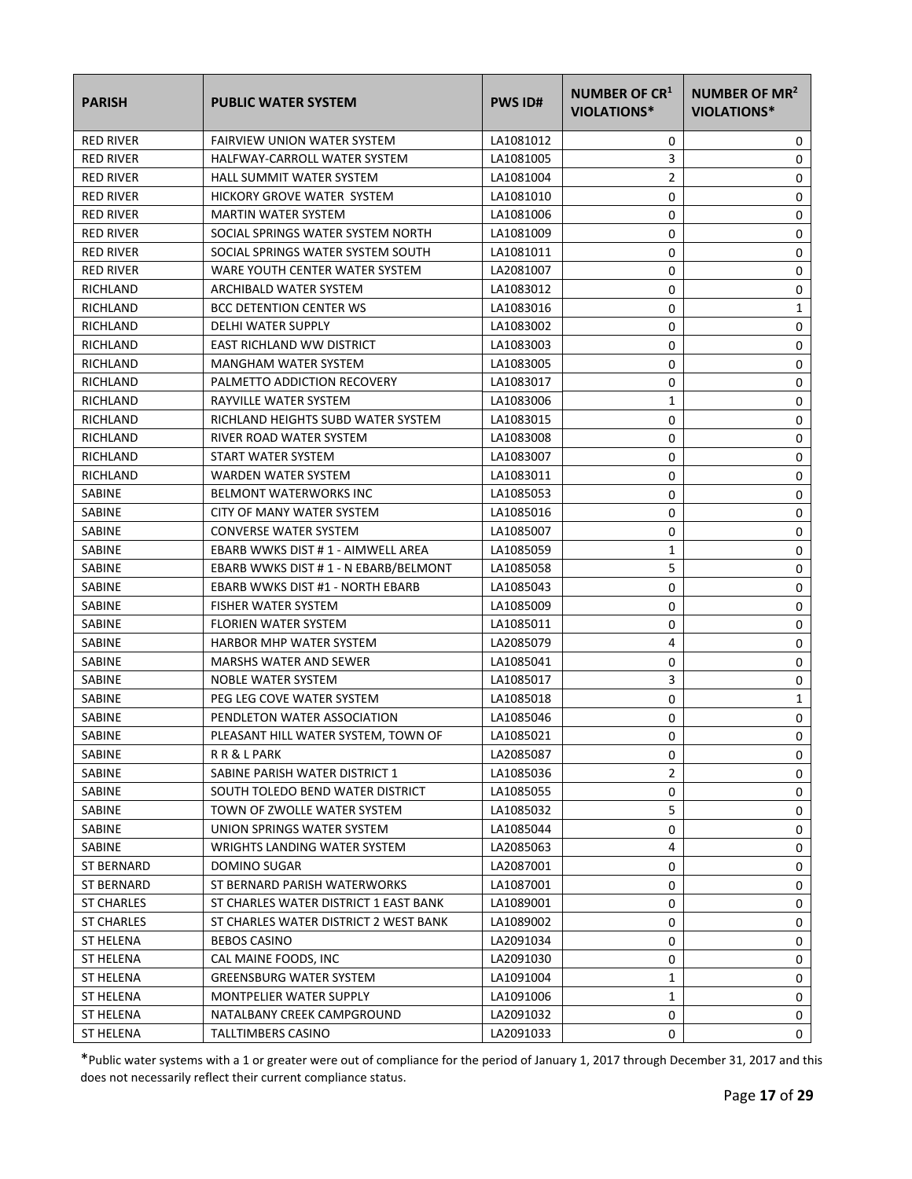| PARISH | PUBLIC WATER SYSTEM | PWS ID# | NUMBER OF CR[1] VIOLATIONS* | NUMBER OF MR[2] VIOLATIONS* |
|---|---|---|---|---|
| RED RIVER | FAIRVIEW UNION WATER SYSTEM | LA1081012 | 0 | 0 |
| RED RIVER | HALFWAY-CARROLL WATER SYSTEM | LA1081005 | 3 | 0 |
| RED RIVER | HALL SUMMIT WATER SYSTEM | LA1081004 | 2 | 0 |
| RED RIVER | HICKORY GROVE WATER SYSTEM | LA1081010 | 0 | 0 |
| RED RIVER | MARTIN WATER SYSTEM | LA1081006 | 0 | 0 |
| RED RIVER | SOCIAL SPRINGS WATER SYSTEM NORTH | LA1081009 | 0 | 0 |
| RED RIVER | SOCIAL SPRINGS WATER SYSTEM SOUTH | LA1081011 | 0 | 0 |
| RED RIVER | WARE YOUTH CENTER WATER SYSTEM | LA2081007 | 0 | 0 |
| RICHLAND | ARCHIBALD WATER SYSTEM | LA1083012 | 0 | 0 |
| RICHLAND | BCC DETENTION CENTER WS | LA1083016 | 0 | 1 |
| RICHLAND | DELHI WATER SUPPLY | LA1083002 | 0 | 0 |
| RICHLAND | EAST RICHLAND WW DISTRICT | LA1083003 | 0 | 0 |
| RICHLAND | MANGHAM WATER SYSTEM | LA1083005 | 0 | 0 |
| RICHLAND | PALMETTO ADDICTION RECOVERY | LA1083017 | 0 | 0 |
| RICHLAND | RAYVILLE WATER SYSTEM | LA1083006 | 1 | 0 |
| RICHLAND | RICHLAND HEIGHTS SUBD WATER SYSTEM | LA1083015 | 0 | 0 |
| RICHLAND | RIVER ROAD WATER SYSTEM | LA1083008 | 0 | 0 |
| RICHLAND | START WATER SYSTEM | LA1083007 | 0 | 0 |
| RICHLAND | WARDEN WATER SYSTEM | LA1083011 | 0 | 0 |
| SABINE | BELMONT WATERWORKS INC | LA1085053 | 0 | 0 |
| SABINE | CITY OF MANY WATER SYSTEM | LA1085016 | 0 | 0 |
| SABINE | CONVERSE WATER SYSTEM | LA1085007 | 0 | 0 |
| SABINE | EBARB WWKS DIST # 1 - AIMWELL AREA | LA1085059 | 1 | 0 |
| SABINE | EBARB WWKS DIST # 1 - N EBARB/BELMONT | LA1085058 | 5 | 0 |
| SABINE | EBARB WWKS DIST #1 - NORTH EBARB | LA1085043 | 0 | 0 |
| SABINE | FISHER WATER SYSTEM | LA1085009 | 0 | 0 |
| SABINE | FLORIEN WATER SYSTEM | LA1085011 | 0 | 0 |
| SABINE | HARBOR MHP WATER SYSTEM | LA2085079 | 4 | 0 |
| SABINE | MARSHS WATER AND SEWER | LA1085041 | 0 | 0 |
| SABINE | NOBLE WATER SYSTEM | LA1085017 | 3 | 0 |
| SABINE | PEG LEG COVE WATER SYSTEM | LA1085018 | 0 | 1 |
| SABINE | PENDLETON WATER ASSOCIATION | LA1085046 | 0 | 0 |
| SABINE | PLEASANT HILL WATER SYSTEM, TOWN OF | LA1085021 | 0 | 0 |
| SABINE | R R & L PARK | LA2085087 | 0 | 0 |
| SABINE | SABINE PARISH WATER DISTRICT 1 | LA1085036 | 2 | 0 |
| SABINE | SOUTH TOLEDO BEND WATER DISTRICT | LA1085055 | 0 | 0 |
| SABINE | TOWN OF ZWOLLE WATER SYSTEM | LA1085032 | 5 | 0 |
| SABINE | UNION SPRINGS WATER SYSTEM | LA1085044 | 0 | 0 |
| SABINE | WRIGHTS LANDING WATER SYSTEM | LA2085063 | 4 | 0 |
| ST BERNARD | DOMINO SUGAR | LA2087001 | 0 | 0 |
| ST BERNARD | ST BERNARD PARISH WATERWORKS | LA1087001 | 0 | 0 |
| ST CHARLES | ST CHARLES WATER DISTRICT 1 EAST BANK | LA1089001 | 0 | 0 |
| ST CHARLES | ST CHARLES WATER DISTRICT 2 WEST BANK | LA1089002 | 0 | 0 |
| ST HELENA | BEBOS CASINO | LA2091034 | 0 | 0 |
| ST HELENA | CAL MAINE FOODS, INC | LA2091030 | 0 | 0 |
| ST HELENA | GREENSBURG WATER SYSTEM | LA1091004 | 1 | 0 |
| ST HELENA | MONTPELIER WATER SUPPLY | LA1091006 | 1 | 0 |
| ST HELENA | NATALBANY CREEK CAMPGROUND | LA2091032 | 0 | 0 |
| ST HELENA | TALLTIMBERS CASINO | LA2091033 | 0 | 0 |

*Public water systems with a 1 or greater were out of compliance for the period of January 1, 2017 through December 31, 2017 and this does not necessarily reflect their current compliance status.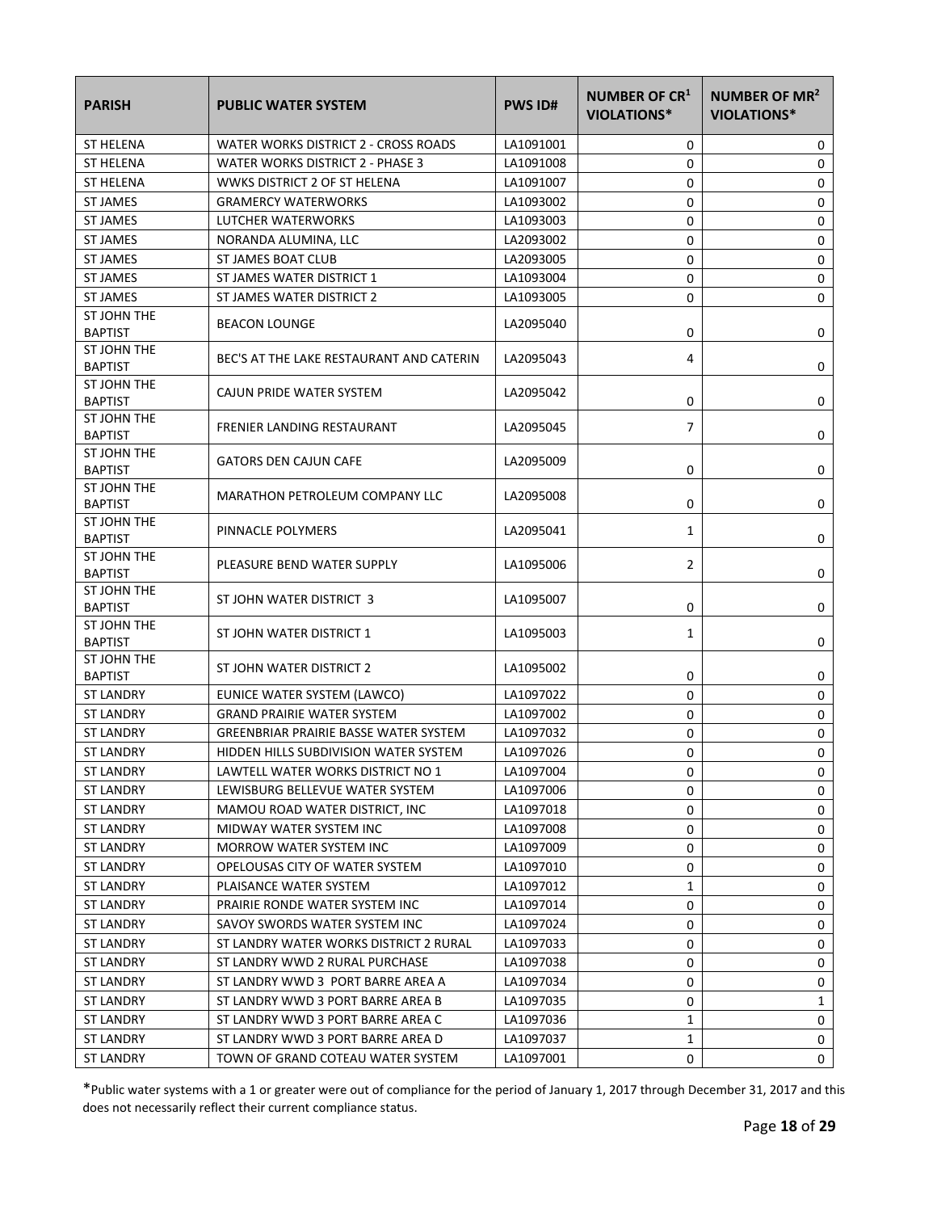| PARISH | PUBLIC WATER SYSTEM | PWS ID# | NUMBER OF CR[1] VIOLATIONS* | NUMBER OF MR[2] VIOLATIONS* |
|---|---|---|---|---|
| ST HELENA | WATER WORKS DISTRICT 2 - CROSS ROADS | LA1091001 | 0 | 0 |
| ST HELENA | WATER WORKS DISTRICT 2 - PHASE 3 | LA1091008 | 0 | 0 |
| ST HELENA | WWKS DISTRICT 2 OF ST HELENA | LA1091007 | 0 | 0 |
| ST JAMES | GRAMERCY WATERWORKS | LA1093002 | 0 | 0 |
| ST JAMES | LUTCHER WATERWORKS | LA1093003 | 0 | 0 |
| ST JAMES | NORANDA ALUMINA, LLC | LA2093002 | 0 | 0 |
| ST JAMES | ST JAMES BOAT CLUB | LA2093005 | 0 | 0 |
| ST JAMES | ST JAMES WATER DISTRICT 1 | LA1093004 | 0 | 0 |
| ST JAMES | ST JAMES WATER DISTRICT 2 | LA1093005 | 0 | 0 |
| ST JOHN THE BAPTIST | BEACON LOUNGE | LA2095040 | 0 | 0 |
| ST JOHN THE BAPTIST | BEC'S AT THE LAKE RESTAURANT AND CATERIN | LA2095043 | 4 | 0 |
| ST JOHN THE BAPTIST | CAJUN PRIDE WATER SYSTEM | LA2095042 | 0 | 0 |
| ST JOHN THE BAPTIST | FRENIER LANDING RESTAURANT | LA2095045 | 7 | 0 |
| ST JOHN THE BAPTIST | GATORS DEN CAJUN CAFE | LA2095009 | 0 | 0 |
| ST JOHN THE BAPTIST | MARATHON PETROLEUM COMPANY LLC | LA2095008 | 0 | 0 |
| ST JOHN THE BAPTIST | PINNACLE POLYMERS | LA2095041 | 1 | 0 |
| ST JOHN THE BAPTIST | PLEASURE BEND WATER SUPPLY | LA1095006 | 2 | 0 |
| ST JOHN THE BAPTIST | ST JOHN WATER DISTRICT 3 | LA1095007 | 0 | 0 |
| ST JOHN THE BAPTIST | ST JOHN WATER DISTRICT 1 | LA1095003 | 1 | 0 |
| ST JOHN THE BAPTIST | ST JOHN WATER DISTRICT 2 | LA1095002 | 0 | 0 |
| ST LANDRY | EUNICE WATER SYSTEM (LAWCO) | LA1097022 | 0 | 0 |
| ST LANDRY | GRAND PRAIRIE WATER SYSTEM | LA1097002 | 0 | 0 |
| ST LANDRY | GREENBRIAR PRAIRIE BASSE WATER SYSTEM | LA1097032 | 0 | 0 |
| ST LANDRY | HIDDEN HILLS SUBDIVISION WATER SYSTEM | LA1097026 | 0 | 0 |
| ST LANDRY | LAWTELL WATER WORKS DISTRICT NO 1 | LA1097004 | 0 | 0 |
| ST LANDRY | LEWISBURG BELLEVUE WATER SYSTEM | LA1097006 | 0 | 0 |
| ST LANDRY | MAMOU ROAD WATER DISTRICT, INC | LA1097018 | 0 | 0 |
| ST LANDRY | MIDWAY WATER SYSTEM INC | LA1097008 | 0 | 0 |
| ST LANDRY | MORROW WATER SYSTEM INC | LA1097009 | 0 | 0 |
| ST LANDRY | OPELOUSAS CITY OF WATER SYSTEM | LA1097010 | 0 | 0 |
| ST LANDRY | PLAISANCE WATER SYSTEM | LA1097012 | 1 | 0 |
| ST LANDRY | PRAIRIE RONDE WATER SYSTEM INC | LA1097014 | 0 | 0 |
| ST LANDRY | SAVOY SWORDS WATER SYSTEM INC | LA1097024 | 0 | 0 |
| ST LANDRY | ST LANDRY WATER WORKS DISTRICT 2 RURAL | LA1097033 | 0 | 0 |
| ST LANDRY | ST LANDRY WWD 2 RURAL PURCHASE | LA1097038 | 0 | 0 |
| ST LANDRY | ST LANDRY WWD 3 PORT BARRE AREA A | LA1097034 | 0 | 0 |
| ST LANDRY | ST LANDRY WWD 3 PORT BARRE AREA B | LA1097035 | 0 | 1 |
| ST LANDRY | ST LANDRY WWD 3 PORT BARRE AREA C | LA1097036 | 1 | 0 |
| ST LANDRY | ST LANDRY WWD 3 PORT BARRE AREA D | LA1097037 | 1 | 0 |
| ST LANDRY | TOWN OF GRAND COTEAU WATER SYSTEM | LA1097001 | 0 | 0 |

*Public water systems with a 1 or greater were out of compliance for the period of January 1, 2017 through December 31, 2017 and this does not necessarily reflect their current compliance status.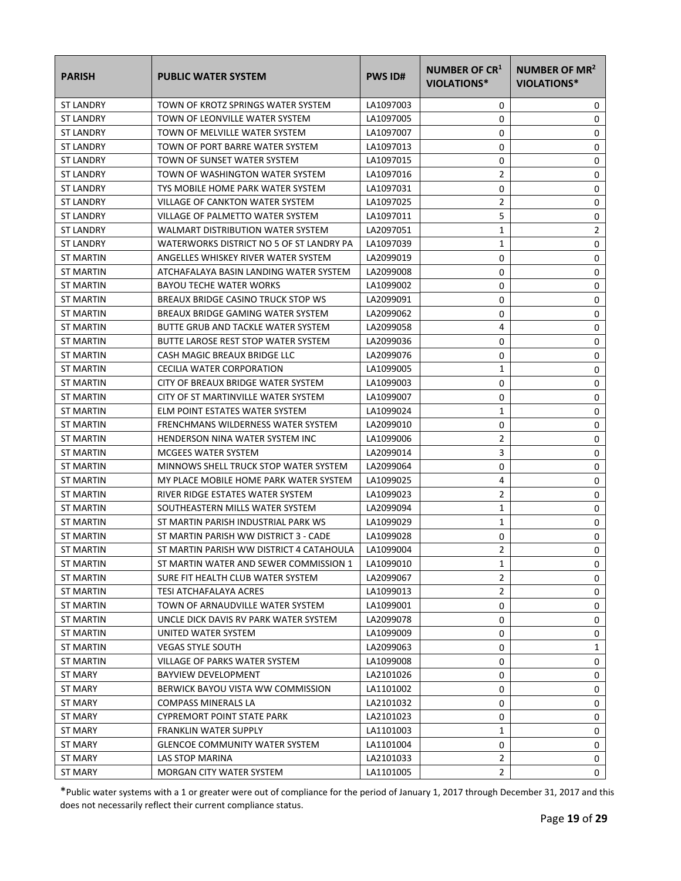| PARISH | PUBLIC WATER SYSTEM | PWS ID# | NUMBER OF CR[1] VIOLATIONS* | NUMBER OF MR[2] VIOLATIONS* |
|---|---|---|---|---|
| ST LANDRY | TOWN OF KROTZ SPRINGS WATER SYSTEM | LA1097003 | 0 | 0 |
| ST LANDRY | TOWN OF LEONVILLE WATER SYSTEM | LA1097005 | 0 | 0 |
| ST LANDRY | TOWN OF MELVILLE WATER SYSTEM | LA1097007 | 0 | 0 |
| ST LANDRY | TOWN OF PORT BARRE WATER SYSTEM | LA1097013 | 0 | 0 |
| ST LANDRY | TOWN OF SUNSET WATER SYSTEM | LA1097015 | 0 | 0 |
| ST LANDRY | TOWN OF WASHINGTON WATER SYSTEM | LA1097016 | 2 | 0 |
| ST LANDRY | TYS MOBILE HOME PARK WATER SYSTEM | LA1097031 | 0 | 0 |
| ST LANDRY | VILLAGE OF CANKTON WATER SYSTEM | LA1097025 | 2 | 0 |
| ST LANDRY | VILLAGE OF PALMETTO WATER SYSTEM | LA1097011 | 5 | 0 |
| ST LANDRY | WALMART DISTRIBUTION WATER SYSTEM | LA2097051 | 1 | 2 |
| ST LANDRY | WATERWORKS DISTRICT NO 5 OF ST LANDRY PA | LA1097039 | 1 | 0 |
| ST MARTIN | ANGELLES WHISKEY RIVER WATER SYSTEM | LA2099019 | 0 | 0 |
| ST MARTIN | ATCHAFALAYA BASIN LANDING WATER SYSTEM | LA2099008 | 0 | 0 |
| ST MARTIN | BAYOU TECHE WATER WORKS | LA1099002 | 0 | 0 |
| ST MARTIN | BREAUX BRIDGE CASINO TRUCK STOP WS | LA2099091 | 0 | 0 |
| ST MARTIN | BREAUX BRIDGE GAMING WATER SYSTEM | LA2099062 | 0 | 0 |
| ST MARTIN | BUTTE GRUB AND TACKLE WATER SYSTEM | LA2099058 | 4 | 0 |
| ST MARTIN | BUTTE LAROSE REST STOP WATER SYSTEM | LA2099036 | 0 | 0 |
| ST MARTIN | CASH MAGIC BREAUX BRIDGE LLC | LA2099076 | 0 | 0 |
| ST MARTIN | CECILIA WATER CORPORATION | LA1099005 | 1 | 0 |
| ST MARTIN | CITY OF BREAUX BRIDGE WATER SYSTEM | LA1099003 | 0 | 0 |
| ST MARTIN | CITY OF ST MARTINVILLE WATER SYSTEM | LA1099007 | 0 | 0 |
| ST MARTIN | ELM POINT ESTATES WATER SYSTEM | LA1099024 | 1 | 0 |
| ST MARTIN | FRENCHMANS WILDERNESS WATER SYSTEM | LA2099010 | 0 | 0 |
| ST MARTIN | HENDERSON NINA WATER SYSTEM INC | LA1099006 | 2 | 0 |
| ST MARTIN | MCGEES WATER SYSTEM | LA2099014 | 3 | 0 |
| ST MARTIN | MINNOWS SHELL TRUCK STOP WATER SYSTEM | LA2099064 | 0 | 0 |
| ST MARTIN | MY PLACE MOBILE HOME PARK WATER SYSTEM | LA1099025 | 4 | 0 |
| ST MARTIN | RIVER RIDGE ESTATES WATER SYSTEM | LA1099023 | 2 | 0 |
| ST MARTIN | SOUTHEASTERN MILLS WATER SYSTEM | LA2099094 | 1 | 0 |
| ST MARTIN | ST MARTIN PARISH INDUSTRIAL PARK WS | LA1099029 | 1 | 0 |
| ST MARTIN | ST MARTIN PARISH WW DISTRICT 3 - CADE | LA1099028 | 0 | 0 |
| ST MARTIN | ST MARTIN PARISH WW DISTRICT 4 CATAHOULA | LA1099004 | 2 | 0 |
| ST MARTIN | ST MARTIN WATER AND SEWER COMMISSION 1 | LA1099010 | 1 | 0 |
| ST MARTIN | SURE FIT HEALTH CLUB WATER SYSTEM | LA2099067 | 2 | 0 |
| ST MARTIN | TESI ATCHAFALAYA ACRES | LA1099013 | 2 | 0 |
| ST MARTIN | TOWN OF ARNAUDVILLE WATER SYSTEM | LA1099001 | 0 | 0 |
| ST MARTIN | UNCLE DICK DAVIS RV PARK WATER SYSTEM | LA2099078 | 0 | 0 |
| ST MARTIN | UNITED WATER SYSTEM | LA1099009 | 0 | 0 |
| ST MARTIN | VEGAS STYLE SOUTH | LA2099063 | 0 | 1 |
| ST MARTIN | VILLAGE OF PARKS WATER SYSTEM | LA1099008 | 0 | 0 |
| ST MARY | BAYVIEW DEVELOPMENT | LA2101026 | 0 | 0 |
| ST MARY | BERWICK BAYOU VISTA WW COMMISSION | LA1101002 | 0 | 0 |
| ST MARY | COMPASS MINERALS LA | LA2101032 | 0 | 0 |
| ST MARY | CYPREMORT POINT STATE PARK | LA2101023 | 0 | 0 |
| ST MARY | FRANKLIN WATER SUPPLY | LA1101003 | 1 | 0 |
| ST MARY | GLENCOE COMMUNITY WATER SYSTEM | LA1101004 | 0 | 0 |
| ST MARY | LAS STOP MARINA | LA2101033 | 2 | 0 |
| ST MARY | MORGAN CITY WATER SYSTEM | LA1101005 | 2 | 0 |

*Public water systems with a 1 or greater were out of compliance for the period of January 1, 2017 through December 31, 2017 and this does not necessarily reflect their current compliance status.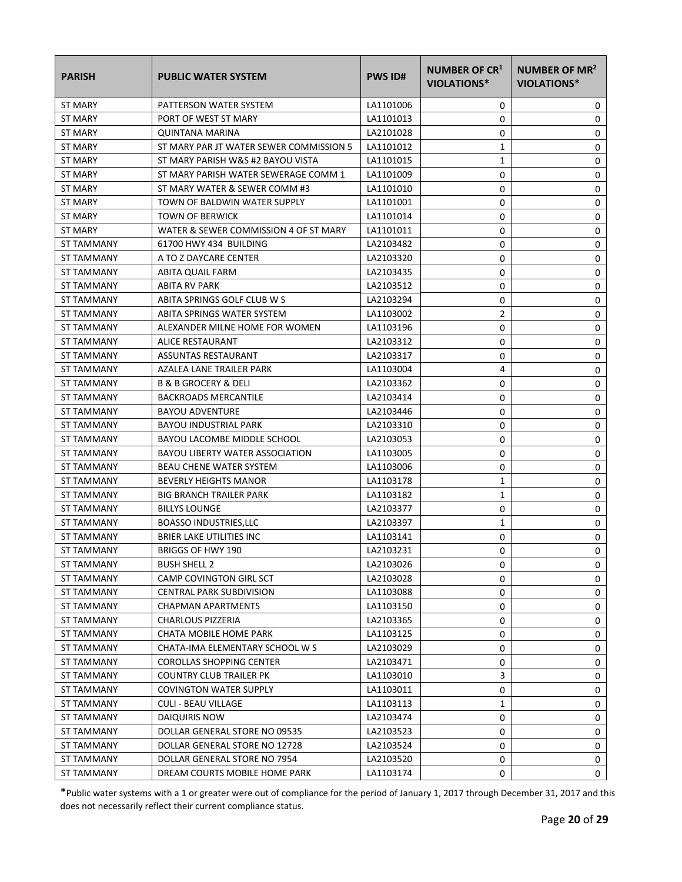| PARISH | PUBLIC WATER SYSTEM | PWS ID# | NUMBER OF CR[1] VIOLATIONS* | NUMBER OF MR[2] VIOLATIONS* |
|---|---|---|---|---|
| ST MARY | PATTERSON WATER SYSTEM | LA1101006 | 0 | 0 |
| ST MARY | PORT OF WEST ST MARY | LA1101013 | 0 | 0 |
| ST MARY | QUINTANA MARINA | LA2101028 | 0 | 0 |
| ST MARY | ST MARY PAR JT WATER SEWER COMMISSION 5 | LA1101012 | 1 | 0 |
| ST MARY | ST MARY PARISH W&S #2 BAYOU VISTA | LA1101015 | 1 | 0 |
| ST MARY | ST MARY PARISH WATER SEWERAGE COMM 1 | LA1101009 | 0 | 0 |
| ST MARY | ST MARY WATER & SEWER COMM #3 | LA1101010 | 0 | 0 |
| ST MARY | TOWN OF BALDWIN WATER SUPPLY | LA1101001 | 0 | 0 |
| ST MARY | TOWN OF BERWICK | LA1101014 | 0 | 0 |
| ST MARY | WATER & SEWER COMMISSION 4 OF ST MARY | LA1101011 | 0 | 0 |
| ST TAMMANY | 61700 HWY 434 BUILDING | LA2103482 | 0 | 0 |
| ST TAMMANY | A TO Z DAYCARE CENTER | LA2103320 | 0 | 0 |
| ST TAMMANY | ABITA QUAIL FARM | LA2103435 | 0 | 0 |
| ST TAMMANY | ABITA RV PARK | LA2103512 | 0 | 0 |
| ST TAMMANY | ABITA SPRINGS GOLF CLUB W S | LA2103294 | 0 | 0 |
| ST TAMMANY | ABITA SPRINGS WATER SYSTEM | LA1103002 | 2 | 0 |
| ST TAMMANY | ALEXANDER MILNE HOME FOR WOMEN | LA1103196 | 0 | 0 |
| ST TAMMANY | ALICE RESTAURANT | LA2103312 | 0 | 0 |
| ST TAMMANY | ASSUNTAS RESTAURANT | LA2103317 | 0 | 0 |
| ST TAMMANY | AZALEA LANE TRAILER PARK | LA1103004 | 4 | 0 |
| ST TAMMANY | B & B GROCERY & DELI | LA2103362 | 0 | 0 |
| ST TAMMANY | BACKROADS MERCANTILE | LA2103414 | 0 | 0 |
| ST TAMMANY | BAYOU ADVENTURE | LA2103446 | 0 | 0 |
| ST TAMMANY | BAYOU INDUSTRIAL PARK | LA2103310 | 0 | 0 |
| ST TAMMANY | BAYOU LACOMBE MIDDLE SCHOOL | LA2103053 | 0 | 0 |
| ST TAMMANY | BAYOU LIBERTY WATER ASSOCIATION | LA1103005 | 0 | 0 |
| ST TAMMANY | BEAU CHENE WATER SYSTEM | LA1103006 | 0 | 0 |
| ST TAMMANY | BEVERLY HEIGHTS MANOR | LA1103178 | 1 | 0 |
| ST TAMMANY | BIG BRANCH TRAILER PARK | LA1103182 | 1 | 0 |
| ST TAMMANY | BILLYS LOUNGE | LA2103377 | 0 | 0 |
| ST TAMMANY | BOASSO INDUSTRIES,LLC | LA2103397 | 1 | 0 |
| ST TAMMANY | BRIER LAKE UTILITIES INC | LA1103141 | 0 | 0 |
| ST TAMMANY | BRIGGS OF HWY 190 | LA2103231 | 0 | 0 |
| ST TAMMANY | BUSH SHELL 2 | LA2103026 | 0 | 0 |
| ST TAMMANY | CAMP COVINGTON GIRL SCT | LA2103028 | 0 | 0 |
| ST TAMMANY | CENTRAL PARK SUBDIVISION | LA1103088 | 0 | 0 |
| ST TAMMANY | CHAPMAN APARTMENTS | LA1103150 | 0 | 0 |
| ST TAMMANY | CHARLOUS PIZZERIA | LA2103365 | 0 | 0 |
| ST TAMMANY | CHATA MOBILE HOME PARK | LA1103125 | 0 | 0 |
| ST TAMMANY | CHATA-IMA ELEMENTARY SCHOOL W S | LA2103029 | 0 | 0 |
| ST TAMMANY | COROLLAS SHOPPING CENTER | LA2103471 | 0 | 0 |
| ST TAMMANY | COUNTRY CLUB TRAILER PK | LA1103010 | 3 | 0 |
| ST TAMMANY | COVINGTON WATER SUPPLY | LA1103011 | 0 | 0 |
| ST TAMMANY | CULI - BEAU VILLAGE | LA1103113 | 1 | 0 |
| ST TAMMANY | DAIQUIRIS NOW | LA2103474 | 0 | 0 |
| ST TAMMANY | DOLLAR GENERAL STORE NO 09535 | LA2103523 | 0 | 0 |
| ST TAMMANY | DOLLAR GENERAL STORE NO 12728 | LA2103524 | 0 | 0 |
| ST TAMMANY | DOLLAR GENERAL STORE NO 7954 | LA2103520 | 0 | 0 |
| ST TAMMANY | DREAM COURTS MOBILE HOME PARK | LA1103174 | 0 | 0 |

*Public water systems with a 1 or greater were out of compliance for the period of January 1, 2017 through December 31, 2017 and this does not necessarily reflect their current compliance status.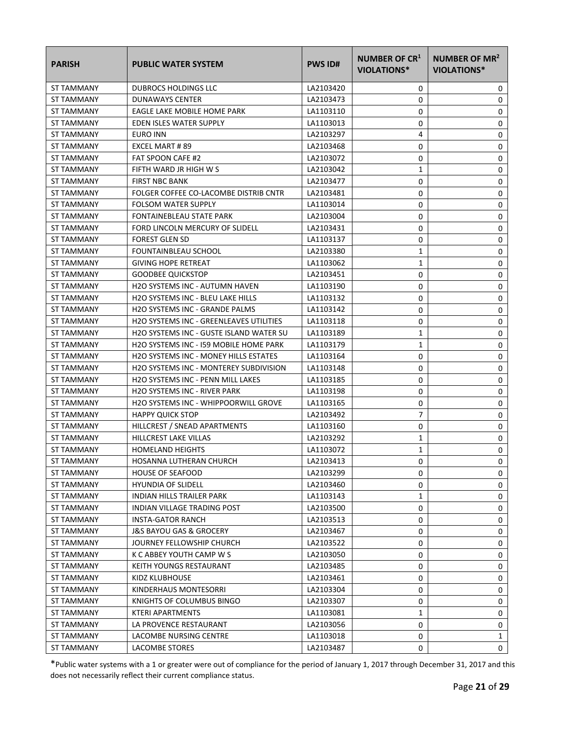| PARISH | PUBLIC WATER SYSTEM | PWS ID# | NUMBER OF CR[1] VIOLATIONS* | NUMBER OF MR[2] VIOLATIONS* |
|---|---|---|---|---|
| ST TAMMANY | DUBROCS HOLDINGS LLC | LA2103420 | 0 | 0 |
| ST TAMMANY | DUNAWAYS CENTER | LA2103473 | 0 | 0 |
| ST TAMMANY | EAGLE LAKE MOBILE HOME PARK | LA1103110 | 0 | 0 |
| ST TAMMANY | EDEN ISLES WATER SUPPLY | LA1103013 | 0 | 0 |
| ST TAMMANY | EURO INN | LA2103297 | 4 | 0 |
| ST TAMMANY | EXCEL MART # 89 | LA2103468 | 0 | 0 |
| ST TAMMANY | FAT SPOON CAFE #2 | LA2103072 | 0 | 0 |
| ST TAMMANY | FIFTH WARD JR HIGH W S | LA2103042 | 1 | 0 |
| ST TAMMANY | FIRST NBC BANK | LA2103477 | 0 | 0 |
| ST TAMMANY | FOLGER COFFEE CO-LACOMBE DISTRIB CNTR | LA2103481 | 0 | 0 |
| ST TAMMANY | FOLSOM WATER SUPPLY | LA1103014 | 0 | 0 |
| ST TAMMANY | FONTAINEBLEAU STATE PARK | LA2103004 | 0 | 0 |
| ST TAMMANY | FORD LINCOLN MERCURY OF SLIDELL | LA2103431 | 0 | 0 |
| ST TAMMANY | FOREST GLEN SD | LA1103137 | 0 | 0 |
| ST TAMMANY | FOUNTAINBLEAU SCHOOL | LA2103380 | 1 | 0 |
| ST TAMMANY | GIVING HOPE RETREAT | LA1103062 | 1 | 0 |
| ST TAMMANY | GOODBEE QUICKSTOP | LA2103451 | 0 | 0 |
| ST TAMMANY | H2O SYSTEMS INC - AUTUMN HAVEN | LA1103190 | 0 | 0 |
| ST TAMMANY | H2O SYSTEMS INC - BLEU LAKE HILLS | LA1103132 | 0 | 0 |
| ST TAMMANY | H2O SYSTEMS INC - GRANDE PALMS | LA1103142 | 0 | 0 |
| ST TAMMANY | H2O SYSTEMS INC - GREENLEAVES UTILITIES | LA1103118 | 0 | 0 |
| ST TAMMANY | H2O SYSTEMS INC - GUSTE ISLAND WATER SU | LA1103189 | 1 | 0 |
| ST TAMMANY | H2O SYSTEMS INC - I59 MOBILE HOME PARK | LA1103179 | 1 | 0 |
| ST TAMMANY | H2O SYSTEMS INC - MONEY HILLS ESTATES | LA1103164 | 0 | 0 |
| ST TAMMANY | H2O SYSTEMS INC - MONTEREY SUBDIVISION | LA1103148 | 0 | 0 |
| ST TAMMANY | H2O SYSTEMS INC - PENN MILL LAKES | LA1103185 | 0 | 0 |
| ST TAMMANY | H2O SYSTEMS INC - RIVER PARK | LA1103198 | 0 | 0 |
| ST TAMMANY | H2O SYSTEMS INC - WHIPPOORWILL GROVE | LA1103165 | 0 | 0 |
| ST TAMMANY | HAPPY QUICK STOP | LA2103492 | 7 | 0 |
| ST TAMMANY | HILLCREST / SNEAD APARTMENTS | LA1103160 | 0 | 0 |
| ST TAMMANY | HILLCREST LAKE VILLAS | LA2103292 | 1 | 0 |
| ST TAMMANY | HOMELAND HEIGHTS | LA1103072 | 1 | 0 |
| ST TAMMANY | HOSANNA LUTHERAN CHURCH | LA2103413 | 0 | 0 |
| ST TAMMANY | HOUSE OF SEAFOOD | LA2103299 | 0 | 0 |
| ST TAMMANY | HYUNDIA OF SLIDELL | LA2103460 | 0 | 0 |
| ST TAMMANY | INDIAN HILLS TRAILER PARK | LA1103143 | 1 | 0 |
| ST TAMMANY | INDIAN VILLAGE TRADING POST | LA2103500 | 0 | 0 |
| ST TAMMANY | INSTA-GATOR RANCH | LA2103513 | 0 | 0 |
| ST TAMMANY | J&S BAYOU GAS & GROCERY | LA2103467 | 0 | 0 |
| ST TAMMANY | JOURNEY FELLOWSHIP CHURCH | LA2103522 | 0 | 0 |
| ST TAMMANY | K C ABBEY YOUTH CAMP W S | LA2103050 | 0 | 0 |
| ST TAMMANY | KEITH YOUNGS RESTAURANT | LA2103485 | 0 | 0 |
| ST TAMMANY | KIDZ KLUBHOUSE | LA2103461 | 0 | 0 |
| ST TAMMANY | KINDERHAUS MONTESORRI | LA2103304 | 0 | 0 |
| ST TAMMANY | KNIGHTS OF COLUMBUS BINGO | LA2103307 | 0 | 0 |
| ST TAMMANY | KTERI APARTMENTS | LA1103081 | 1 | 0 |
| ST TAMMANY | LA PROVENCE RESTAURANT | LA2103056 | 0 | 0 |
| ST TAMMANY | LACOMBE NURSING CENTRE | LA1103018 | 0 | 1 |
| ST TAMMANY | LACOMBE STORES | LA2103487 | 0 | 0 |

*Public water systems with a 1 or greater were out of compliance for the period of January 1, 2017 through December 31, 2017 and this does not necessarily reflect their current compliance status.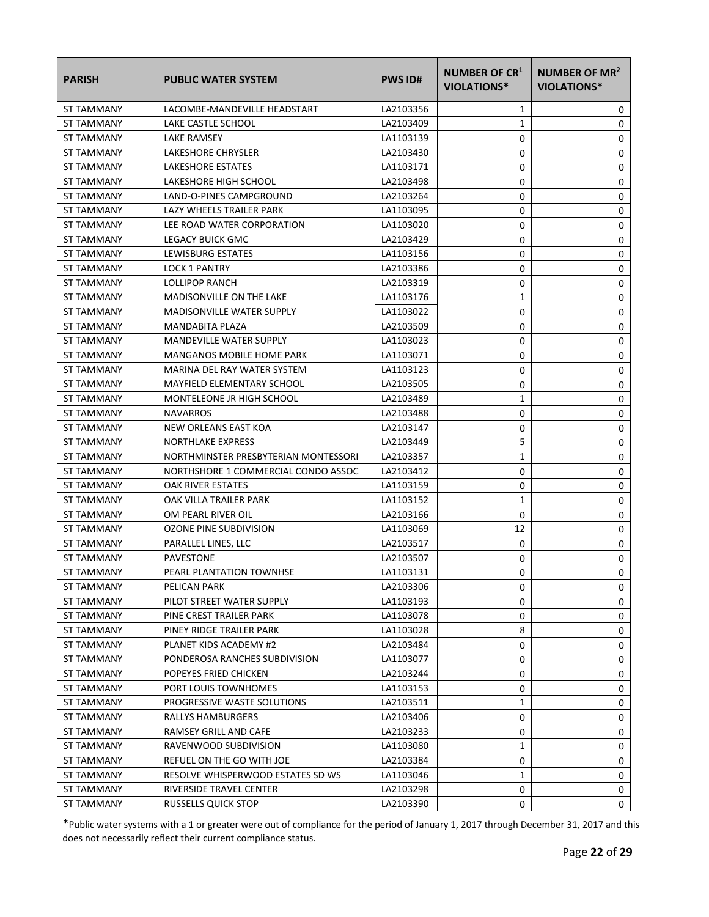| PARISH | PUBLIC WATER SYSTEM | PWS ID# | NUMBER OF CR[1] VIOLATIONS* | NUMBER OF MR[2] VIOLATIONS* |
|---|---|---|---|---|
| ST TAMMANY | LACOMBE-MANDEVILLE HEADSTART | LA2103356 | 1 | 0 |
| ST TAMMANY | LAKE CASTLE SCHOOL | LA2103409 | 1 | 0 |
| ST TAMMANY | LAKE RAMSEY | LA1103139 | 0 | 0 |
| ST TAMMANY | LAKESHORE CHRYSLER | LA2103430 | 0 | 0 |
| ST TAMMANY | LAKESHORE ESTATES | LA1103171 | 0 | 0 |
| ST TAMMANY | LAKESHORE HIGH SCHOOL | LA2103498 | 0 | 0 |
| ST TAMMANY | LAND-O-PINES CAMPGROUND | LA2103264 | 0 | 0 |
| ST TAMMANY | LAZY WHEELS TRAILER PARK | LA1103095 | 0 | 0 |
| ST TAMMANY | LEE ROAD WATER CORPORATION | LA1103020 | 0 | 0 |
| ST TAMMANY | LEGACY BUICK GMC | LA2103429 | 0 | 0 |
| ST TAMMANY | LEWISBURG ESTATES | LA1103156 | 0 | 0 |
| ST TAMMANY | LOCK 1 PANTRY | LA2103386 | 0 | 0 |
| ST TAMMANY | LOLLIPOP RANCH | LA2103319 | 0 | 0 |
| ST TAMMANY | MADISONVILLE ON THE LAKE | LA1103176 | 1 | 0 |
| ST TAMMANY | MADISONVILLE WATER SUPPLY | LA1103022 | 0 | 0 |
| ST TAMMANY | MANDABITA PLAZA | LA2103509 | 0 | 0 |
| ST TAMMANY | MANDEVILLE WATER SUPPLY | LA1103023 | 0 | 0 |
| ST TAMMANY | MANGANOS MOBILE HOME PARK | LA1103071 | 0 | 0 |
| ST TAMMANY | MARINA DEL RAY WATER SYSTEM | LA1103123 | 0 | 0 |
| ST TAMMANY | MAYFIELD ELEMENTARY SCHOOL | LA2103505 | 0 | 0 |
| ST TAMMANY | MONTELEONE JR HIGH SCHOOL | LA2103489 | 1 | 0 |
| ST TAMMANY | NAVARROS | LA2103488 | 0 | 0 |
| ST TAMMANY | NEW ORLEANS EAST KOA | LA2103147 | 0 | 0 |
| ST TAMMANY | NORTHLAKE EXPRESS | LA2103449 | 5 | 0 |
| ST TAMMANY | NORTHMINSTER PRESBYTERIAN MONTESSORI | LA2103357 | 1 | 0 |
| ST TAMMANY | NORTHSHORE 1 COMMERCIAL CONDO ASSOC | LA2103412 | 0 | 0 |
| ST TAMMANY | OAK RIVER ESTATES | LA1103159 | 0 | 0 |
| ST TAMMANY | OAK VILLA TRAILER PARK | LA1103152 | 1 | 0 |
| ST TAMMANY | OM PEARL RIVER OIL | LA2103166 | 0 | 0 |
| ST TAMMANY | OZONE PINE SUBDIVISION | LA1103069 | 12 | 0 |
| ST TAMMANY | PARALLEL LINES, LLC | LA2103517 | 0 | 0 |
| ST TAMMANY | PAVESTONE | LA2103507 | 0 | 0 |
| ST TAMMANY | PEARL PLANTATION TOWNHSE | LA1103131 | 0 | 0 |
| ST TAMMANY | PELICAN PARK | LA2103306 | 0 | 0 |
| ST TAMMANY | PILOT STREET WATER SUPPLY | LA1103193 | 0 | 0 |
| ST TAMMANY | PINE CREST TRAILER PARK | LA1103078 | 0 | 0 |
| ST TAMMANY | PINEY RIDGE TRAILER PARK | LA1103028 | 8 | 0 |
| ST TAMMANY | PLANET KIDS ACADEMY #2 | LA2103484 | 0 | 0 |
| ST TAMMANY | PONDEROSA RANCHES SUBDIVISION | LA1103077 | 0 | 0 |
| ST TAMMANY | POPEYES FRIED CHICKEN | LA2103244 | 0 | 0 |
| ST TAMMANY | PORT LOUIS TOWNHOMES | LA1103153 | 0 | 0 |
| ST TAMMANY | PROGRESSIVE WASTE SOLUTIONS | LA2103511 | 1 | 0 |
| ST TAMMANY | RALLYS HAMBURGERS | LA2103406 | 0 | 0 |
| ST TAMMANY | RAMSEY GRILL AND CAFE | LA2103233 | 0 | 0 |
| ST TAMMANY | RAVENWOOD SUBDIVISION | LA1103080 | 1 | 0 |
| ST TAMMANY | REFUEL ON THE GO WITH JOE | LA2103384 | 0 | 0 |
| ST TAMMANY | RESOLVE WHISPERWOOD ESTATES SD WS | LA1103046 | 1 | 0 |
| ST TAMMANY | RIVERSIDE TRAVEL CENTER | LA2103298 | 0 | 0 |
| ST TAMMANY | RUSSELLS QUICK STOP | LA2103390 | 0 | 0 |

*Public water systems with a 1 or greater were out of compliance for the period of January 1, 2017 through December 31, 2017 and this does not necessarily reflect their current compliance status.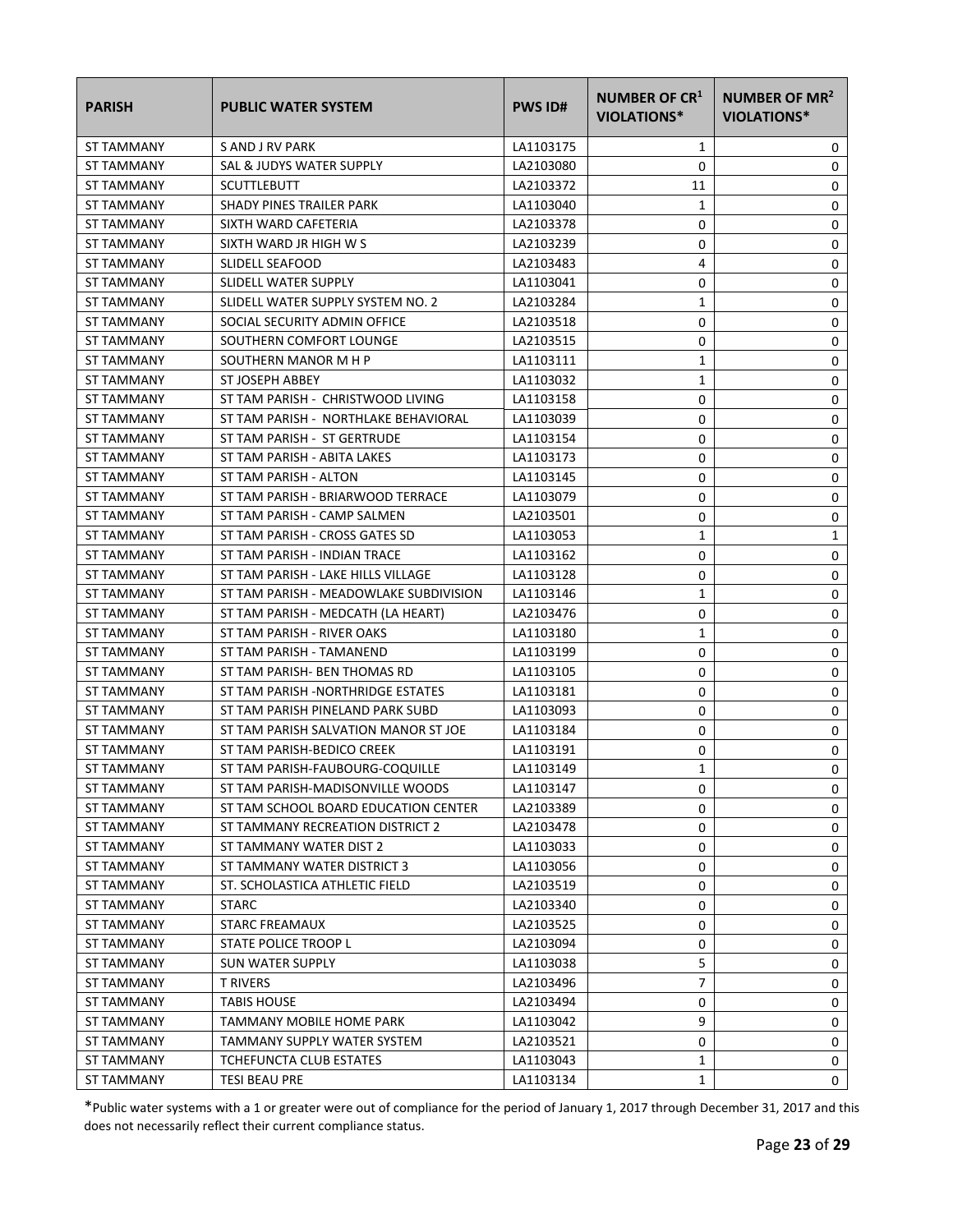| PARISH | PUBLIC WATER SYSTEM | PWS ID# | NUMBER OF CR[1] VIOLATIONS* | NUMBER OF MR[2] VIOLATIONS* |
|---|---|---|---|---|
| ST TAMMANY | S AND J RV PARK | LA1103175 | 1 | 0 |
| ST TAMMANY | SAL & JUDYS WATER SUPPLY | LA2103080 | 0 | 0 |
| ST TAMMANY | SCUTTLEBUTT | LA2103372 | 11 | 0 |
| ST TAMMANY | SHADY PINES TRAILER PARK | LA1103040 | 1 | 0 |
| ST TAMMANY | SIXTH WARD CAFETERIA | LA2103378 | 0 | 0 |
| ST TAMMANY | SIXTH WARD JR HIGH W S | LA2103239 | 0 | 0 |
| ST TAMMANY | SLIDELL SEAFOOD | LA2103483 | 4 | 0 |
| ST TAMMANY | SLIDELL WATER SUPPLY | LA1103041 | 0 | 0 |
| ST TAMMANY | SLIDELL WATER SUPPLY SYSTEM NO. 2 | LA2103284 | 1 | 0 |
| ST TAMMANY | SOCIAL SECURITY ADMIN OFFICE | LA2103518 | 0 | 0 |
| ST TAMMANY | SOUTHERN COMFORT LOUNGE | LA2103515 | 0 | 0 |
| ST TAMMANY | SOUTHERN MANOR M H P | LA1103111 | 1 | 0 |
| ST TAMMANY | ST JOSEPH ABBEY | LA1103032 | 1 | 0 |
| ST TAMMANY | ST TAM PARISH - CHRISTWOOD LIVING | LA1103158 | 0 | 0 |
| ST TAMMANY | ST TAM PARISH - NORTHLAKE BEHAVIORAL | LA1103039 | 0 | 0 |
| ST TAMMANY | ST TAM PARISH - ST GERTRUDE | LA1103154 | 0 | 0 |
| ST TAMMANY | ST TAM PARISH - ABITA LAKES | LA1103173 | 0 | 0 |
| ST TAMMANY | ST TAM PARISH - ALTON | LA1103145 | 0 | 0 |
| ST TAMMANY | ST TAM PARISH - BRIARWOOD TERRACE | LA1103079 | 0 | 0 |
| ST TAMMANY | ST TAM PARISH - CAMP SALMEN | LA2103501 | 0 | 0 |
| ST TAMMANY | ST TAM PARISH - CROSS GATES SD | LA1103053 | 1 | 1 |
| ST TAMMANY | ST TAM PARISH - INDIAN TRACE | LA1103162 | 0 | 0 |
| ST TAMMANY | ST TAM PARISH - LAKE HILLS VILLAGE | LA1103128 | 0 | 0 |
| ST TAMMANY | ST TAM PARISH - MEADOWLAKE SUBDIVISION | LA1103146 | 1 | 0 |
| ST TAMMANY | ST TAM PARISH - MEDCATH (LA HEART) | LA2103476 | 0 | 0 |
| ST TAMMANY | ST TAM PARISH - RIVER OAKS | LA1103180 | 1 | 0 |
| ST TAMMANY | ST TAM PARISH - TAMANEND | LA1103199 | 0 | 0 |
| ST TAMMANY | ST TAM PARISH- BEN THOMAS RD | LA1103105 | 0 | 0 |
| ST TAMMANY | ST TAM PARISH -NORTHRIDGE ESTATES | LA1103181 | 0 | 0 |
| ST TAMMANY | ST TAM PARISH PINELAND PARK SUBD | LA1103093 | 0 | 0 |
| ST TAMMANY | ST TAM PARISH SALVATION MANOR ST JOE | LA1103184 | 0 | 0 |
| ST TAMMANY | ST TAM PARISH-BEDICO CREEK | LA1103191 | 0 | 0 |
| ST TAMMANY | ST TAM PARISH-FAUBOURG-COQUILLE | LA1103149 | 1 | 0 |
| ST TAMMANY | ST TAM PARISH-MADISONVILLE WOODS | LA1103147 | 0 | 0 |
| ST TAMMANY | ST TAM SCHOOL BOARD EDUCATION CENTER | LA2103389 | 0 | 0 |
| ST TAMMANY | ST TAMMANY RECREATION DISTRICT 2 | LA2103478 | 0 | 0 |
| ST TAMMANY | ST TAMMANY WATER DIST 2 | LA1103033 | 0 | 0 |
| ST TAMMANY | ST TAMMANY WATER DISTRICT 3 | LA1103056 | 0 | 0 |
| ST TAMMANY | ST. SCHOLASTICA ATHLETIC FIELD | LA2103519 | 0 | 0 |
| ST TAMMANY | STARC | LA2103340 | 0 | 0 |
| ST TAMMANY | STARC FREAMAUX | LA2103525 | 0 | 0 |
| ST TAMMANY | STATE POLICE TROOP L | LA2103094 | 0 | 0 |
| ST TAMMANY | SUN WATER SUPPLY | LA1103038 | 5 | 0 |
| ST TAMMANY | T RIVERS | LA2103496 | 7 | 0 |
| ST TAMMANY | TABIS HOUSE | LA2103494 | 0 | 0 |
| ST TAMMANY | TAMMANY MOBILE HOME PARK | LA1103042 | 9 | 0 |
| ST TAMMANY | TAMMANY SUPPLY WATER SYSTEM | LA2103521 | 0 | 0 |
| ST TAMMANY | TCHEFUNCTA CLUB ESTATES | LA1103043 | 1 | 0 |
| ST TAMMANY | TESI BEAU PRE | LA1103134 | 1 | 0 |

*Public water systems with a 1 or greater were out of compliance for the period of January 1, 2017 through December 31, 2017 and this does not necessarily reflect their current compliance status.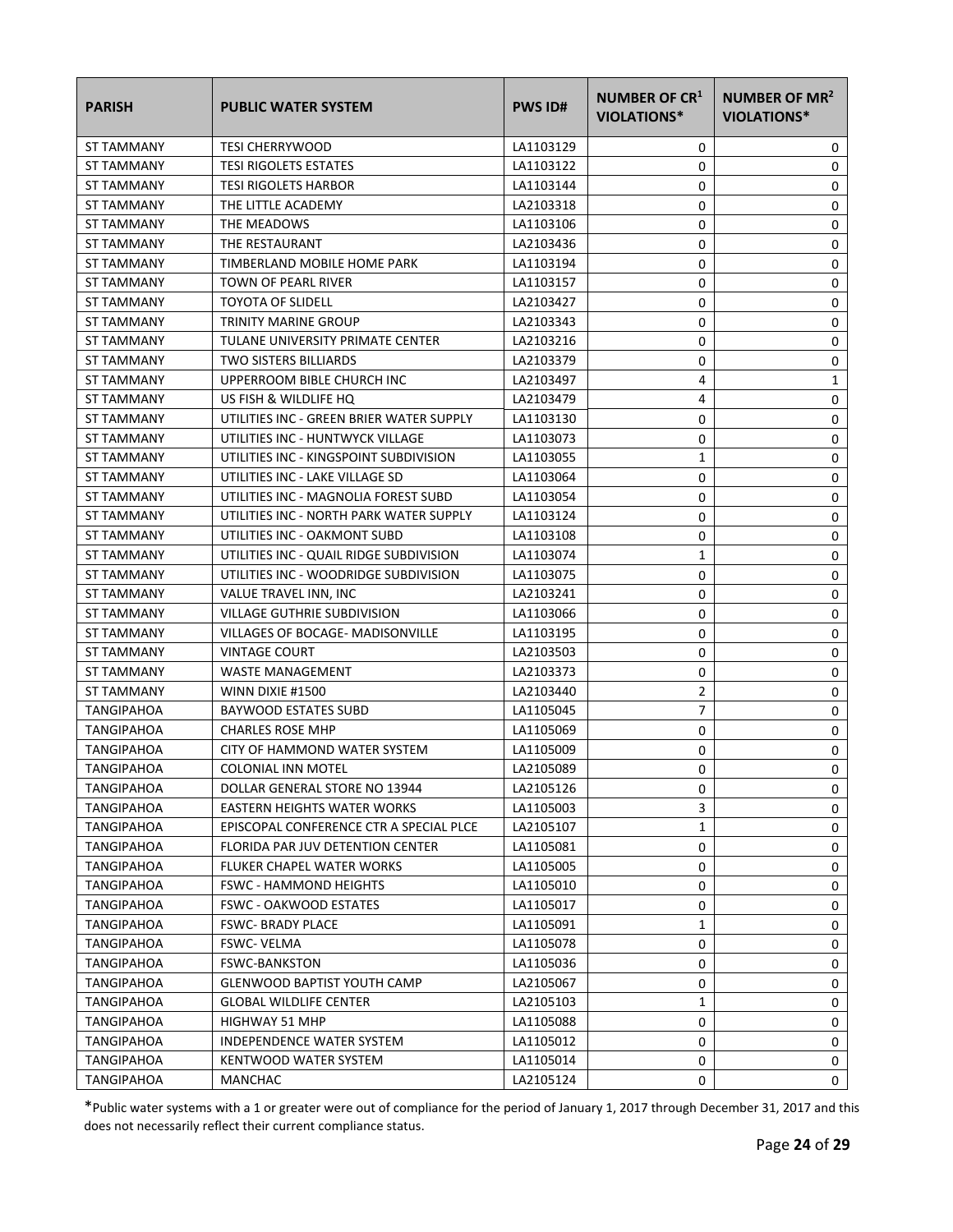| PARISH | PUBLIC WATER SYSTEM | PWS ID# | NUMBER OF CR[1] VIOLATIONS* | NUMBER OF MR[2] VIOLATIONS* |
|---|---|---|---|---|
| ST TAMMANY | TESI CHERRYWOOD | LA1103129 | 0 | 0 |
| ST TAMMANY | TESI RIGOLETS ESTATES | LA1103122 | 0 | 0 |
| ST TAMMANY | TESI RIGOLETS HARBOR | LA1103144 | 0 | 0 |
| ST TAMMANY | THE LITTLE ACADEMY | LA2103318 | 0 | 0 |
| ST TAMMANY | THE MEADOWS | LA1103106 | 0 | 0 |
| ST TAMMANY | THE RESTAURANT | LA2103436 | 0 | 0 |
| ST TAMMANY | TIMBERLAND MOBILE HOME PARK | LA1103194 | 0 | 0 |
| ST TAMMANY | TOWN OF PEARL RIVER | LA1103157 | 0 | 0 |
| ST TAMMANY | TOYOTA OF SLIDELL | LA2103427 | 0 | 0 |
| ST TAMMANY | TRINITY MARINE GROUP | LA2103343 | 0 | 0 |
| ST TAMMANY | TULANE UNIVERSITY PRIMATE CENTER | LA2103216 | 0 | 0 |
| ST TAMMANY | TWO SISTERS BILLIARDS | LA2103379 | 0 | 0 |
| ST TAMMANY | UPPERROOM BIBLE CHURCH INC | LA2103497 | 4 | 1 |
| ST TAMMANY | US FISH & WILDLIFE HQ | LA2103479 | 4 | 0 |
| ST TAMMANY | UTILITIES INC - GREEN BRIER WATER SUPPLY | LA1103130 | 0 | 0 |
| ST TAMMANY | UTILITIES INC - HUNTWYCK VILLAGE | LA1103073 | 0 | 0 |
| ST TAMMANY | UTILITIES INC - KINGSPOINT SUBDIVISION | LA1103055 | 1 | 0 |
| ST TAMMANY | UTILITIES INC - LAKE VILLAGE SD | LA1103064 | 0 | 0 |
| ST TAMMANY | UTILITIES INC - MAGNOLIA FOREST SUBD | LA1103054 | 0 | 0 |
| ST TAMMANY | UTILITIES INC - NORTH PARK WATER SUPPLY | LA1103124 | 0 | 0 |
| ST TAMMANY | UTILITIES INC - OAKMONT SUBD | LA1103108 | 0 | 0 |
| ST TAMMANY | UTILITIES INC - QUAIL RIDGE SUBDIVISION | LA1103074 | 1 | 0 |
| ST TAMMANY | UTILITIES INC - WOODRIDGE SUBDIVISION | LA1103075 | 0 | 0 |
| ST TAMMANY | VALUE TRAVEL INN, INC | LA2103241 | 0 | 0 |
| ST TAMMANY | VILLAGE GUTHRIE SUBDIVISION | LA1103066 | 0 | 0 |
| ST TAMMANY | VILLAGES OF BOCAGE- MADISONVILLE | LA1103195 | 0 | 0 |
| ST TAMMANY | VINTAGE COURT | LA2103503 | 0 | 0 |
| ST TAMMANY | WASTE MANAGEMENT | LA2103373 | 0 | 0 |
| ST TAMMANY | WINN DIXIE #1500 | LA2103440 | 2 | 0 |
| TANGIPAHOA | BAYWOOD ESTATES SUBD | LA1105045 | 7 | 0 |
| TANGIPAHOA | CHARLES ROSE MHP | LA1105069 | 0 | 0 |
| TANGIPAHOA | CITY OF HAMMOND WATER SYSTEM | LA1105009 | 0 | 0 |
| TANGIPAHOA | COLONIAL INN MOTEL | LA2105089 | 0 | 0 |
| TANGIPAHOA | DOLLAR GENERAL STORE NO 13944 | LA2105126 | 0 | 0 |
| TANGIPAHOA | EASTERN HEIGHTS WATER WORKS | LA1105003 | 3 | 0 |
| TANGIPAHOA | EPISCOPAL CONFERENCE CTR A SPECIAL PLCE | LA2105107 | 1 | 0 |
| TANGIPAHOA | FLORIDA PAR JUV DETENTION CENTER | LA1105081 | 0 | 0 |
| TANGIPAHOA | FLUKER CHAPEL WATER WORKS | LA1105005 | 0 | 0 |
| TANGIPAHOA | FSWC - HAMMOND HEIGHTS | LA1105010 | 0 | 0 |
| TANGIPAHOA | FSWC - OAKWOOD ESTATES | LA1105017 | 0 | 0 |
| TANGIPAHOA | FSWC- BRADY PLACE | LA1105091 | 1 | 0 |
| TANGIPAHOA | FSWC- VELMA | LA1105078 | 0 | 0 |
| TANGIPAHOA | FSWC-BANKSTON | LA1105036 | 0 | 0 |
| TANGIPAHOA | GLENWOOD BAPTIST YOUTH CAMP | LA2105067 | 0 | 0 |
| TANGIPAHOA | GLOBAL WILDLIFE CENTER | LA2105103 | 1 | 0 |
| TANGIPAHOA | HIGHWAY 51 MHP | LA1105088 | 0 | 0 |
| TANGIPAHOA | INDEPENDENCE WATER SYSTEM | LA1105012 | 0 | 0 |
| TANGIPAHOA | KENTWOOD WATER SYSTEM | LA1105014 | 0 | 0 |
| TANGIPAHOA | MANCHAC | LA2105124 | 0 | 0 |

*Public water systems with a 1 or greater were out of compliance for the period of January 1, 2017 through December 31, 2017 and this does not necessarily reflect their current compliance status.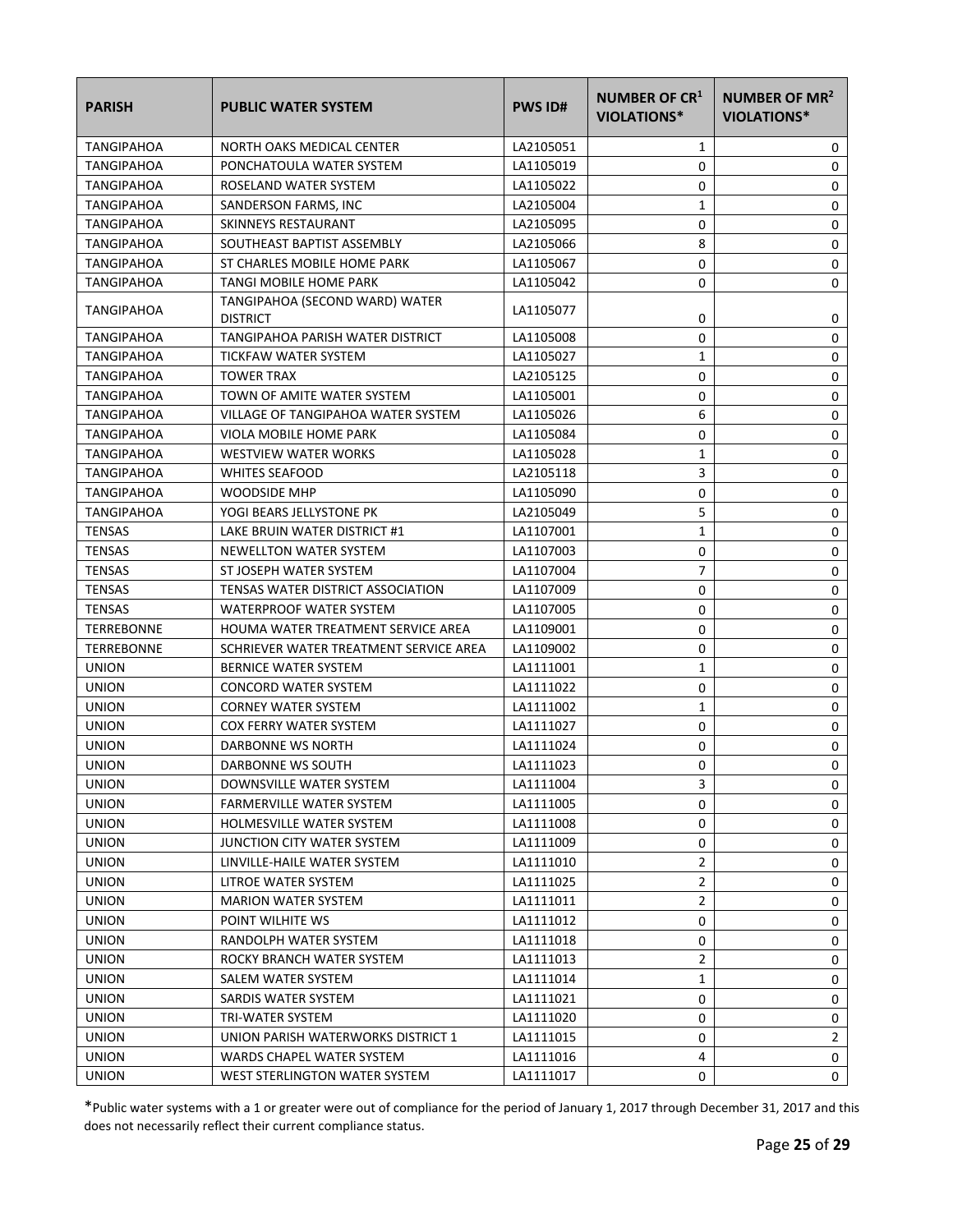| PARISH | PUBLIC WATER SYSTEM | PWS ID# | NUMBER OF CR[1] VIOLATIONS* | NUMBER OF MR[2] VIOLATIONS* |
|---|---|---|---|---|
| TANGIPAHOA | NORTH OAKS MEDICAL CENTER | LA2105051 | 1 | 0 |
| TANGIPAHOA | PONCHATOULA WATER SYSTEM | LA1105019 | 0 | 0 |
| TANGIPAHOA | ROSELAND WATER SYSTEM | LA1105022 | 0 | 0 |
| TANGIPAHOA | SANDERSON FARMS, INC | LA2105004 | 1 | 0 |
| TANGIPAHOA | SKINNEYS RESTAURANT | LA2105095 | 0 | 0 |
| TANGIPAHOA | SOUTHEAST BAPTIST ASSEMBLY | LA2105066 | 8 | 0 |
| TANGIPAHOA | ST CHARLES MOBILE HOME PARK | LA1105067 | 0 | 0 |
| TANGIPAHOA | TANGI MOBILE HOME PARK | LA1105042 | 0 | 0 |
| TANGIPAHOA | TANGIPAHOA (SECOND WARD) WATER DISTRICT | LA1105077 | 0 | 0 |
| TANGIPAHOA | TANGIPAHOA PARISH WATER DISTRICT | LA1105008 | 0 | 0 |
| TANGIPAHOA | TICKFAW WATER SYSTEM | LA1105027 | 1 | 0 |
| TANGIPAHOA | TOWER TRAX | LA2105125 | 0 | 0 |
| TANGIPAHOA | TOWN OF AMITE WATER SYSTEM | LA1105001 | 0 | 0 |
| TANGIPAHOA | VILLAGE OF TANGIPAHOA WATER SYSTEM | LA1105026 | 6 | 0 |
| TANGIPAHOA | VIOLA MOBILE HOME PARK | LA1105084 | 0 | 0 |
| TANGIPAHOA | WESTVIEW WATER WORKS | LA1105028 | 1 | 0 |
| TANGIPAHOA | WHITES SEAFOOD | LA2105118 | 3 | 0 |
| TANGIPAHOA | WOODSIDE MHP | LA1105090 | 0 | 0 |
| TANGIPAHOA | YOGI BEARS JELLYSTONE PK | LA2105049 | 5 | 0 |
| TENSAS | LAKE BRUIN WATER DISTRICT #1 | LA1107001 | 1 | 0 |
| TENSAS | NEWELLTON WATER SYSTEM | LA1107003 | 0 | 0 |
| TENSAS | ST JOSEPH WATER SYSTEM | LA1107004 | 7 | 0 |
| TENSAS | TENSAS WATER DISTRICT ASSOCIATION | LA1107009 | 0 | 0 |
| TENSAS | WATERPROOF WATER SYSTEM | LA1107005 | 0 | 0 |
| TERREBONNE | HOUMA WATER TREATMENT SERVICE AREA | LA1109001 | 0 | 0 |
| TERREBONNE | SCHRIEVER WATER TREATMENT SERVICE AREA | LA1109002 | 0 | 0 |
| UNION | BERNICE WATER SYSTEM | LA1111001 | 1 | 0 |
| UNION | CONCORD WATER SYSTEM | LA1111022 | 0 | 0 |
| UNION | CORNEY WATER SYSTEM | LA1111002 | 1 | 0 |
| UNION | COX FERRY WATER SYSTEM | LA1111027 | 0 | 0 |
| UNION | DARBONNE WS NORTH | LA1111024 | 0 | 0 |
| UNION | DARBONNE WS SOUTH | LA1111023 | 0 | 0 |
| UNION | DOWNSVILLE WATER SYSTEM | LA1111004 | 3 | 0 |
| UNION | FARMERVILLE WATER SYSTEM | LA1111005 | 0 | 0 |
| UNION | HOLMESVILLE WATER SYSTEM | LA1111008 | 0 | 0 |
| UNION | JUNCTION CITY WATER SYSTEM | LA1111009 | 0 | 0 |
| UNION | LINVILLE-HAILE WATER SYSTEM | LA1111010 | 2 | 0 |
| UNION | LITROE WATER SYSTEM | LA1111025 | 2 | 0 |
| UNION | MARION WATER SYSTEM | LA1111011 | 2 | 0 |
| UNION | POINT WILHITE WS | LA1111012 | 0 | 0 |
| UNION | RANDOLPH WATER SYSTEM | LA1111018 | 0 | 0 |
| UNION | ROCKY BRANCH WATER SYSTEM | LA1111013 | 2 | 0 |
| UNION | SALEM WATER SYSTEM | LA1111014 | 1 | 0 |
| UNION | SARDIS WATER SYSTEM | LA1111021 | 0 | 0 |
| UNION | TRI-WATER SYSTEM | LA1111020 | 0 | 0 |
| UNION | UNION PARISH WATERWORKS DISTRICT 1 | LA1111015 | 0 | 2 |
| UNION | WARDS CHAPEL WATER SYSTEM | LA1111016 | 4 | 0 |
| UNION | WEST STERLINGTON WATER SYSTEM | LA1111017 | 0 | 0 |

*Public water systems with a 1 or greater were out of compliance for the period of January 1, 2017 through December 31, 2017 and this does not necessarily reflect their current compliance status.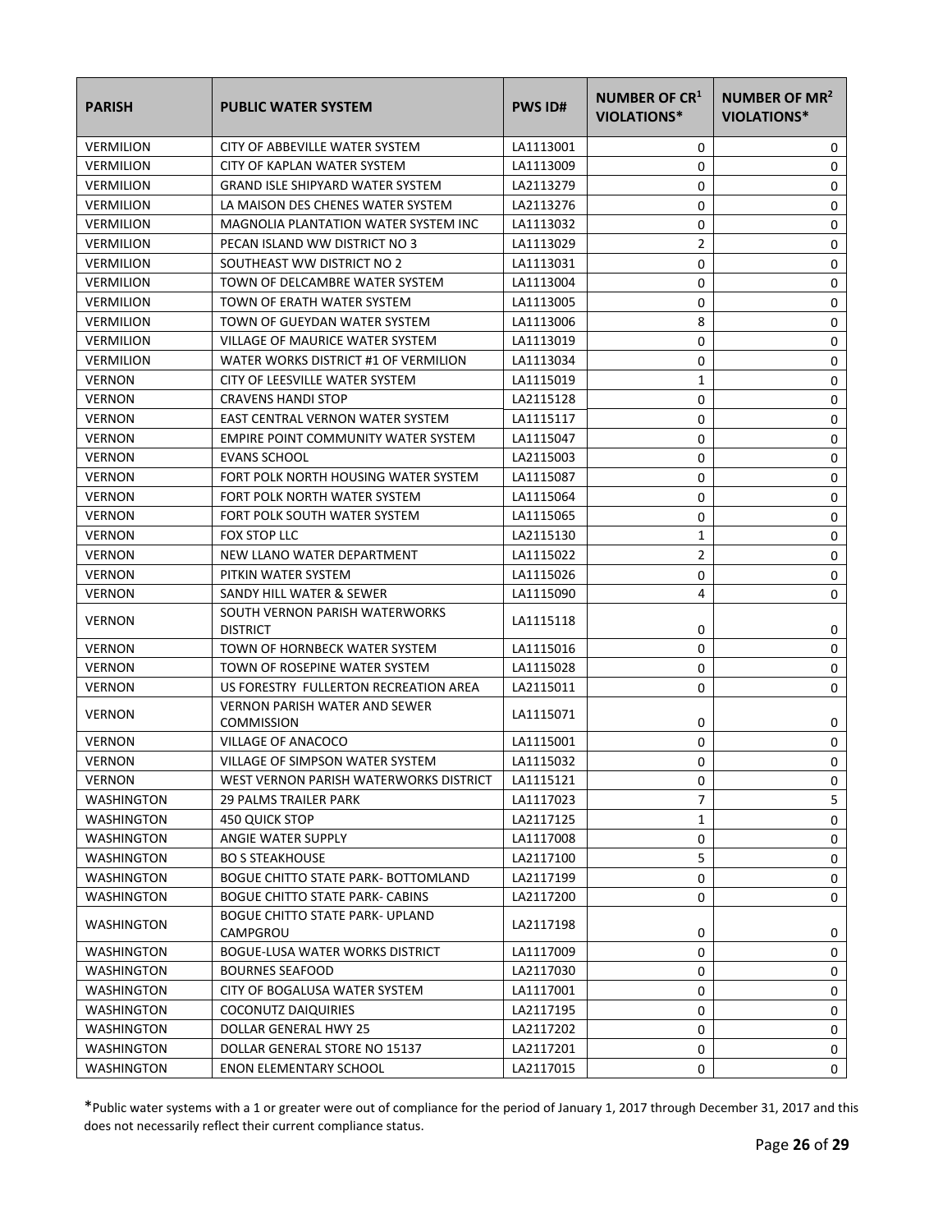| PARISH | PUBLIC WATER SYSTEM | PWS ID# | NUMBER OF CR[1] VIOLATIONS* | NUMBER OF MR[2] VIOLATIONS* |
|---|---|---|---|---|
| VERMILION | CITY OF ABBEVILLE WATER SYSTEM | LA1113001 | 0 | 0 |
| VERMILION | CITY OF KAPLAN WATER SYSTEM | LA1113009 | 0 | 0 |
| VERMILION | GRAND ISLE SHIPYARD WATER SYSTEM | LA2113279 | 0 | 0 |
| VERMILION | LA MAISON DES CHENES WATER SYSTEM | LA2113276 | 0 | 0 |
| VERMILION | MAGNOLIA PLANTATION WATER SYSTEM INC | LA1113032 | 0 | 0 |
| VERMILION | PECAN ISLAND WW DISTRICT NO 3 | LA1113029 | 2 | 0 |
| VERMILION | SOUTHEAST WW DISTRICT NO 2 | LA1113031 | 0 | 0 |
| VERMILION | TOWN OF DELCAMBRE WATER SYSTEM | LA1113004 | 0 | 0 |
| VERMILION | TOWN OF ERATH WATER SYSTEM | LA1113005 | 0 | 0 |
| VERMILION | TOWN OF GUEYDAN WATER SYSTEM | LA1113006 | 8 | 0 |
| VERMILION | VILLAGE OF MAURICE WATER SYSTEM | LA1113019 | 0 | 0 |
| VERMILION | WATER WORKS DISTRICT #1 OF VERMILION | LA1113034 | 0 | 0 |
| VERNON | CITY OF LEESVILLE WATER SYSTEM | LA1115019 | 1 | 0 |
| VERNON | CRAVENS HANDI STOP | LA2115128 | 0 | 0 |
| VERNON | EAST CENTRAL VERNON WATER SYSTEM | LA1115117 | 0 | 0 |
| VERNON | EMPIRE POINT COMMUNITY WATER SYSTEM | LA1115047 | 0 | 0 |
| VERNON | EVANS SCHOOL | LA2115003 | 0 | 0 |
| VERNON | FORT POLK NORTH HOUSING WATER SYSTEM | LA1115087 | 0 | 0 |
| VERNON | FORT POLK NORTH WATER SYSTEM | LA1115064 | 0 | 0 |
| VERNON | FORT POLK SOUTH WATER SYSTEM | LA1115065 | 0 | 0 |
| VERNON | FOX STOP LLC | LA2115130 | 1 | 0 |
| VERNON | NEW LLANO WATER DEPARTMENT | LA1115022 | 2 | 0 |
| VERNON | PITKIN WATER SYSTEM | LA1115026 | 0 | 0 |
| VERNON | SANDY HILL WATER & SEWER | LA1115090 | 4 | 0 |
| VERNON | SOUTH VERNON PARISH WATERWORKS DISTRICT | LA1115118 | 0 | 0 |
| VERNON | TOWN OF HORNBECK WATER SYSTEM | LA1115016 | 0 | 0 |
| VERNON | TOWN OF ROSEPINE WATER SYSTEM | LA1115028 | 0 | 0 |
| VERNON | US FORESTRY FULLERTON RECREATION AREA | LA2115011 | 0 | 0 |
| VERNON | VERNON PARISH WATER AND SEWER COMMISSION | LA1115071 | 0 | 0 |
| VERNON | VILLAGE OF ANACOCO | LA1115001 | 0 | 0 |
| VERNON | VILLAGE OF SIMPSON WATER SYSTEM | LA1115032 | 0 | 0 |
| VERNON | WEST VERNON PARISH WATERWORKS DISTRICT | LA1115121 | 0 | 0 |
| WASHINGTON | 29 PALMS TRAILER PARK | LA1117023 | 7 | 5 |
| WASHINGTON | 450 QUICK STOP | LA2117125 | 1 | 0 |
| WASHINGTON | ANGIE WATER SUPPLY | LA1117008 | 0 | 0 |
| WASHINGTON | BO S STEAKHOUSE | LA2117100 | 5 | 0 |
| WASHINGTON | BOGUE CHITTO STATE PARK- BOTTOMLAND | LA2117199 | 0 | 0 |
| WASHINGTON | BOGUE CHITTO STATE PARK- CABINS | LA2117200 | 0 | 0 |
| WASHINGTON | BOGUE CHITTO STATE PARK- UPLAND CAMPGROU | LA2117198 | 0 | 0 |
| WASHINGTON | BOGUE-LUSA WATER WORKS DISTRICT | LA1117009 | 0 | 0 |
| WASHINGTON | BOURNES SEAFOOD | LA2117030 | 0 | 0 |
| WASHINGTON | CITY OF BOGALUSA WATER SYSTEM | LA1117001 | 0 | 0 |
| WASHINGTON | COCONUTZ DAIQUIRIES | LA2117195 | 0 | 0 |
| WASHINGTON | DOLLAR GENERAL HWY 25 | LA2117202 | 0 | 0 |
| WASHINGTON | DOLLAR GENERAL STORE NO 15137 | LA2117201 | 0 | 0 |
| WASHINGTON | ENON ELEMENTARY SCHOOL | LA2117015 | 0 | 0 |

*Public water systems with a 1 or greater were out of compliance for the period of January 1, 2017 through December 31, 2017 and this does not necessarily reflect their current compliance status.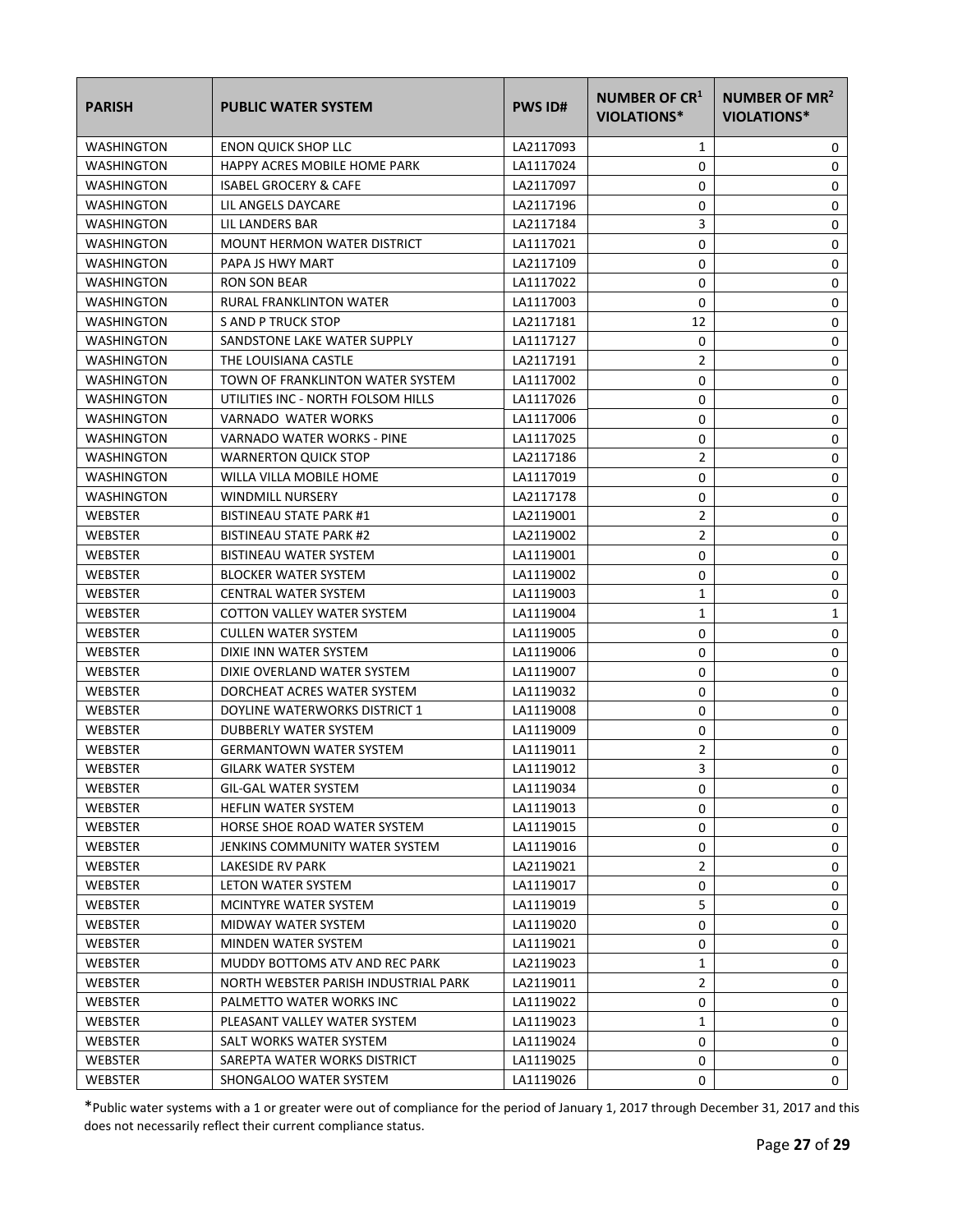| PARISH | PUBLIC WATER SYSTEM | PWS ID# | NUMBER OF CR[1] VIOLATIONS* | NUMBER OF MR[2] VIOLATIONS* |
|---|---|---|---|---|
| WASHINGTON | ENON QUICK SHOP LLC | LA2117093 | 1 | 0 |
| WASHINGTON | HAPPY ACRES MOBILE HOME PARK | LA1117024 | 0 | 0 |
| WASHINGTON | ISABEL GROCERY & CAFE | LA2117097 | 0 | 0 |
| WASHINGTON | LIL ANGELS DAYCARE | LA2117196 | 0 | 0 |
| WASHINGTON | LIL LANDERS BAR | LA2117184 | 3 | 0 |
| WASHINGTON | MOUNT HERMON WATER DISTRICT | LA1117021 | 0 | 0 |
| WASHINGTON | PAPA JS HWY MART | LA2117109 | 0 | 0 |
| WASHINGTON | RON SON BEAR | LA1117022 | 0 | 0 |
| WASHINGTON | RURAL FRANKLINTON WATER | LA1117003 | 0 | 0 |
| WASHINGTON | S AND P TRUCK STOP | LA2117181 | 12 | 0 |
| WASHINGTON | SANDSTONE LAKE WATER SUPPLY | LA1117127 | 0 | 0 |
| WASHINGTON | THE LOUISIANA CASTLE | LA2117191 | 2 | 0 |
| WASHINGTON | TOWN OF FRANKLINTON WATER SYSTEM | LA1117002 | 0 | 0 |
| WASHINGTON | UTILITIES INC - NORTH FOLSOM HILLS | LA1117026 | 0 | 0 |
| WASHINGTON | VARNADO WATER WORKS | LA1117006 | 0 | 0 |
| WASHINGTON | VARNADO WATER WORKS - PINE | LA1117025 | 0 | 0 |
| WASHINGTON | WARNERTON QUICK STOP | LA2117186 | 2 | 0 |
| WASHINGTON | WILLA VILLA MOBILE HOME | LA1117019 | 0 | 0 |
| WASHINGTON | WINDMILL NURSERY | LA2117178 | 0 | 0 |
| WEBSTER | BISTINEAU STATE PARK #1 | LA2119001 | 2 | 0 |
| WEBSTER | BISTINEAU STATE PARK #2 | LA2119002 | 2 | 0 |
| WEBSTER | BISTINEAU WATER SYSTEM | LA1119001 | 0 | 0 |
| WEBSTER | BLOCKER WATER SYSTEM | LA1119002 | 0 | 0 |
| WEBSTER | CENTRAL WATER SYSTEM | LA1119003 | 1 | 0 |
| WEBSTER | COTTON VALLEY WATER SYSTEM | LA1119004 | 1 | 1 |
| WEBSTER | CULLEN WATER SYSTEM | LA1119005 | 0 | 0 |
| WEBSTER | DIXIE INN WATER SYSTEM | LA1119006 | 0 | 0 |
| WEBSTER | DIXIE OVERLAND WATER SYSTEM | LA1119007 | 0 | 0 |
| WEBSTER | DORCHEAT ACRES WATER SYSTEM | LA1119032 | 0 | 0 |
| WEBSTER | DOYLINE WATERWORKS DISTRICT 1 | LA1119008 | 0 | 0 |
| WEBSTER | DUBBERLY WATER SYSTEM | LA1119009 | 0 | 0 |
| WEBSTER | GERMANTOWN WATER SYSTEM | LA1119011 | 2 | 0 |
| WEBSTER | GILARK WATER SYSTEM | LA1119012 | 3 | 0 |
| WEBSTER | GIL-GAL WATER SYSTEM | LA1119034 | 0 | 0 |
| WEBSTER | HEFLIN WATER SYSTEM | LA1119013 | 0 | 0 |
| WEBSTER | HORSE SHOE ROAD WATER SYSTEM | LA1119015 | 0 | 0 |
| WEBSTER | JENKINS COMMUNITY WATER SYSTEM | LA1119016 | 0 | 0 |
| WEBSTER | LAKESIDE RV PARK | LA2119021 | 2 | 0 |
| WEBSTER | LETON WATER SYSTEM | LA1119017 | 0 | 0 |
| WEBSTER | MCINTYRE WATER SYSTEM | LA1119019 | 5 | 0 |
| WEBSTER | MIDWAY WATER SYSTEM | LA1119020 | 0 | 0 |
| WEBSTER | MINDEN WATER SYSTEM | LA1119021 | 0 | 0 |
| WEBSTER | MUDDY BOTTOMS ATV AND REC PARK | LA2119023 | 1 | 0 |
| WEBSTER | NORTH WEBSTER PARISH INDUSTRIAL PARK | LA2119011 | 2 | 0 |
| WEBSTER | PALMETTO WATER WORKS INC | LA1119022 | 0 | 0 |
| WEBSTER | PLEASANT VALLEY WATER SYSTEM | LA1119023 | 1 | 0 |
| WEBSTER | SALT WORKS WATER SYSTEM | LA1119024 | 0 | 0 |
| WEBSTER | SAREPTA WATER WORKS DISTRICT | LA1119025 | 0 | 0 |
| WEBSTER | SHONGALOO WATER SYSTEM | LA1119026 | 0 | 0 |

*Public water systems with a 1 or greater were out of compliance for the period of January 1, 2017 through December 31, 2017 and this does not necessarily reflect their current compliance status.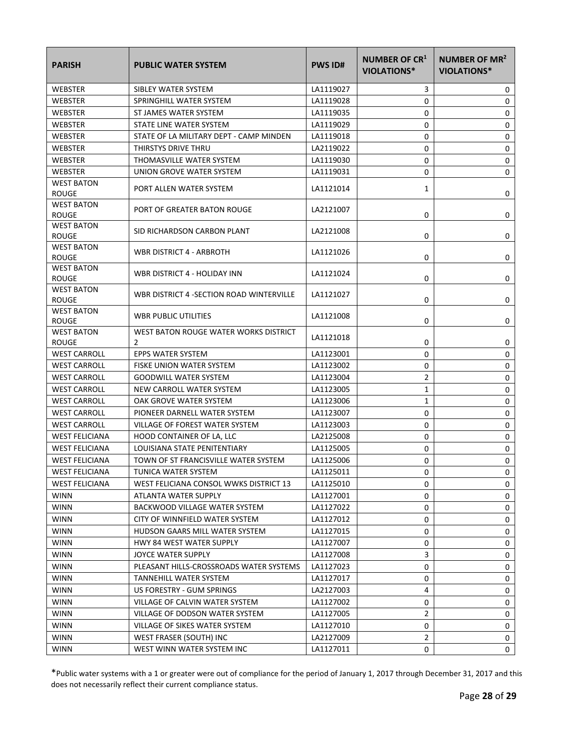| PARISH | PUBLIC WATER SYSTEM | PWS ID# | NUMBER OF CR[1] VIOLATIONS* | NUMBER OF MR[2] VIOLATIONS* |
|---|---|---|---|---|
| WEBSTER | SIBLEY WATER SYSTEM | LA1119027 | 3 | 0 |
| WEBSTER | SPRINGHILL WATER SYSTEM | LA1119028 | 0 | 0 |
| WEBSTER | ST JAMES WATER SYSTEM | LA1119035 | 0 | 0 |
| WEBSTER | STATE LINE WATER SYSTEM | LA1119029 | 0 | 0 |
| WEBSTER | STATE OF LA MILITARY DEPT - CAMP MINDEN | LA1119018 | 0 | 0 |
| WEBSTER | THIRSTYS DRIVE THRU | LA2119022 | 0 | 0 |
| WEBSTER | THOMASVILLE WATER SYSTEM | LA1119030 | 0 | 0 |
| WEBSTER | UNION GROVE WATER SYSTEM | LA1119031 | 0 | 0 |
| WEST BATON ROUGE | PORT ALLEN WATER SYSTEM | LA1121014 | 1 | 0 |
| WEST BATON ROUGE | PORT OF GREATER BATON ROUGE | LA2121007 | 0 | 0 |
| WEST BATON ROUGE | SID RICHARDSON CARBON PLANT | LA2121008 | 0 | 0 |
| WEST BATON ROUGE | WBR DISTRICT 4 - ARBROTH | LA1121026 | 0 | 0 |
| WEST BATON ROUGE | WBR DISTRICT 4 - HOLIDAY INN | LA1121024 | 0 | 0 |
| WEST BATON ROUGE | WBR DISTRICT 4 -SECTION ROAD WINTERVILLE | LA1121027 | 0 | 0 |
| WEST BATON ROUGE | WBR PUBLIC UTILITIES | LA1121008 | 0 | 0 |
| WEST BATON ROUGE | WEST BATON ROUGE WATER WORKS DISTRICT 2 | LA1121018 | 0 | 0 |
| WEST CARROLL | EPPS WATER SYSTEM | LA1123001 | 0 | 0 |
| WEST CARROLL | FISKE UNION WATER SYSTEM | LA1123002 | 0 | 0 |
| WEST CARROLL | GOODWILL WATER SYSTEM | LA1123004 | 2 | 0 |
| WEST CARROLL | NEW CARROLL WATER SYSTEM | LA1123005 | 1 | 0 |
| WEST CARROLL | OAK GROVE WATER SYSTEM | LA1123006 | 1 | 0 |
| WEST CARROLL | PIONEER DARNELL WATER SYSTEM | LA1123007 | 0 | 0 |
| WEST CARROLL | VILLAGE OF FOREST WATER SYSTEM | LA1123003 | 0 | 0 |
| WEST FELICIANA | HOOD CONTAINER OF LA, LLC | LA2125008 | 0 | 0 |
| WEST FELICIANA | LOUISIANA STATE PENITENTIARY | LA1125005 | 0 | 0 |
| WEST FELICIANA | TOWN OF ST FRANCISVILLE WATER SYSTEM | LA1125006 | 0 | 0 |
| WEST FELICIANA | TUNICA WATER SYSTEM | LA1125011 | 0 | 0 |
| WEST FELICIANA | WEST FELICIANA CONSOL WWKS DISTRICT 13 | LA1125010 | 0 | 0 |
| WINN | ATLANTA WATER SUPPLY | LA1127001 | 0 | 0 |
| WINN | BACKWOOD VILLAGE WATER SYSTEM | LA1127022 | 0 | 0 |
| WINN | CITY OF WINNFIELD WATER SYSTEM | LA1127012 | 0 | 0 |
| WINN | HUDSON GAARS MILL WATER SYSTEM | LA1127015 | 0 | 0 |
| WINN | HWY 84 WEST WATER SUPPLY | LA1127007 | 0 | 0 |
| WINN | JOYCE WATER SUPPLY | LA1127008 | 3 | 0 |
| WINN | PLEASANT HILLS-CROSSROADS WATER SYSTEMS | LA1127023 | 0 | 0 |
| WINN | TANNEHILL WATER SYSTEM | LA1127017 | 0 | 0 |
| WINN | US FORESTRY - GUM SPRINGS | LA2127003 | 4 | 0 |
| WINN | VILLAGE OF CALVIN WATER SYSTEM | LA1127002 | 0 | 0 |
| WINN | VILLAGE OF DODSON WATER SYSTEM | LA1127005 | 2 | 0 |
| WINN | VILLAGE OF SIKES WATER SYSTEM | LA1127010 | 0 | 0 |
| WINN | WEST FRASER (SOUTH) INC | LA2127009 | 2 | 0 |
| WINN | WEST WINN WATER SYSTEM INC | LA1127011 | 0 | 0 |

*Public water systems with a 1 or greater were out of compliance for the period of January 1, 2017 through December 31, 2017 and this does not necessarily reflect their current compliance status.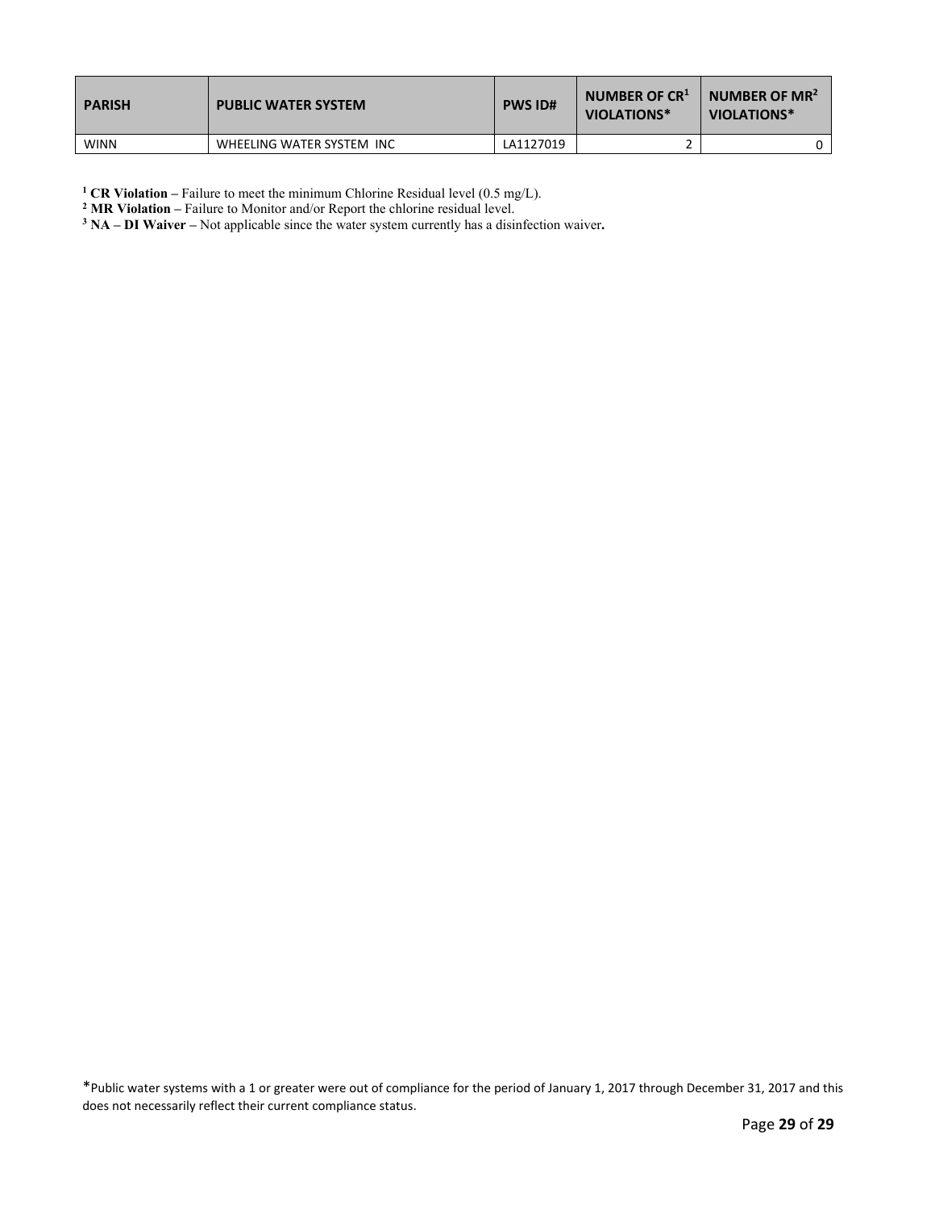| PARISH | PUBLIC WATER SYSTEM | PWS ID# | NUMBER OF CR[1] VIOLATIONS* | NUMBER OF MR[2] VIOLATIONS* |
|---|---|---|---|---|
| WINN | WHEELING WATER SYSTEM INC | LA1127019 | 2 | 0 |

[1] **CR Violation –** Failure to meet the minimum Chlorine Residual level (0.5 mg/L).
[2] **MR Violation –** Failure to Monitor and/or Report the chlorine residual level.
[3] **NA – DI Waiver –** Not applicable since the water system currently has a disinfection waiver**.**

*Public water systems with a 1 or greater were out of compliance for the period of January 1, 2017 through December 31, 2017 and this does not necessarily reflect their current compliance status.